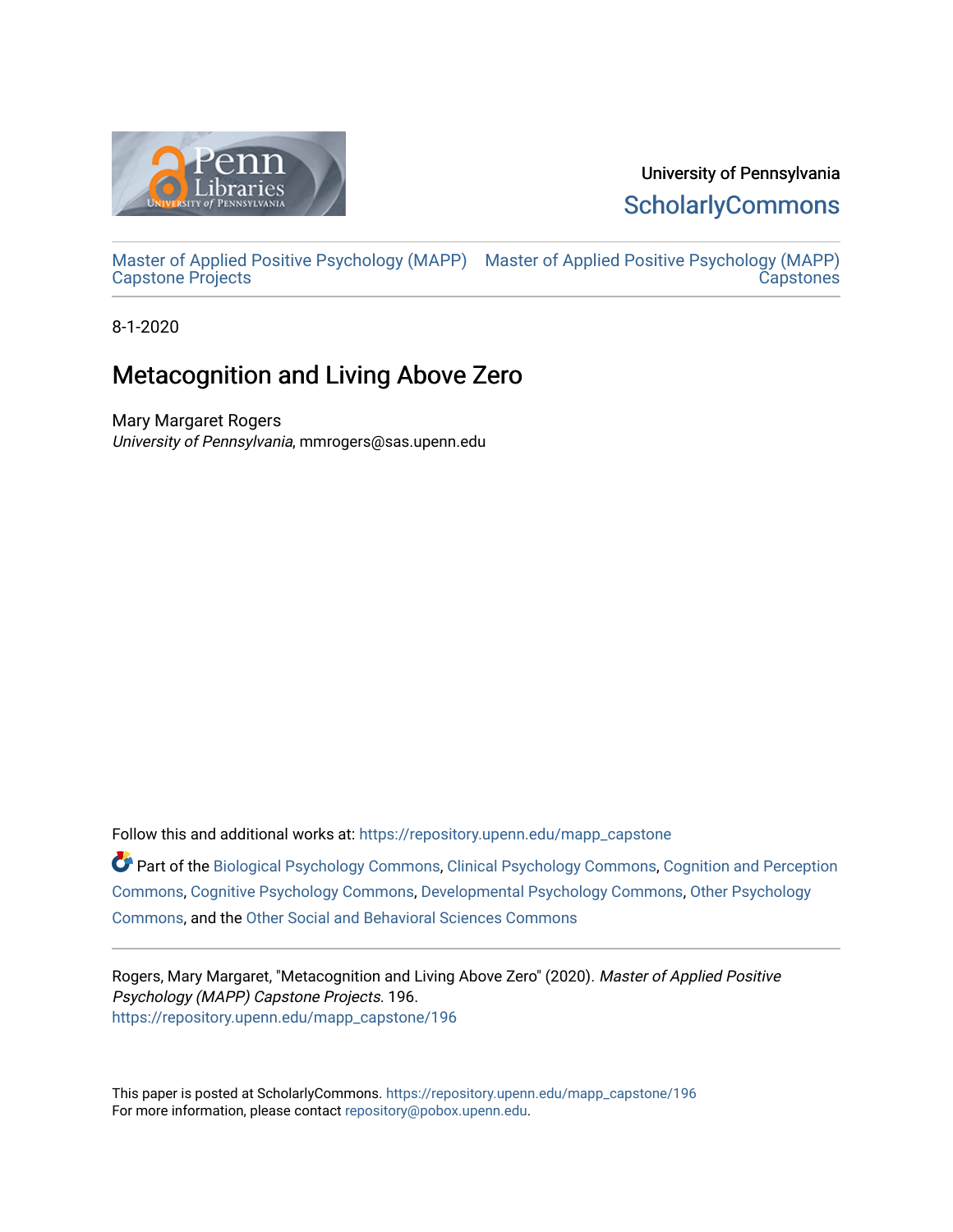University of Pennsylvania
ScholarlyCommons

Master of Applied Positive Psychology (MAPP) Capstone Projects | Master of Applied Positive Psychology (MAPP) Capstones

8-1-2020

# Metacognition and Living Above Zero

Mary Margaret Rogers
*University of Pennsylvania*, mmrogers@sas.upenn.edu

Follow this and additional works at: https://repository.upenn.edu/mapp_capstone

Part of the Biological Psychology Commons, Clinical Psychology Commons, Cognition and Perception Commons, Cognitive Psychology Commons, Developmental Psychology Commons, Other Psychology Commons, and the Other Social and Behavioral Sciences Commons

Rogers, Mary Margaret, "Metacognition and Living Above Zero" (2020). *Master of Applied Positive Psychology (MAPP) Capstone Projects*. 196.
https://repository.upenn.edu/mapp_capstone/196

This paper is posted at ScholarlyCommons. https://repository.upenn.edu/mapp_capstone/196
For more information, please contact repository@pobox.upenn.edu.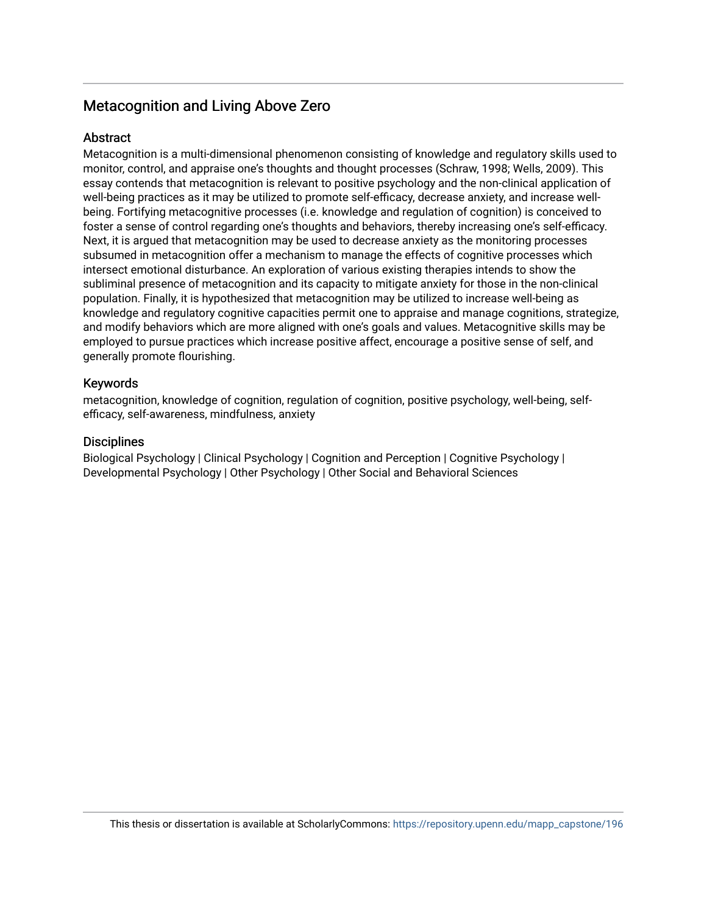## Metacognition and Living Above Zero

### Abstract

Metacognition is a multi-dimensional phenomenon consisting of knowledge and regulatory skills used to monitor, control, and appraise one's thoughts and thought processes (Schraw, 1998; Wells, 2009). This essay contends that metacognition is relevant to positive psychology and the non-clinical application of well-being practices as it may be utilized to promote self-efficacy, decrease anxiety, and increase well-being. Fortifying metacognitive processes (i.e. knowledge and regulation of cognition) is conceived to foster a sense of control regarding one's thoughts and behaviors, thereby increasing one's self-efficacy. Next, it is argued that metacognition may be used to decrease anxiety as the monitoring processes subsumed in metacognition offer a mechanism to manage the effects of cognitive processes which intersect emotional disturbance. An exploration of various existing therapies intends to show the subliminal presence of metacognition and its capacity to mitigate anxiety for those in the non-clinical population. Finally, it is hypothesized that metacognition may be utilized to increase well-being as knowledge and regulatory cognitive capacities permit one to appraise and manage cognitions, strategize, and modify behaviors which are more aligned with one's goals and values. Metacognitive skills may be employed to pursue practices which increase positive affect, encourage a positive sense of self, and generally promote flourishing.

### Keywords

metacognition, knowledge of cognition, regulation of cognition, positive psychology, well-being, self-efficacy, self-awareness, mindfulness, anxiety

### Disciplines

Biological Psychology | Clinical Psychology | Cognition and Perception | Cognitive Psychology | Developmental Psychology | Other Psychology | Other Social and Behavioral Sciences

This thesis or dissertation is available at ScholarlyCommons: https://repository.upenn.edu/mapp_capstone/196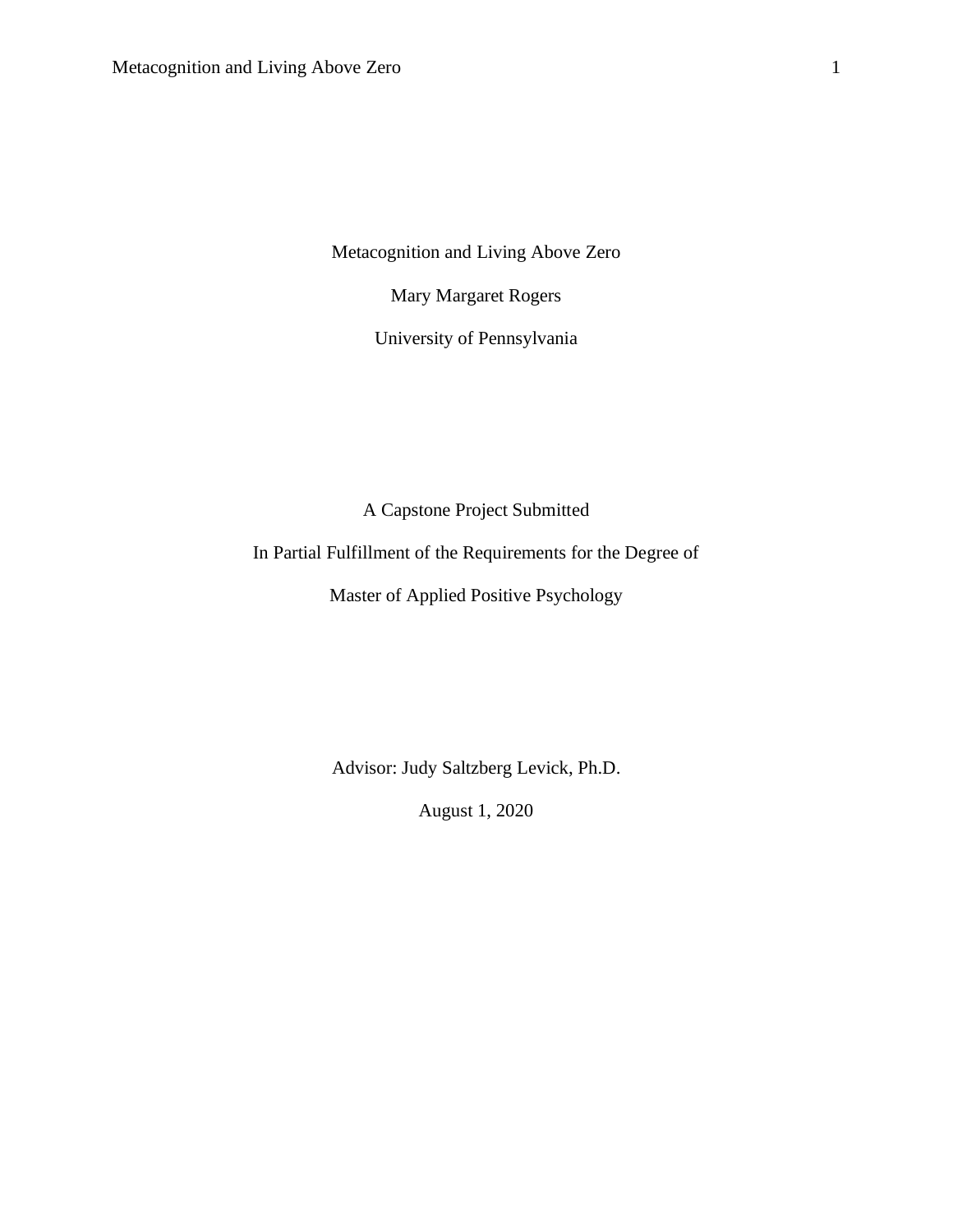Metacognition and Living Above Zero

Mary Margaret Rogers

University of Pennsylvania

A Capstone Project Submitted

In Partial Fulfillment of the Requirements for the Degree of

Master of Applied Positive Psychology

Advisor: Judy Saltzberg Levick, Ph.D.

August 1, 2020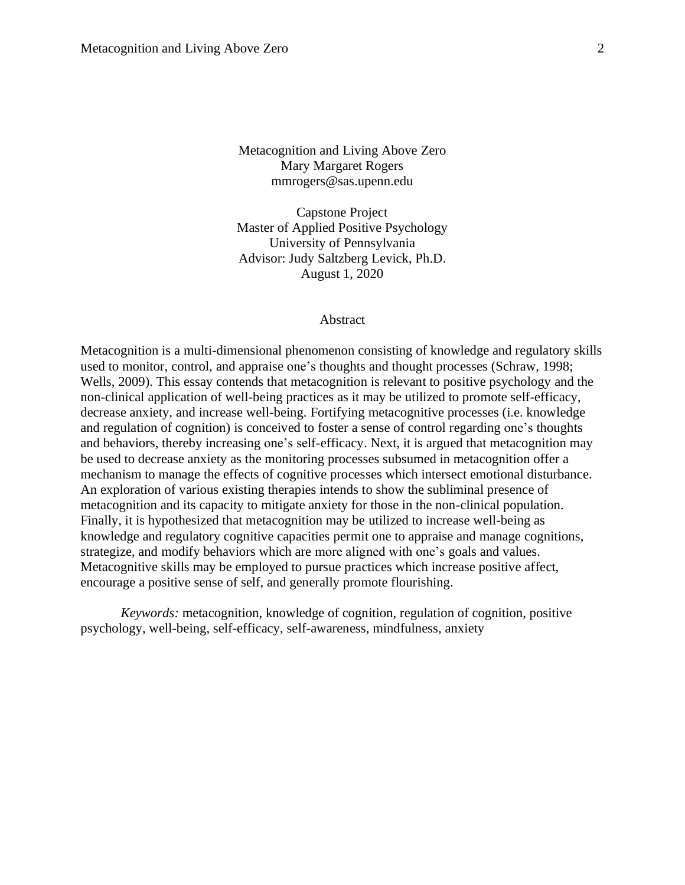Metacognition and Living Above Zero
Mary Margaret Rogers
mmrogers@sas.upenn.edu

Capstone Project
Master of Applied Positive Psychology
University of Pennsylvania
Advisor: Judy Saltzberg Levick, Ph.D.
August 1, 2020

## Abstract

Metacognition is a multi-dimensional phenomenon consisting of knowledge and regulatory skills used to monitor, control, and appraise one's thoughts and thought processes (Schraw, 1998; Wells, 2009). This essay contends that metacognition is relevant to positive psychology and the non-clinical application of well-being practices as it may be utilized to promote self-efficacy, decrease anxiety, and increase well-being. Fortifying metacognitive processes (i.e. knowledge and regulation of cognition) is conceived to foster a sense of control regarding one's thoughts and behaviors, thereby increasing one's self-efficacy. Next, it is argued that metacognition may be used to decrease anxiety as the monitoring processes subsumed in metacognition offer a mechanism to manage the effects of cognitive processes which intersect emotional disturbance. An exploration of various existing therapies intends to show the subliminal presence of metacognition and its capacity to mitigate anxiety for those in the non-clinical population. Finally, it is hypothesized that metacognition may be utilized to increase well-being as knowledge and regulatory cognitive capacities permit one to appraise and manage cognitions, strategize, and modify behaviors which are more aligned with one's goals and values. Metacognitive skills may be employed to pursue practices which increase positive affect, encourage a positive sense of self, and generally promote flourishing.

*Keywords:* metacognition, knowledge of cognition, regulation of cognition, positive psychology, well-being, self-efficacy, self-awareness, mindfulness, anxiety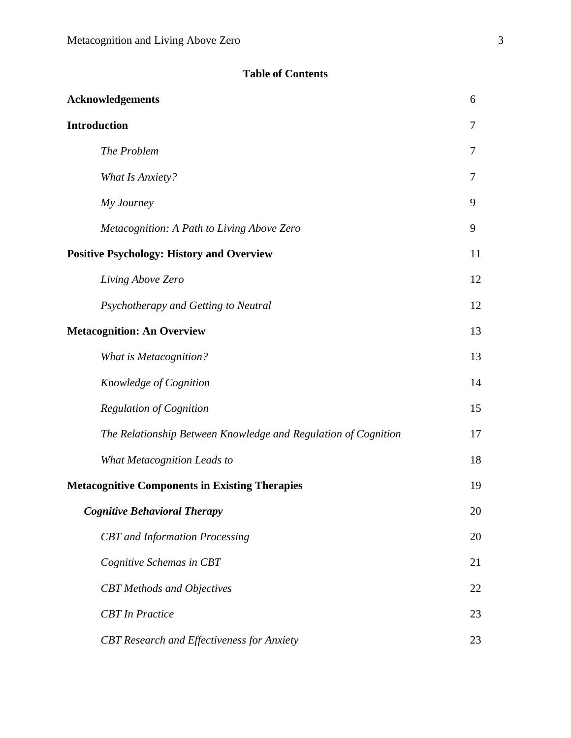# Table of Contents

| | |
|---|---|
| **Acknowledgements** | 6 |
| **Introduction** | 7 |
| *The Problem* | 7 |
| *What Is Anxiety?* | 7 |
| *My Journey* | 9 |
| *Metacognition: A Path to Living Above Zero* | 9 |
| **Positive Psychology: History and Overview** | 11 |
| *Living Above Zero* | 12 |
| *Psychotherapy and Getting to Neutral* | 12 |
| **Metacognition: An Overview** | 13 |
| *What is Metacognition?* | 13 |
| *Knowledge of Cognition* | 14 |
| *Regulation of Cognition* | 15 |
| *The Relationship Between Knowledge and Regulation of Cognition* | 17 |
| *What Metacognition Leads to* | 18 |
| **Metacognitive Components in Existing Therapies** | 19 |
| ***Cognitive Behavioral Therapy*** | 20 |
| *CBT and Information Processing* | 20 |
| *Cognitive Schemas in CBT* | 21 |
| *CBT Methods and Objectives* | 22 |
| *CBT In Practice* | 23 |
| *CBT Research and Effectiveness for Anxiety* | 23 |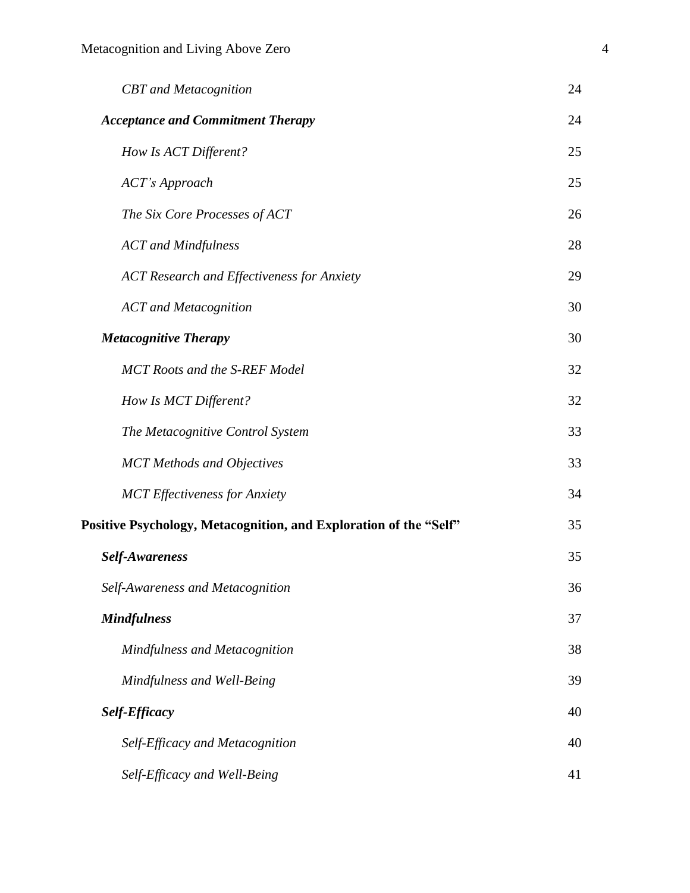*CBT and Metacognition* 24

***Acceptance and Commitment Therapy*** 24

*How Is ACT Different?* 25

*ACT's Approach* 25

*The Six Core Processes of ACT* 26

*ACT and Mindfulness* 28

*ACT Research and Effectiveness for Anxiety* 29

*ACT and Metacognition* 30

***Metacognitive Therapy*** 30

*MCT Roots and the S-REF Model* 32

*How Is MCT Different?* 32

*The Metacognitive Control System* 33

*MCT Methods and Objectives* 33

*MCT Effectiveness for Anxiety* 34

**Positive Psychology, Metacognition, and Exploration of the "Self"** 35

***Self-Awareness*** 35

*Self-Awareness and Metacognition* 36

***Mindfulness*** 37

*Mindfulness and Metacognition* 38

*Mindfulness and Well-Being* 39

***Self-Efficacy*** 40

*Self-Efficacy and Metacognition* 40

*Self-Efficacy and Well-Being* 41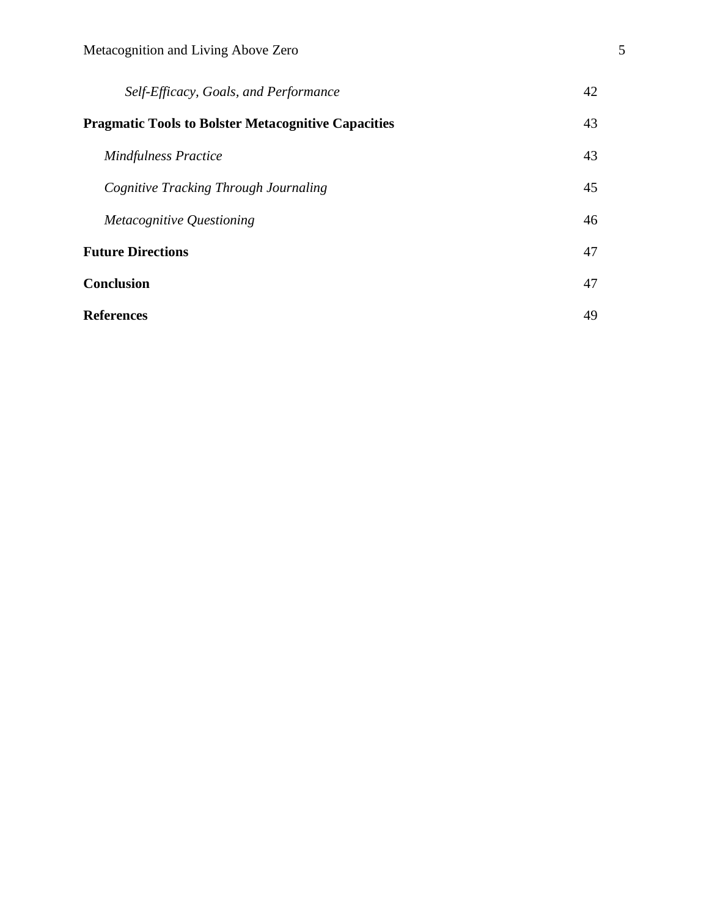*Self-Efficacy, Goals, and Performance* 42

**Pragmatic Tools to Bolster Metacognitive Capacities** 43

*Mindfulness Practice* 43

*Cognitive Tracking Through Journaling* 45

*Metacognitive Questioning* 46

**Future Directions** 47

**Conclusion** 47

**References** 49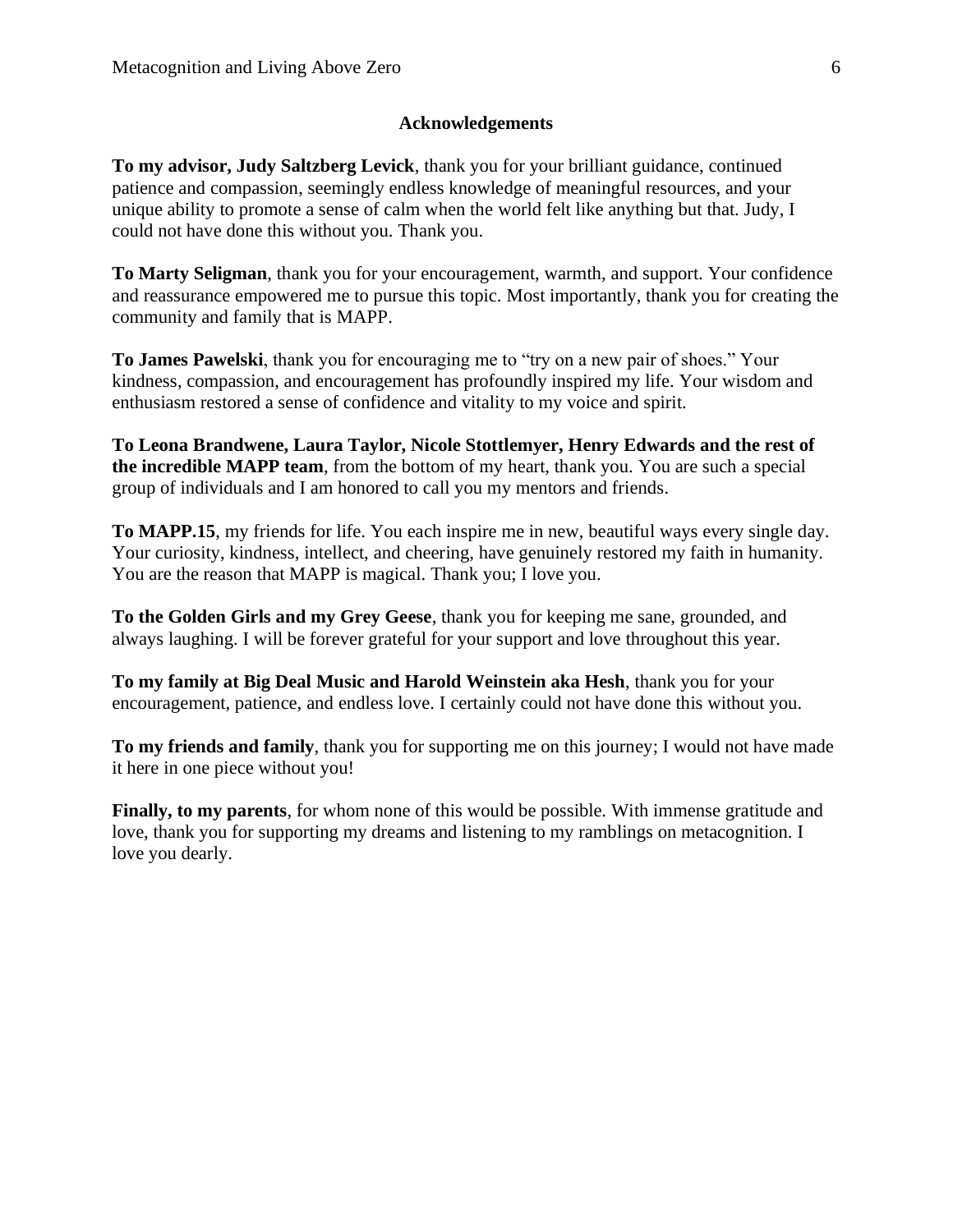## Acknowledgements

**To my advisor, Judy Saltzberg Levick**, thank you for your brilliant guidance, continued patience and compassion, seemingly endless knowledge of meaningful resources, and your unique ability to promote a sense of calm when the world felt like anything but that. Judy, I could not have done this without you. Thank you.

**To Marty Seligman**, thank you for your encouragement, warmth, and support. Your confidence and reassurance empowered me to pursue this topic. Most importantly, thank you for creating the community and family that is MAPP.

**To James Pawelski**, thank you for encouraging me to "try on a new pair of shoes." Your kindness, compassion, and encouragement has profoundly inspired my life. Your wisdom and enthusiasm restored a sense of confidence and vitality to my voice and spirit.

**To Leona Brandwene, Laura Taylor, Nicole Stottlemyer, Henry Edwards and the rest of the incredible MAPP team**, from the bottom of my heart, thank you. You are such a special group of individuals and I am honored to call you my mentors and friends.

**To MAPP.15**, my friends for life. You each inspire me in new, beautiful ways every single day. Your curiosity, kindness, intellect, and cheering, have genuinely restored my faith in humanity. You are the reason that MAPP is magical. Thank you; I love you.

**To the Golden Girls and my Grey Geese**, thank you for keeping me sane, grounded, and always laughing. I will be forever grateful for your support and love throughout this year.

**To my family at Big Deal Music and Harold Weinstein aka Hesh**, thank you for your encouragement, patience, and endless love. I certainly could not have done this without you.

**To my friends and family**, thank you for supporting me on this journey; I would not have made it here in one piece without you!

**Finally, to my parents**, for whom none of this would be possible. With immense gratitude and love, thank you for supporting my dreams and listening to my ramblings on metacognition. I love you dearly.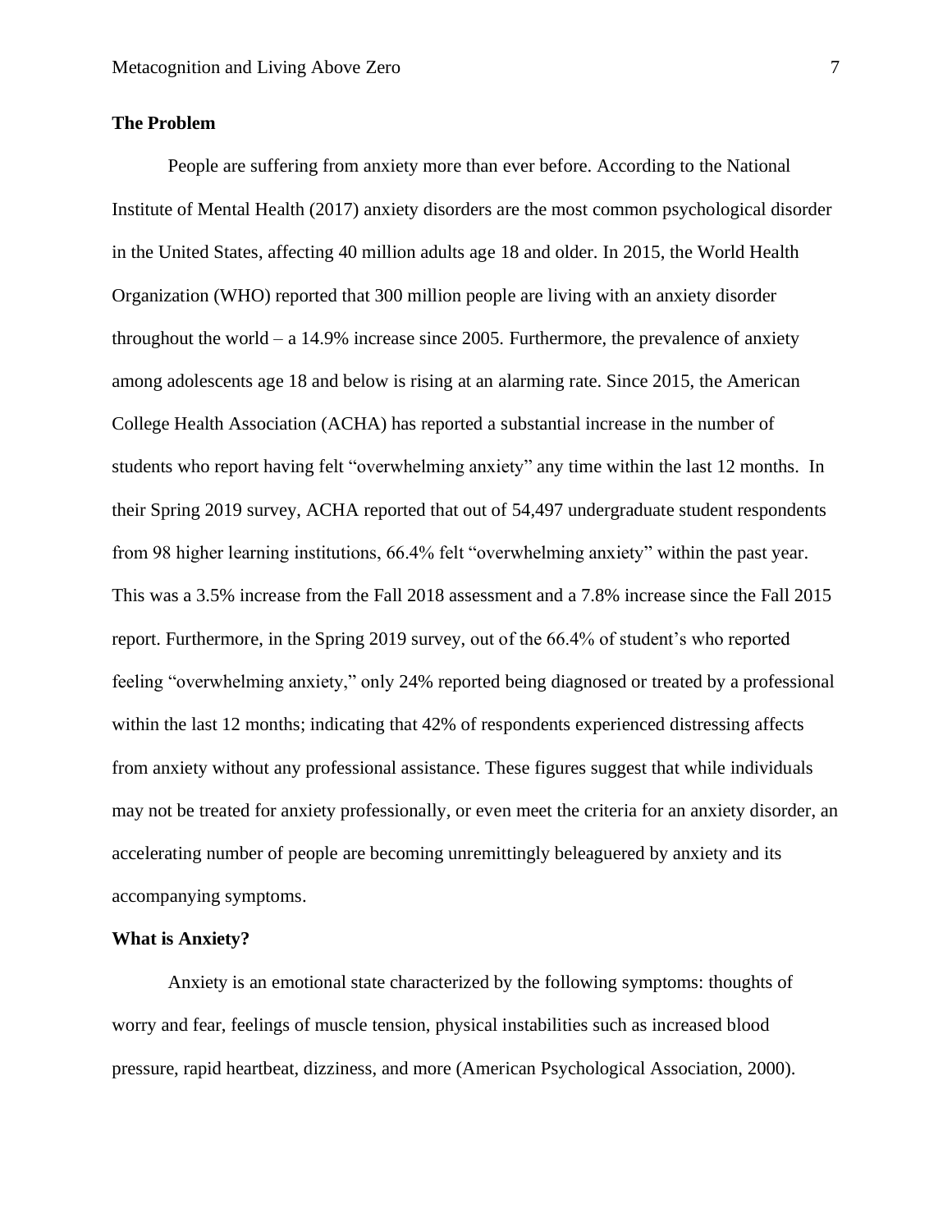## The Problem

People are suffering from anxiety more than ever before. According to the National Institute of Mental Health (2017) anxiety disorders are the most common psychological disorder in the United States, affecting 40 million adults age 18 and older. In 2015, the World Health Organization (WHO) reported that 300 million people are living with an anxiety disorder throughout the world – a 14.9% increase since 2005. Furthermore, the prevalence of anxiety among adolescents age 18 and below is rising at an alarming rate. Since 2015, the American College Health Association (ACHA) has reported a substantial increase in the number of students who report having felt "overwhelming anxiety" any time within the last 12 months. In their Spring 2019 survey, ACHA reported that out of 54,497 undergraduate student respondents from 98 higher learning institutions, 66.4% felt "overwhelming anxiety" within the past year. This was a 3.5% increase from the Fall 2018 assessment and a 7.8% increase since the Fall 2015 report. Furthermore, in the Spring 2019 survey, out of the 66.4% of student's who reported feeling "overwhelming anxiety," only 24% reported being diagnosed or treated by a professional within the last 12 months; indicating that 42% of respondents experienced distressing affects from anxiety without any professional assistance. These figures suggest that while individuals may not be treated for anxiety professionally, or even meet the criteria for an anxiety disorder, an accelerating number of people are becoming unremittingly beleaguered by anxiety and its accompanying symptoms.

## What is Anxiety?

Anxiety is an emotional state characterized by the following symptoms: thoughts of worry and fear, feelings of muscle tension, physical instabilities such as increased blood pressure, rapid heartbeat, dizziness, and more (American Psychological Association, 2000).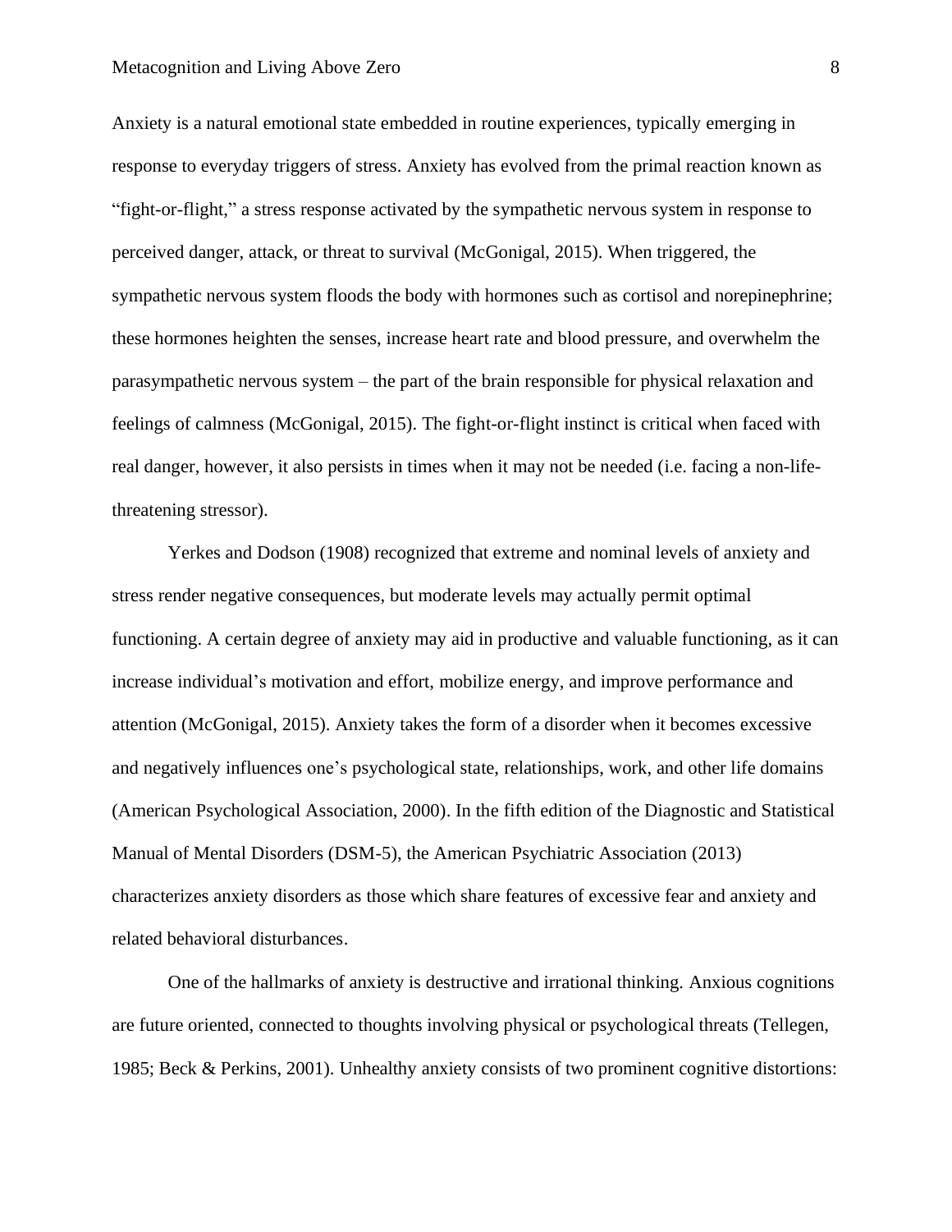Anxiety is a natural emotional state embedded in routine experiences, typically emerging in response to everyday triggers of stress. Anxiety has evolved from the primal reaction known as "fight-or-flight," a stress response activated by the sympathetic nervous system in response to perceived danger, attack, or threat to survival (McGonigal, 2015). When triggered, the sympathetic nervous system floods the body with hormones such as cortisol and norepinephrine; these hormones heighten the senses, increase heart rate and blood pressure, and overwhelm the parasympathetic nervous system – the part of the brain responsible for physical relaxation and feelings of calmness (McGonigal, 2015). The fight-or-flight instinct is critical when faced with real danger, however, it also persists in times when it may not be needed (i.e. facing a non-life-threatening stressor).

Yerkes and Dodson (1908) recognized that extreme and nominal levels of anxiety and stress render negative consequences, but moderate levels may actually permit optimal functioning. A certain degree of anxiety may aid in productive and valuable functioning, as it can increase individual's motivation and effort, mobilize energy, and improve performance and attention (McGonigal, 2015). Anxiety takes the form of a disorder when it becomes excessive and negatively influences one's psychological state, relationships, work, and other life domains (American Psychological Association, 2000). In the fifth edition of the Diagnostic and Statistical Manual of Mental Disorders (DSM-5), the American Psychiatric Association (2013) characterizes anxiety disorders as those which share features of excessive fear and anxiety and related behavioral disturbances.

One of the hallmarks of anxiety is destructive and irrational thinking. Anxious cognitions are future oriented, connected to thoughts involving physical or psychological threats (Tellegen, 1985; Beck & Perkins, 2001). Unhealthy anxiety consists of two prominent cognitive distortions: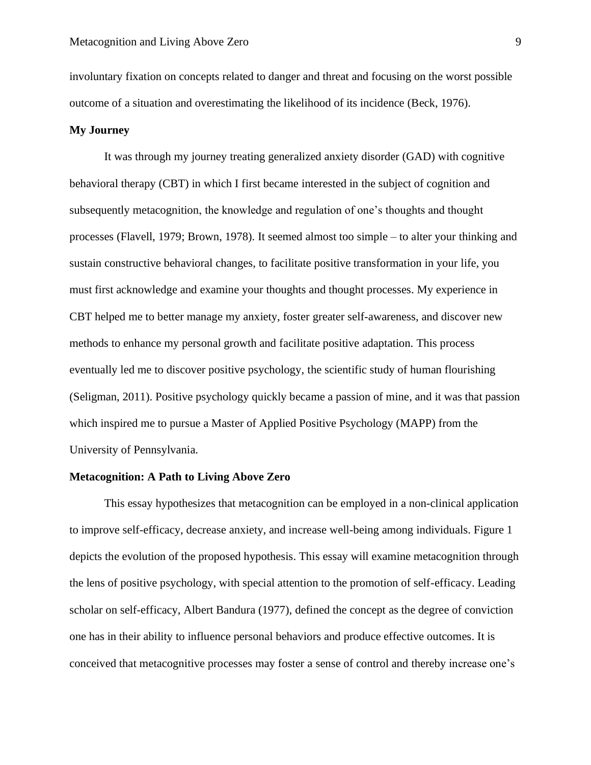involuntary fixation on concepts related to danger and threat and focusing on the worst possible outcome of a situation and overestimating the likelihood of its incidence (Beck, 1976).

**My Journey**

It was through my journey treating generalized anxiety disorder (GAD) with cognitive behavioral therapy (CBT) in which I first became interested in the subject of cognition and subsequently metacognition, the knowledge and regulation of one's thoughts and thought processes (Flavell, 1979; Brown, 1978). It seemed almost too simple – to alter your thinking and sustain constructive behavioral changes, to facilitate positive transformation in your life, you must first acknowledge and examine your thoughts and thought processes. My experience in CBT helped me to better manage my anxiety, foster greater self-awareness, and discover new methods to enhance my personal growth and facilitate positive adaptation. This process eventually led me to discover positive psychology, the scientific study of human flourishing (Seligman, 2011). Positive psychology quickly became a passion of mine, and it was that passion which inspired me to pursue a Master of Applied Positive Psychology (MAPP) from the University of Pennsylvania.

**Metacognition: A Path to Living Above Zero**

This essay hypothesizes that metacognition can be employed in a non-clinical application to improve self-efficacy, decrease anxiety, and increase well-being among individuals. Figure 1 depicts the evolution of the proposed hypothesis. This essay will examine metacognition through the lens of positive psychology, with special attention to the promotion of self-efficacy. Leading scholar on self-efficacy, Albert Bandura (1977), defined the concept as the degree of conviction one has in their ability to influence personal behaviors and produce effective outcomes. It is conceived that metacognitive processes may foster a sense of control and thereby increase one's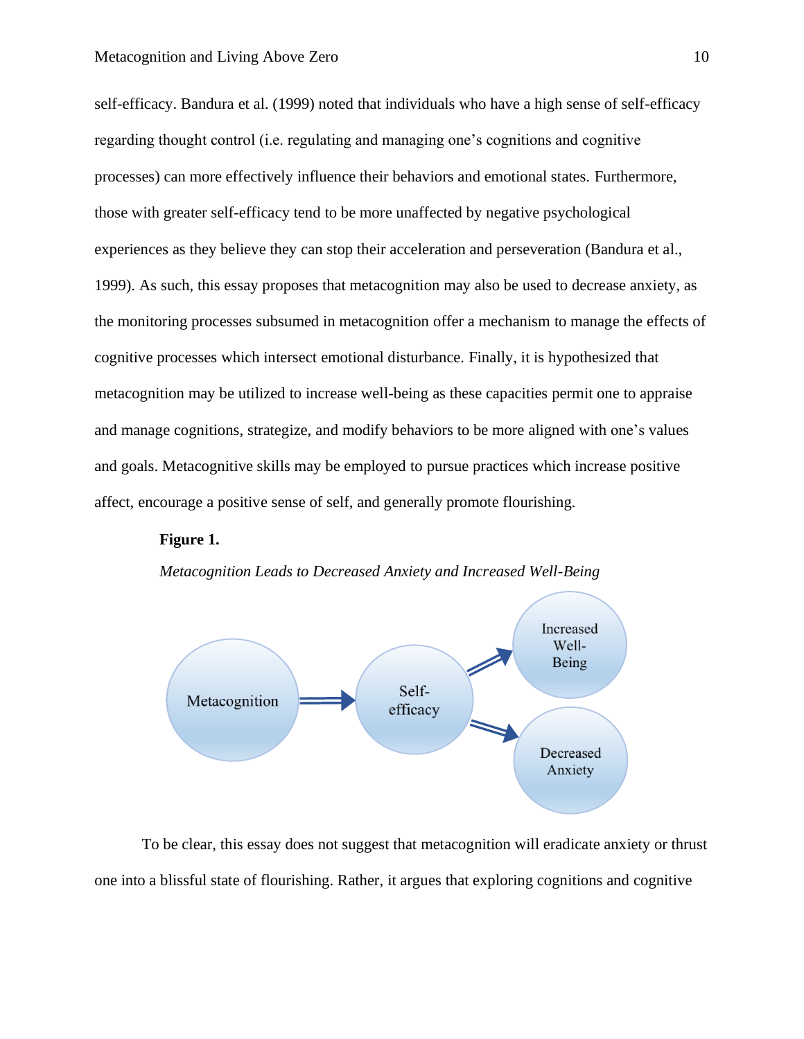self-efficacy. Bandura et al. (1999) noted that individuals who have a high sense of self-efficacy regarding thought control (i.e. regulating and managing one's cognitions and cognitive processes) can more effectively influence their behaviors and emotional states. Furthermore, those with greater self-efficacy tend to be more unaffected by negative psychological experiences as they believe they can stop their acceleration and perseveration (Bandura et al., 1999). As such, this essay proposes that metacognition may also be used to decrease anxiety, as the monitoring processes subsumed in metacognition offer a mechanism to manage the effects of cognitive processes which intersect emotional disturbance. Finally, it is hypothesized that metacognition may be utilized to increase well-being as these capacities permit one to appraise and manage cognitions, strategize, and modify behaviors to be more aligned with one's values and goals. Metacognitive skills may be employed to pursue practices which increase positive affect, encourage a positive sense of self, and generally promote flourishing.

**Figure 1.**

*Metacognition Leads to Decreased Anxiety and Increased Well-Being*

Metacognition → Self-efficacy → Increased Well-Being

Self-efficacy → Decreased Anxiety

To be clear, this essay does not suggest that metacognition will eradicate anxiety or thrust one into a blissful state of flourishing. Rather, it argues that exploring cognitions and cognitive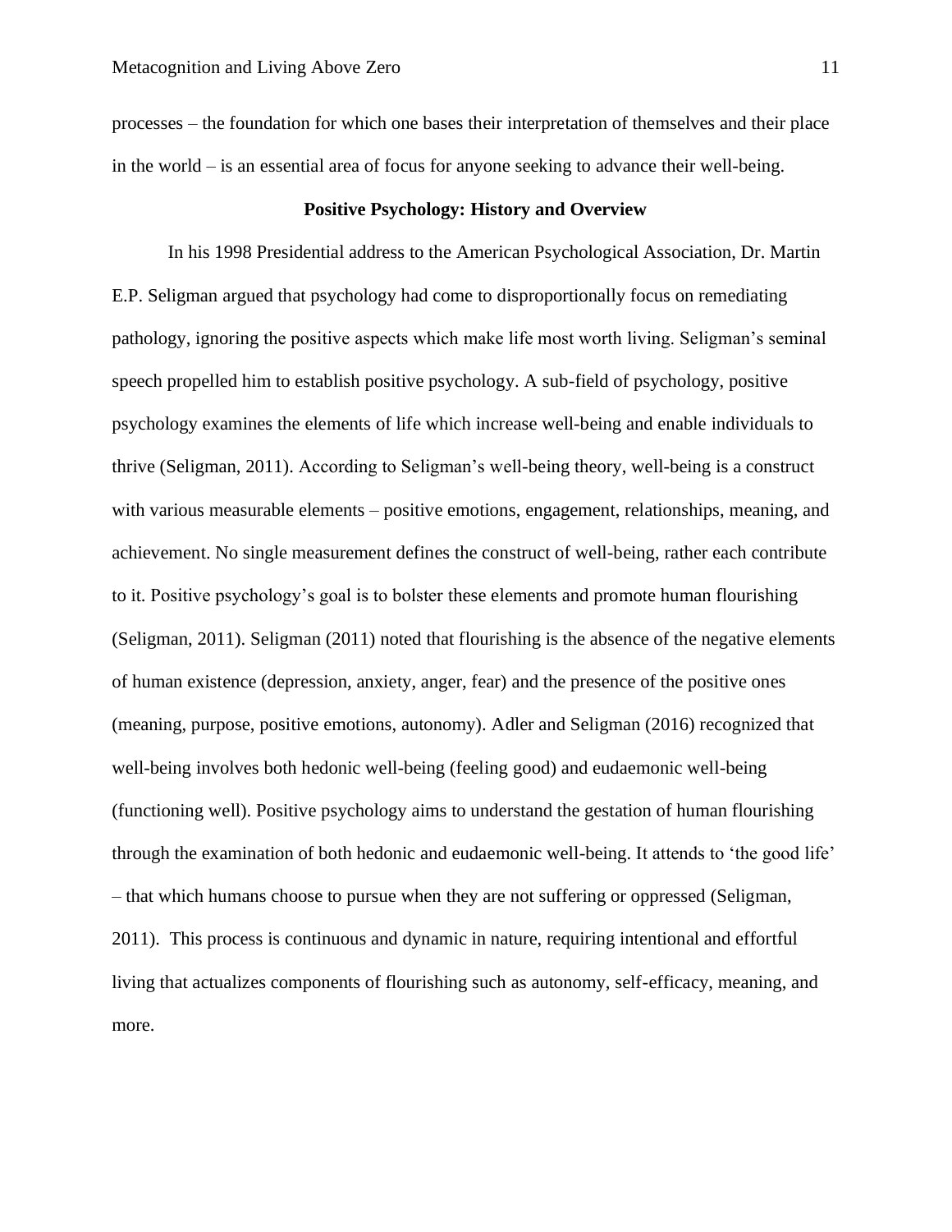processes – the foundation for which one bases their interpretation of themselves and their place in the world – is an essential area of focus for anyone seeking to advance their well-being.

## Positive Psychology: History and Overview

In his 1998 Presidential address to the American Psychological Association, Dr. Martin E.P. Seligman argued that psychology had come to disproportionally focus on remediating pathology, ignoring the positive aspects which make life most worth living. Seligman's seminal speech propelled him to establish positive psychology. A sub-field of psychology, positive psychology examines the elements of life which increase well-being and enable individuals to thrive (Seligman, 2011). According to Seligman's well-being theory, well-being is a construct with various measurable elements – positive emotions, engagement, relationships, meaning, and achievement. No single measurement defines the construct of well-being, rather each contribute to it. Positive psychology's goal is to bolster these elements and promote human flourishing (Seligman, 2011). Seligman (2011) noted that flourishing is the absence of the negative elements of human existence (depression, anxiety, anger, fear) and the presence of the positive ones (meaning, purpose, positive emotions, autonomy). Adler and Seligman (2016) recognized that well-being involves both hedonic well-being (feeling good) and eudaemonic well-being (functioning well). Positive psychology aims to understand the gestation of human flourishing through the examination of both hedonic and eudaemonic well-being. It attends to 'the good life' – that which humans choose to pursue when they are not suffering or oppressed (Seligman, 2011). This process is continuous and dynamic in nature, requiring intentional and effortful living that actualizes components of flourishing such as autonomy, self-efficacy, meaning, and more.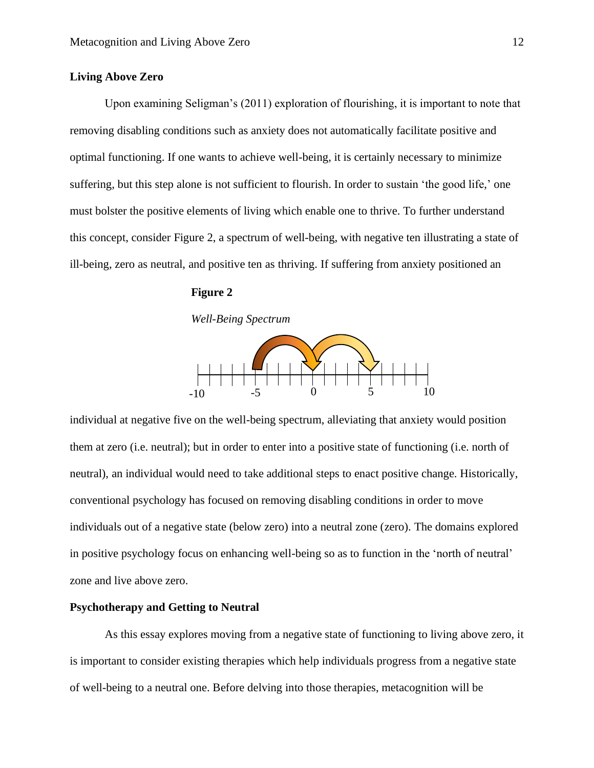## Living Above Zero

Upon examining Seligman's (2011) exploration of flourishing, it is important to note that removing disabling conditions such as anxiety does not automatically facilitate positive and optimal functioning. If one wants to achieve well-being, it is certainly necessary to minimize suffering, but this step alone is not sufficient to flourish. In order to sustain 'the good life,' one must bolster the positive elements of living which enable one to thrive. To further understand this concept, consider Figure 2, a spectrum of well-being, with negative ten illustrating a state of ill-being, zero as neutral, and positive ten as thriving. If suffering from anxiety positioned an

**Figure 2**

*Well-Being Spectrum*

individual at negative five on the well-being spectrum, alleviating that anxiety would position them at zero (i.e. neutral); but in order to enter into a positive state of functioning (i.e. north of neutral), an individual would need to take additional steps to enact positive change. Historically, conventional psychology has focused on removing disabling conditions in order to move individuals out of a negative state (below zero) into a neutral zone (zero). The domains explored in positive psychology focus on enhancing well-being so as to function in the 'north of neutral' zone and live above zero.

## Psychotherapy and Getting to Neutral

As this essay explores moving from a negative state of functioning to living above zero, it is important to consider existing therapies which help individuals progress from a negative state of well-being to a neutral one. Before delving into those therapies, metacognition will be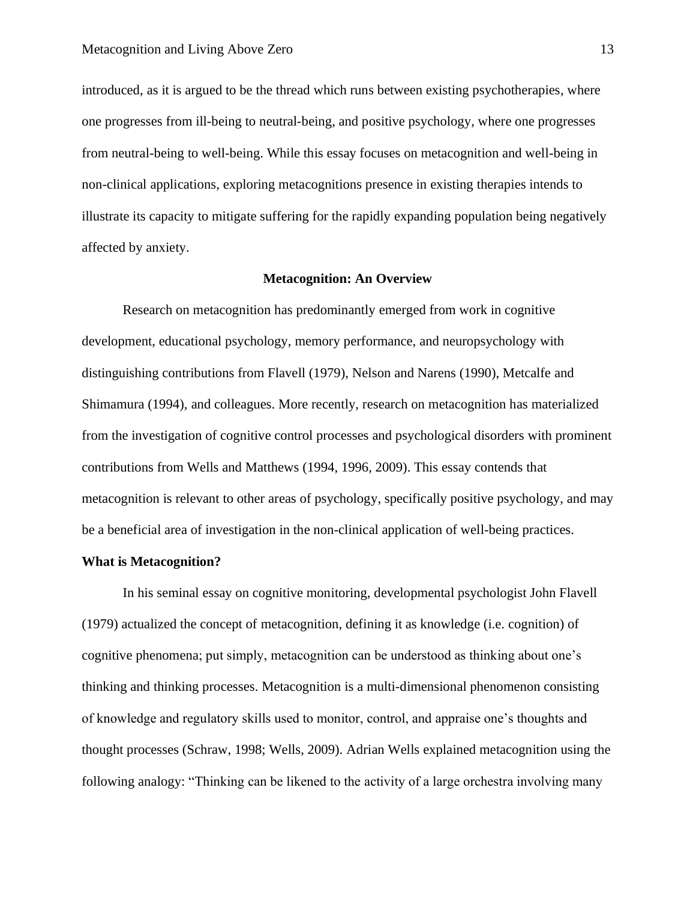introduced, as it is argued to be the thread which runs between existing psychotherapies, where one progresses from ill-being to neutral-being, and positive psychology, where one progresses from neutral-being to well-being. While this essay focuses on metacognition and well-being in non-clinical applications, exploring metacognitions presence in existing therapies intends to illustrate its capacity to mitigate suffering for the rapidly expanding population being negatively affected by anxiety.

## Metacognition: An Overview

Research on metacognition has predominantly emerged from work in cognitive development, educational psychology, memory performance, and neuropsychology with distinguishing contributions from Flavell (1979), Nelson and Narens (1990), Metcalfe and Shimamura (1994), and colleagues. More recently, research on metacognition has materialized from the investigation of cognitive control processes and psychological disorders with prominent contributions from Wells and Matthews (1994, 1996, 2009). This essay contends that metacognition is relevant to other areas of psychology, specifically positive psychology, and may be a beneficial area of investigation in the non-clinical application of well-being practices.

### What is Metacognition?

In his seminal essay on cognitive monitoring, developmental psychologist John Flavell (1979) actualized the concept of metacognition, defining it as knowledge (i.e. cognition) of cognitive phenomena; put simply, metacognition can be understood as thinking about one's thinking and thinking processes. Metacognition is a multi-dimensional phenomenon consisting of knowledge and regulatory skills used to monitor, control, and appraise one's thoughts and thought processes (Schraw, 1998; Wells, 2009). Adrian Wells explained metacognition using the following analogy: "Thinking can be likened to the activity of a large orchestra involving many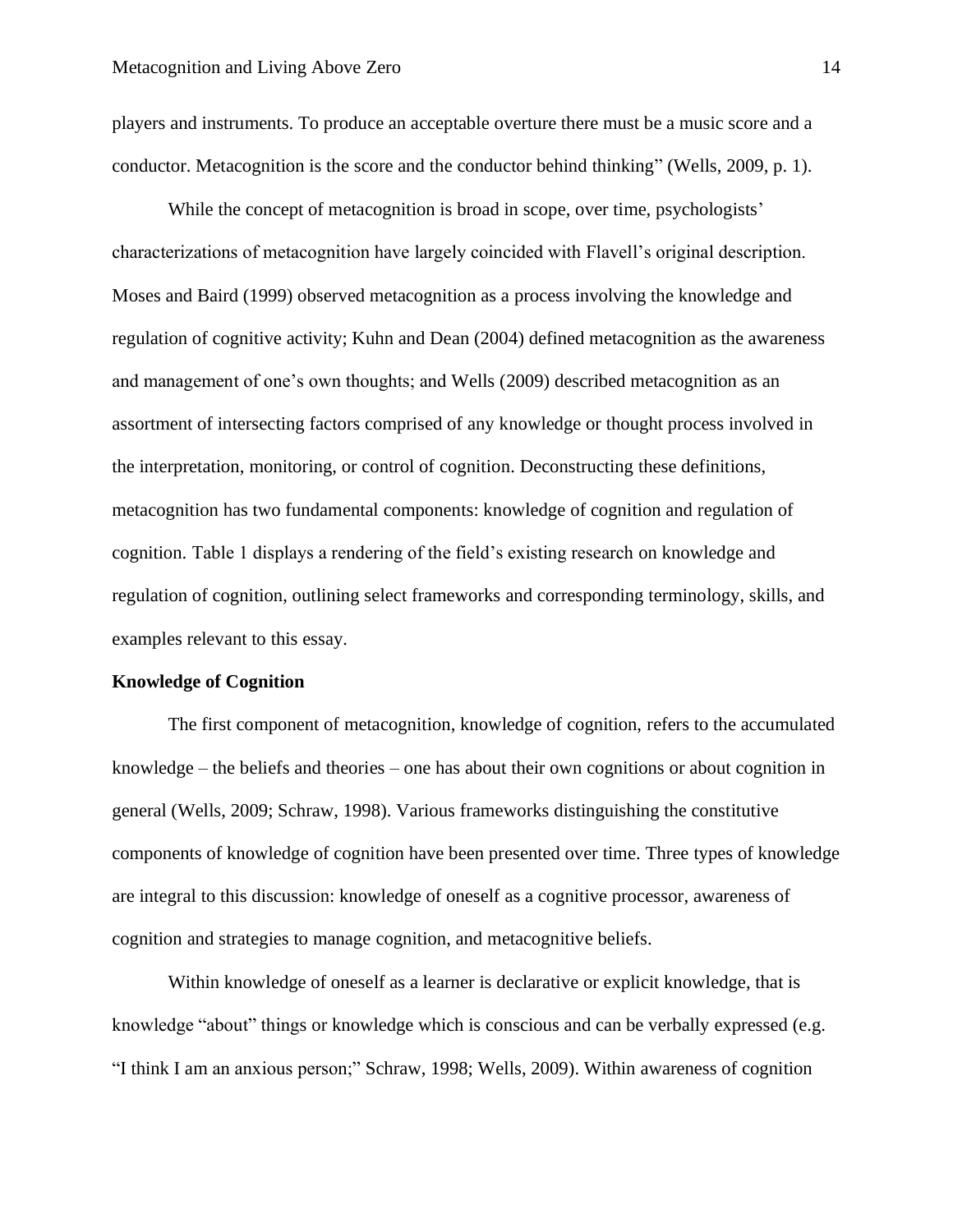players and instruments. To produce an acceptable overture there must be a music score and a conductor. Metacognition is the score and the conductor behind thinking" (Wells, 2009, p. 1).

While the concept of metacognition is broad in scope, over time, psychologists' characterizations of metacognition have largely coincided with Flavell's original description. Moses and Baird (1999) observed metacognition as a process involving the knowledge and regulation of cognitive activity; Kuhn and Dean (2004) defined metacognition as the awareness and management of one's own thoughts; and Wells (2009) described metacognition as an assortment of intersecting factors comprised of any knowledge or thought process involved in the interpretation, monitoring, or control of cognition. Deconstructing these definitions, metacognition has two fundamental components: knowledge of cognition and regulation of cognition. Table 1 displays a rendering of the field's existing research on knowledge and regulation of cognition, outlining select frameworks and corresponding terminology, skills, and examples relevant to this essay.

**Knowledge of Cognition**

The first component of metacognition, knowledge of cognition, refers to the accumulated knowledge – the beliefs and theories – one has about their own cognitions or about cognition in general (Wells, 2009; Schraw, 1998). Various frameworks distinguishing the constitutive components of knowledge of cognition have been presented over time. Three types of knowledge are integral to this discussion: knowledge of oneself as a cognitive processor, awareness of cognition and strategies to manage cognition, and metacognitive beliefs.

Within knowledge of oneself as a learner is declarative or explicit knowledge, that is knowledge "about" things or knowledge which is conscious and can be verbally expressed (e.g. "I think I am an anxious person;" Schraw, 1998; Wells, 2009). Within awareness of cognition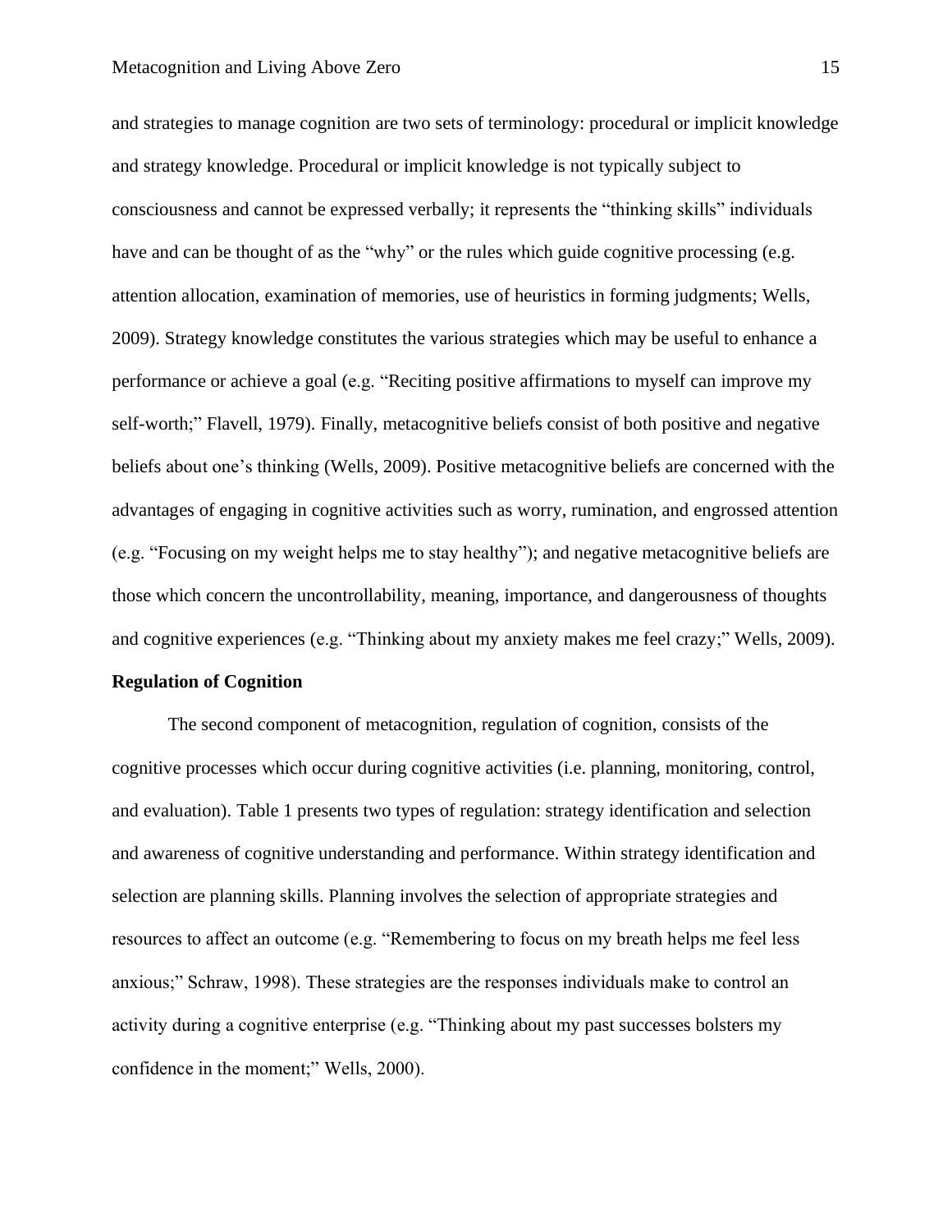and strategies to manage cognition are two sets of terminology: procedural or implicit knowledge and strategy knowledge. Procedural or implicit knowledge is not typically subject to consciousness and cannot be expressed verbally; it represents the "thinking skills" individuals have and can be thought of as the "why" or the rules which guide cognitive processing (e.g. attention allocation, examination of memories, use of heuristics in forming judgments; Wells, 2009). Strategy knowledge constitutes the various strategies which may be useful to enhance a performance or achieve a goal (e.g. "Reciting positive affirmations to myself can improve my self-worth;" Flavell, 1979). Finally, metacognitive beliefs consist of both positive and negative beliefs about one's thinking (Wells, 2009). Positive metacognitive beliefs are concerned with the advantages of engaging in cognitive activities such as worry, rumination, and engrossed attention (e.g. "Focusing on my weight helps me to stay healthy"); and negative metacognitive beliefs are those which concern the uncontrollability, meaning, importance, and dangerousness of thoughts and cognitive experiences (e.g. "Thinking about my anxiety makes me feel crazy;" Wells, 2009).

**Regulation of Cognition**

The second component of metacognition, regulation of cognition, consists of the cognitive processes which occur during cognitive activities (i.e. planning, monitoring, control, and evaluation). Table 1 presents two types of regulation: strategy identification and selection and awareness of cognitive understanding and performance. Within strategy identification and selection are planning skills. Planning involves the selection of appropriate strategies and resources to affect an outcome (e.g. "Remembering to focus on my breath helps me feel less anxious;" Schraw, 1998). These strategies are the responses individuals make to control an activity during a cognitive enterprise (e.g. "Thinking about my past successes bolsters my confidence in the moment;" Wells, 2000).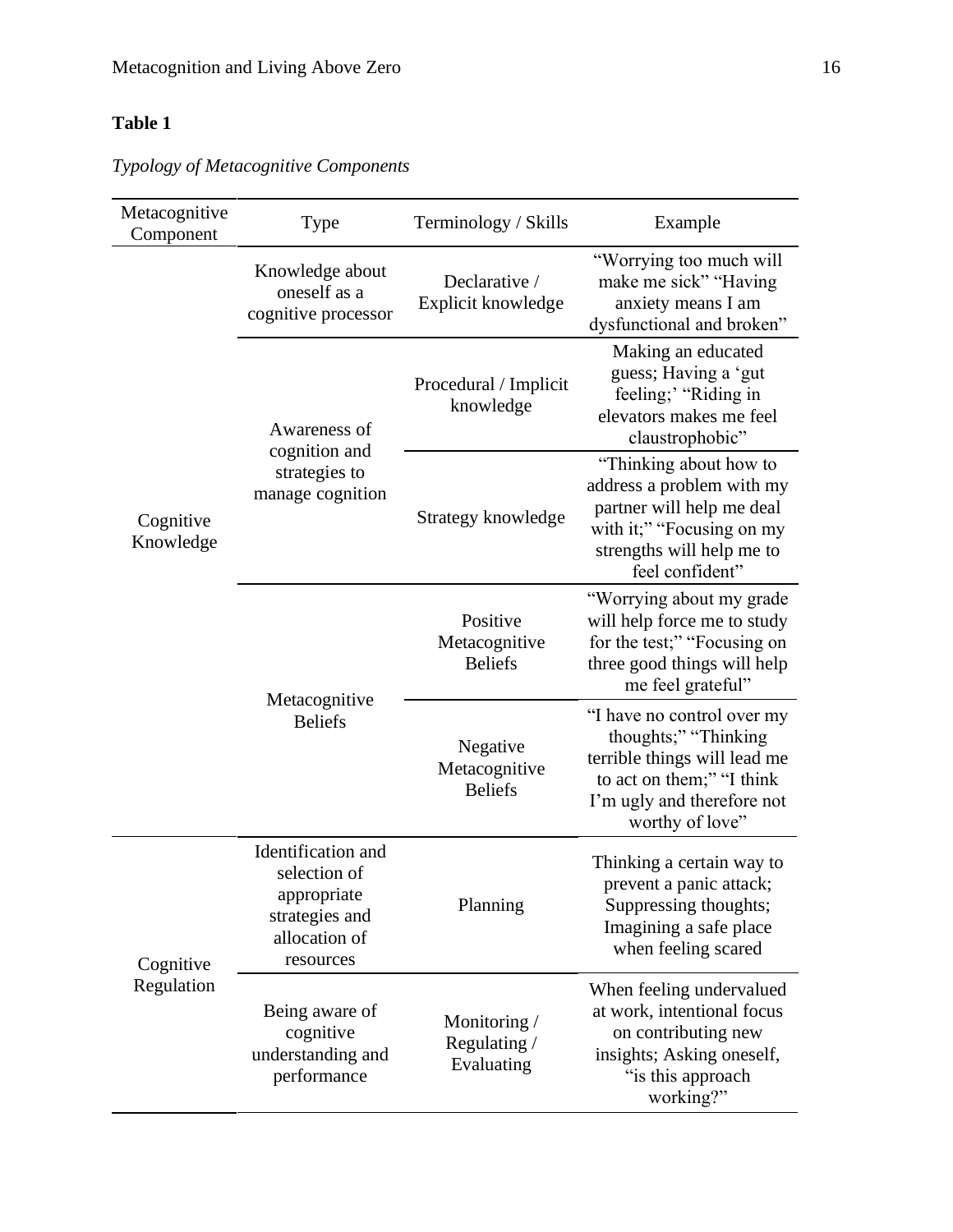**Table 1**

*Typology of Metacognitive Components*

| Metacognitive Component | Type | Terminology / Skills | Example |
|---|---|---|---|
| Cognitive Knowledge | Knowledge about oneself as a cognitive processor | Declarative / Explicit knowledge | "Worrying too much will make me sick" "Having anxiety means I am dysfunctional and broken" |
| | Awareness of cognition and strategies to manage cognition | Procedural / Implicit knowledge | Making an educated guess; Having a 'gut feeling;' "Riding in elevators makes me feel claustrophobic" |
| | | Strategy knowledge | "Thinking about how to address a problem with my partner will help me deal with it;" "Focusing on my strengths will help me to feel confident" |
| | Metacognitive Beliefs | Positive Metacognitive Beliefs | "Worrying about my grade will help force me to study for the test;" "Focusing on three good things will help me feel grateful" |
| | | Negative Metacognitive Beliefs | "I have no control over my thoughts;" "Thinking terrible things will lead me to act on them;" "I think I'm ugly and therefore not worthy of love" |
| Cognitive Regulation | Identification and selection of appropriate strategies and allocation of resources | Planning | Thinking a certain way to prevent a panic attack; Suppressing thoughts; Imagining a safe place when feeling scared |
| | Being aware of cognitive understanding and performance | Monitoring / Regulating / Evaluating | When feeling undervalued at work, intentional focus on contributing new insights; Asking oneself, "is this approach working?" |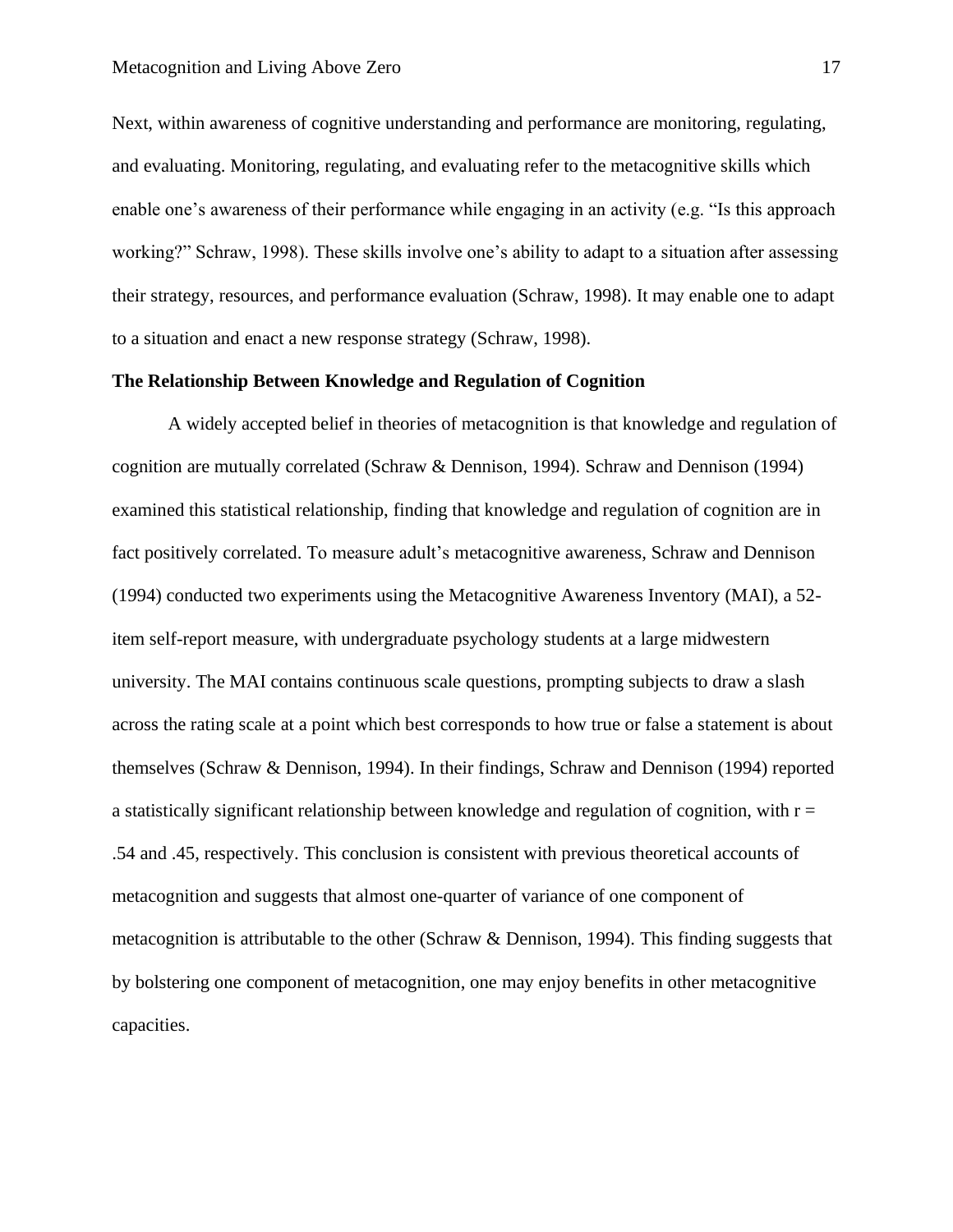Next, within awareness of cognitive understanding and performance are monitoring, regulating, and evaluating. Monitoring, regulating, and evaluating refer to the metacognitive skills which enable one's awareness of their performance while engaging in an activity (e.g. "Is this approach working?" Schraw, 1998). These skills involve one's ability to adapt to a situation after assessing their strategy, resources, and performance evaluation (Schraw, 1998). It may enable one to adapt to a situation and enact a new response strategy (Schraw, 1998).

**The Relationship Between Knowledge and Regulation of Cognition**

A widely accepted belief in theories of metacognition is that knowledge and regulation of cognition are mutually correlated (Schraw & Dennison, 1994). Schraw and Dennison (1994) examined this statistical relationship, finding that knowledge and regulation of cognition are in fact positively correlated. To measure adult's metacognitive awareness, Schraw and Dennison (1994) conducted two experiments using the Metacognitive Awareness Inventory (MAI), a 52-item self-report measure, with undergraduate psychology students at a large midwestern university. The MAI contains continuous scale questions, prompting subjects to draw a slash across the rating scale at a point which best corresponds to how true or false a statement is about themselves (Schraw & Dennison, 1994). In their findings, Schraw and Dennison (1994) reported a statistically significant relationship between knowledge and regulation of cognition, with $r = .54$ and $.45$, respectively. This conclusion is consistent with previous theoretical accounts of metacognition and suggests that almost one-quarter of variance of one component of metacognition is attributable to the other (Schraw & Dennison, 1994). This finding suggests that by bolstering one component of metacognition, one may enjoy benefits in other metacognitive capacities.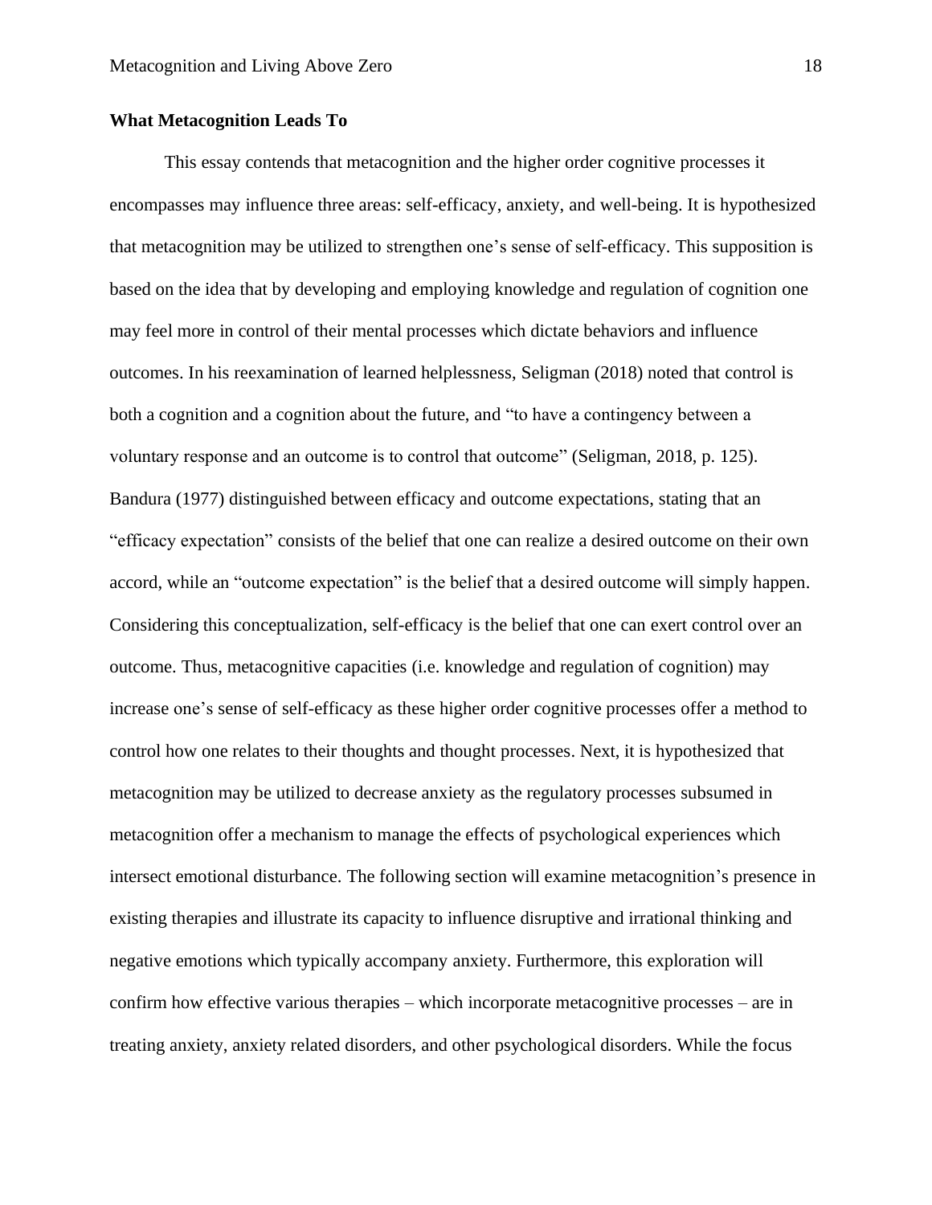## What Metacognition Leads To

This essay contends that metacognition and the higher order cognitive processes it encompasses may influence three areas: self-efficacy, anxiety, and well-being. It is hypothesized that metacognition may be utilized to strengthen one's sense of self-efficacy. This supposition is based on the idea that by developing and employing knowledge and regulation of cognition one may feel more in control of their mental processes which dictate behaviors and influence outcomes. In his reexamination of learned helplessness, Seligman (2018) noted that control is both a cognition and a cognition about the future, and "to have a contingency between a voluntary response and an outcome is to control that outcome" (Seligman, 2018, p. 125). Bandura (1977) distinguished between efficacy and outcome expectations, stating that an "efficacy expectation" consists of the belief that one can realize a desired outcome on their own accord, while an "outcome expectation" is the belief that a desired outcome will simply happen. Considering this conceptualization, self-efficacy is the belief that one can exert control over an outcome. Thus, metacognitive capacities (i.e. knowledge and regulation of cognition) may increase one's sense of self-efficacy as these higher order cognitive processes offer a method to control how one relates to their thoughts and thought processes. Next, it is hypothesized that metacognition may be utilized to decrease anxiety as the regulatory processes subsumed in metacognition offer a mechanism to manage the effects of psychological experiences which intersect emotional disturbance. The following section will examine metacognition's presence in existing therapies and illustrate its capacity to influence disruptive and irrational thinking and negative emotions which typically accompany anxiety. Furthermore, this exploration will confirm how effective various therapies – which incorporate metacognitive processes – are in treating anxiety, anxiety related disorders, and other psychological disorders. While the focus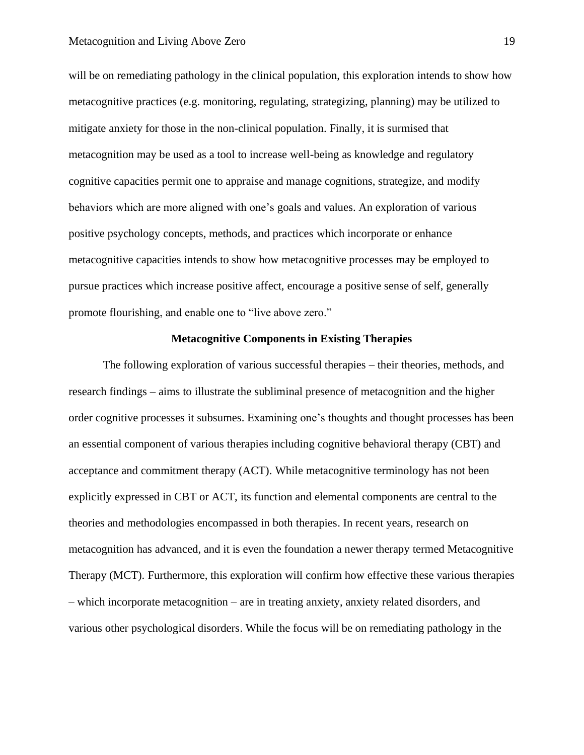will be on remediating pathology in the clinical population, this exploration intends to show how metacognitive practices (e.g. monitoring, regulating, strategizing, planning) may be utilized to mitigate anxiety for those in the non-clinical population. Finally, it is surmised that metacognition may be used as a tool to increase well-being as knowledge and regulatory cognitive capacities permit one to appraise and manage cognitions, strategize, and modify behaviors which are more aligned with one's goals and values. An exploration of various positive psychology concepts, methods, and practices which incorporate or enhance metacognitive capacities intends to show how metacognitive processes may be employed to pursue practices which increase positive affect, encourage a positive sense of self, generally promote flourishing, and enable one to "live above zero."

## Metacognitive Components in Existing Therapies

The following exploration of various successful therapies – their theories, methods, and research findings – aims to illustrate the subliminal presence of metacognition and the higher order cognitive processes it subsumes. Examining one's thoughts and thought processes has been an essential component of various therapies including cognitive behavioral therapy (CBT) and acceptance and commitment therapy (ACT). While metacognitive terminology has not been explicitly expressed in CBT or ACT, its function and elemental components are central to the theories and methodologies encompassed in both therapies. In recent years, research on metacognition has advanced, and it is even the foundation a newer therapy termed Metacognitive Therapy (MCT). Furthermore, this exploration will confirm how effective these various therapies – which incorporate metacognition – are in treating anxiety, anxiety related disorders, and various other psychological disorders. While the focus will be on remediating pathology in the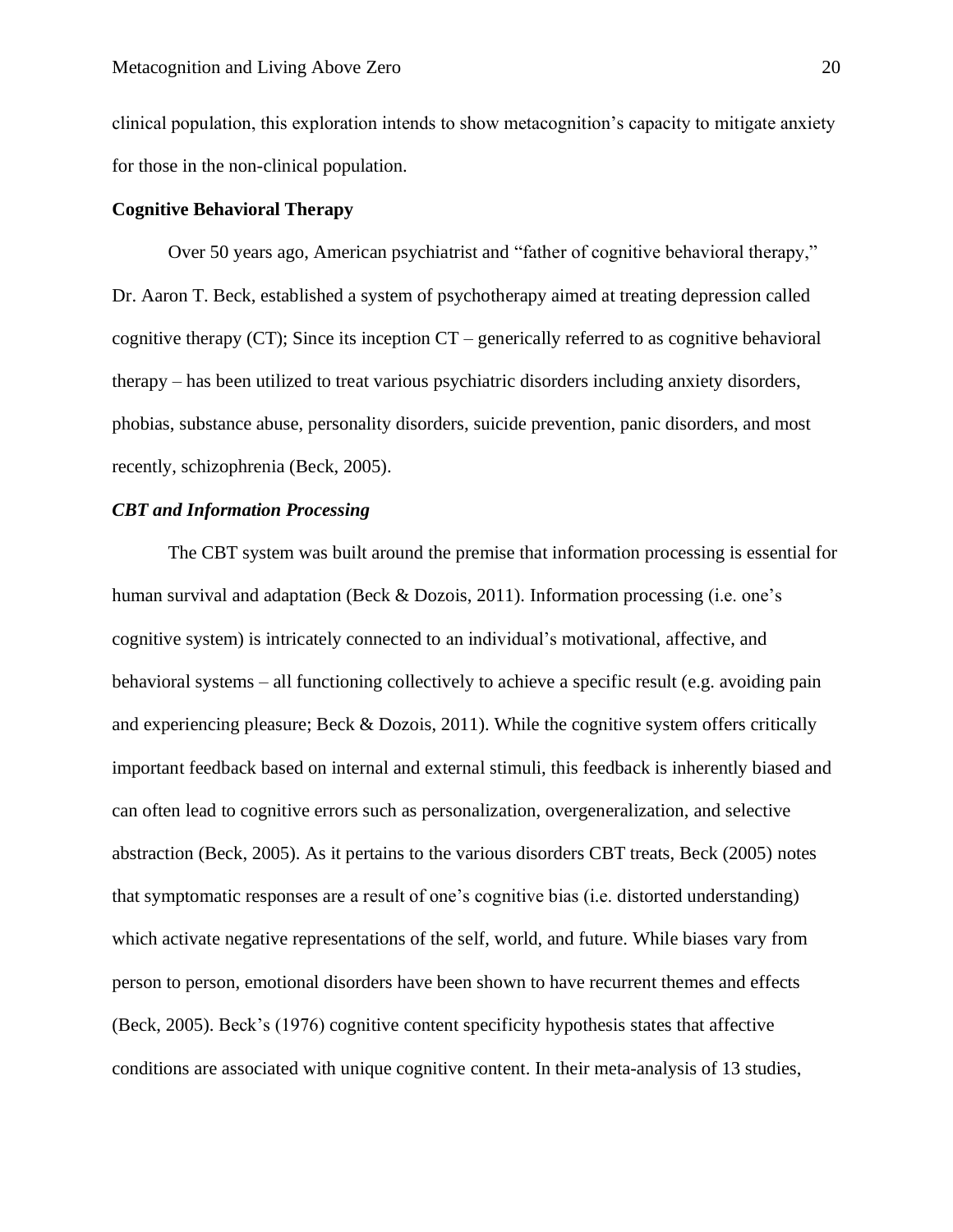clinical population, this exploration intends to show metacognition's capacity to mitigate anxiety for those in the non-clinical population.

## Cognitive Behavioral Therapy

Over 50 years ago, American psychiatrist and "father of cognitive behavioral therapy," Dr. Aaron T. Beck, established a system of psychotherapy aimed at treating depression called cognitive therapy (CT); Since its inception CT – generically referred to as cognitive behavioral therapy – has been utilized to treat various psychiatric disorders including anxiety disorders, phobias, substance abuse, personality disorders, suicide prevention, panic disorders, and most recently, schizophrenia (Beck, 2005).

### *CBT and Information Processing*

The CBT system was built around the premise that information processing is essential for human survival and adaptation (Beck & Dozois, 2011). Information processing (i.e. one's cognitive system) is intricately connected to an individual's motivational, affective, and behavioral systems – all functioning collectively to achieve a specific result (e.g. avoiding pain and experiencing pleasure; Beck & Dozois, 2011). While the cognitive system offers critically important feedback based on internal and external stimuli, this feedback is inherently biased and can often lead to cognitive errors such as personalization, overgeneralization, and selective abstraction (Beck, 2005). As it pertains to the various disorders CBT treats, Beck (2005) notes that symptomatic responses are a result of one's cognitive bias (i.e. distorted understanding) which activate negative representations of the self, world, and future. While biases vary from person to person, emotional disorders have been shown to have recurrent themes and effects (Beck, 2005). Beck's (1976) cognitive content specificity hypothesis states that affective conditions are associated with unique cognitive content. In their meta-analysis of 13 studies,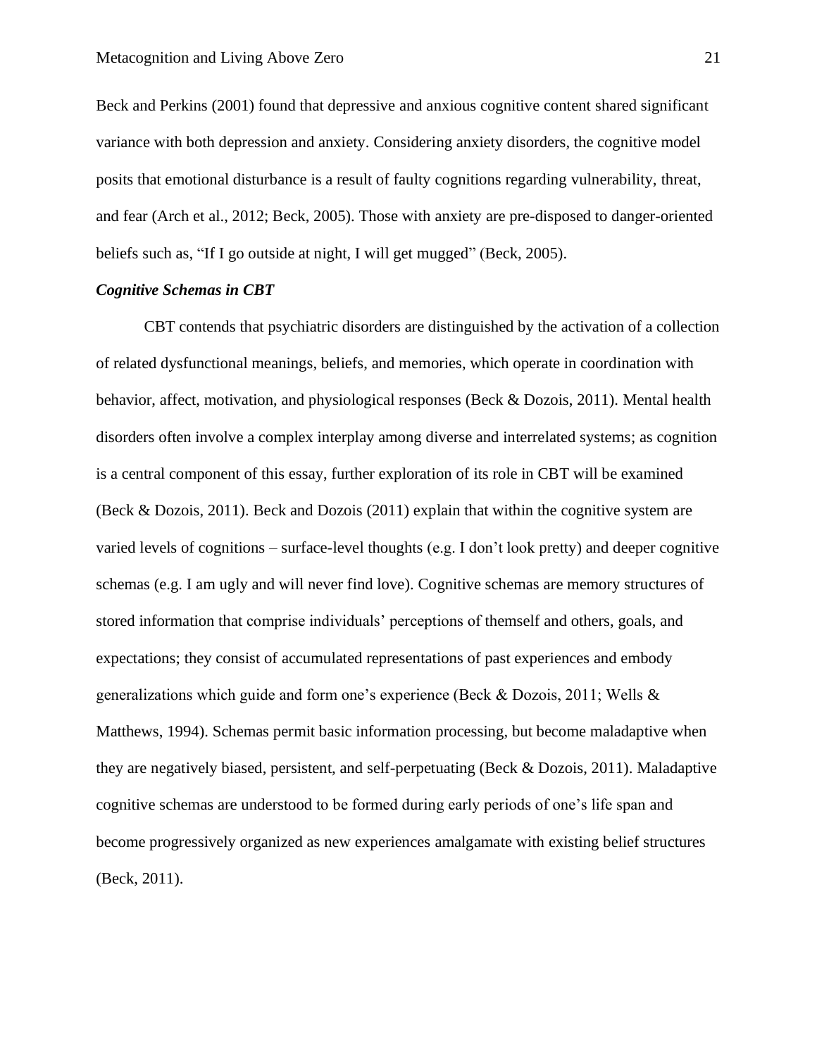Beck and Perkins (2001) found that depressive and anxious cognitive content shared significant variance with both depression and anxiety. Considering anxiety disorders, the cognitive model posits that emotional disturbance is a result of faulty cognitions regarding vulnerability, threat, and fear (Arch et al., 2012; Beck, 2005). Those with anxiety are pre-disposed to danger-oriented beliefs such as, "If I go outside at night, I will get mugged" (Beck, 2005).

***Cognitive Schemas in CBT***

CBT contends that psychiatric disorders are distinguished by the activation of a collection of related dysfunctional meanings, beliefs, and memories, which operate in coordination with behavior, affect, motivation, and physiological responses (Beck & Dozois, 2011). Mental health disorders often involve a complex interplay among diverse and interrelated systems; as cognition is a central component of this essay, further exploration of its role in CBT will be examined (Beck & Dozois, 2011). Beck and Dozois (2011) explain that within the cognitive system are varied levels of cognitions – surface-level thoughts (e.g. I don't look pretty) and deeper cognitive schemas (e.g. I am ugly and will never find love). Cognitive schemas are memory structures of stored information that comprise individuals' perceptions of themself and others, goals, and expectations; they consist of accumulated representations of past experiences and embody generalizations which guide and form one's experience (Beck & Dozois, 2011; Wells & Matthews, 1994). Schemas permit basic information processing, but become maladaptive when they are negatively biased, persistent, and self-perpetuating (Beck & Dozois, 2011). Maladaptive cognitive schemas are understood to be formed during early periods of one's life span and become progressively organized as new experiences amalgamate with existing belief structures (Beck, 2011).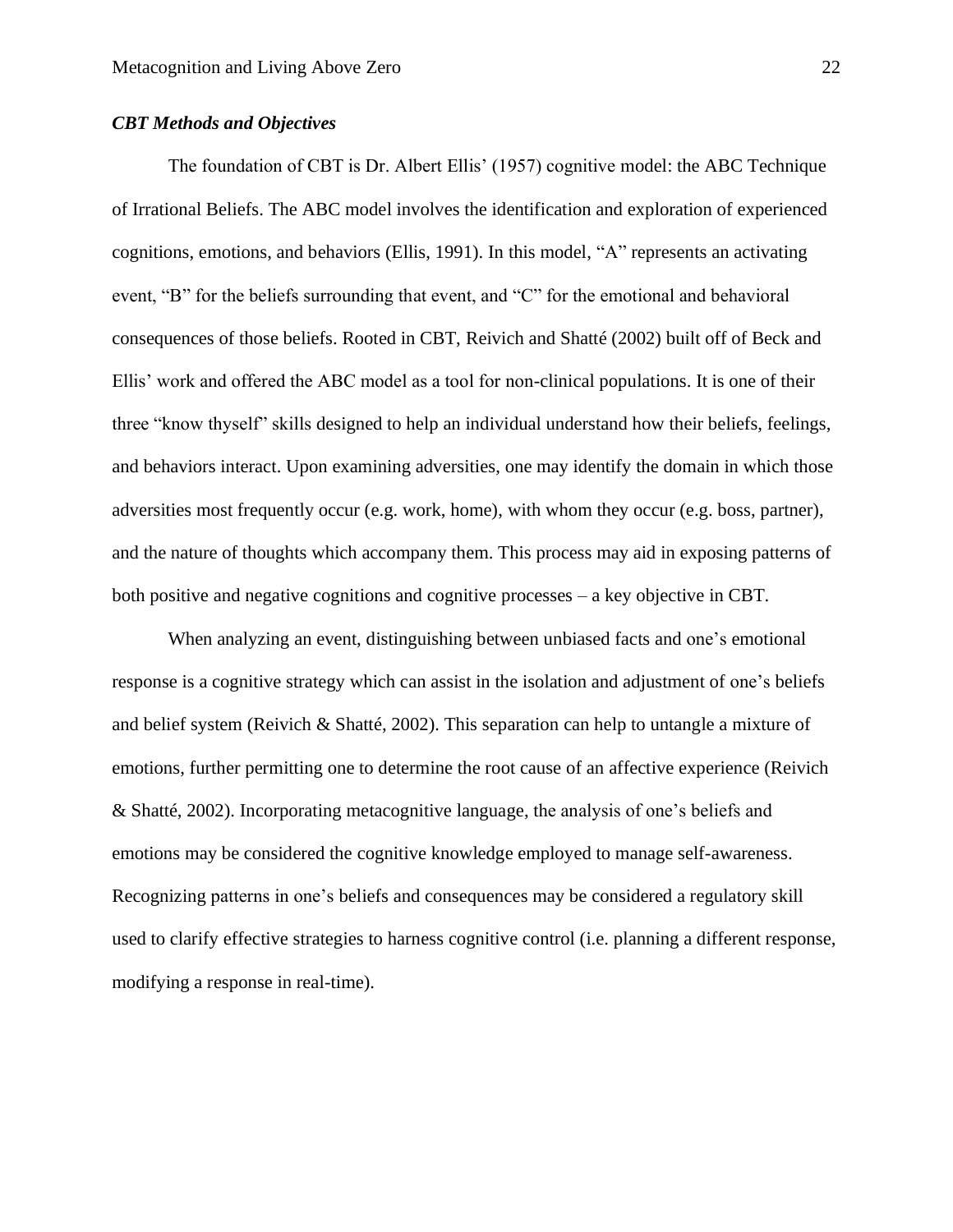### *CBT Methods and Objectives*

The foundation of CBT is Dr. Albert Ellis' (1957) cognitive model: the ABC Technique of Irrational Beliefs. The ABC model involves the identification and exploration of experienced cognitions, emotions, and behaviors (Ellis, 1991). In this model, "A" represents an activating event, "B" for the beliefs surrounding that event, and "C" for the emotional and behavioral consequences of those beliefs. Rooted in CBT, Reivich and Shatté (2002) built off of Beck and Ellis' work and offered the ABC model as a tool for non-clinical populations. It is one of their three "know thyself" skills designed to help an individual understand how their beliefs, feelings, and behaviors interact. Upon examining adversities, one may identify the domain in which those adversities most frequently occur (e.g. work, home), with whom they occur (e.g. boss, partner), and the nature of thoughts which accompany them. This process may aid in exposing patterns of both positive and negative cognitions and cognitive processes – a key objective in CBT.

When analyzing an event, distinguishing between unbiased facts and one's emotional response is a cognitive strategy which can assist in the isolation and adjustment of one's beliefs and belief system (Reivich & Shatté, 2002). This separation can help to untangle a mixture of emotions, further permitting one to determine the root cause of an affective experience (Reivich & Shatté, 2002). Incorporating metacognitive language, the analysis of one's beliefs and emotions may be considered the cognitive knowledge employed to manage self-awareness. Recognizing patterns in one's beliefs and consequences may be considered a regulatory skill used to clarify effective strategies to harness cognitive control (i.e. planning a different response, modifying a response in real-time).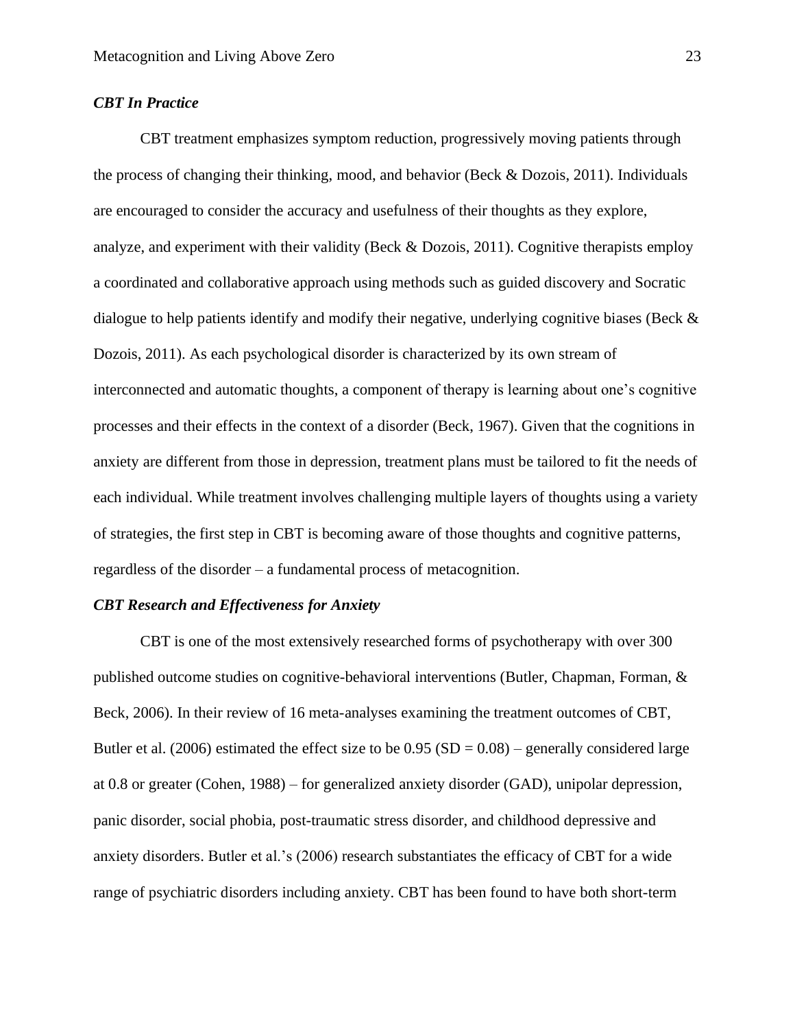### *CBT In Practice*

CBT treatment emphasizes symptom reduction, progressively moving patients through the process of changing their thinking, mood, and behavior (Beck & Dozois, 2011). Individuals are encouraged to consider the accuracy and usefulness of their thoughts as they explore, analyze, and experiment with their validity (Beck & Dozois, 2011). Cognitive therapists employ a coordinated and collaborative approach using methods such as guided discovery and Socratic dialogue to help patients identify and modify their negative, underlying cognitive biases (Beck & Dozois, 2011). As each psychological disorder is characterized by its own stream of interconnected and automatic thoughts, a component of therapy is learning about one's cognitive processes and their effects in the context of a disorder (Beck, 1967). Given that the cognitions in anxiety are different from those in depression, treatment plans must be tailored to fit the needs of each individual. While treatment involves challenging multiple layers of thoughts using a variety of strategies, the first step in CBT is becoming aware of those thoughts and cognitive patterns, regardless of the disorder – a fundamental process of metacognition.

### *CBT Research and Effectiveness for Anxiety*

CBT is one of the most extensively researched forms of psychotherapy with over 300 published outcome studies on cognitive-behavioral interventions (Butler, Chapman, Forman, & Beck, 2006). In their review of 16 meta-analyses examining the treatment outcomes of CBT, Butler et al. (2006) estimated the effect size to be 0.95 ($SD = 0.08$) – generally considered large at 0.8 or greater (Cohen, 1988) – for generalized anxiety disorder (GAD), unipolar depression, panic disorder, social phobia, post-traumatic stress disorder, and childhood depressive and anxiety disorders. Butler et al.'s (2006) research substantiates the efficacy of CBT for a wide range of psychiatric disorders including anxiety. CBT has been found to have both short-term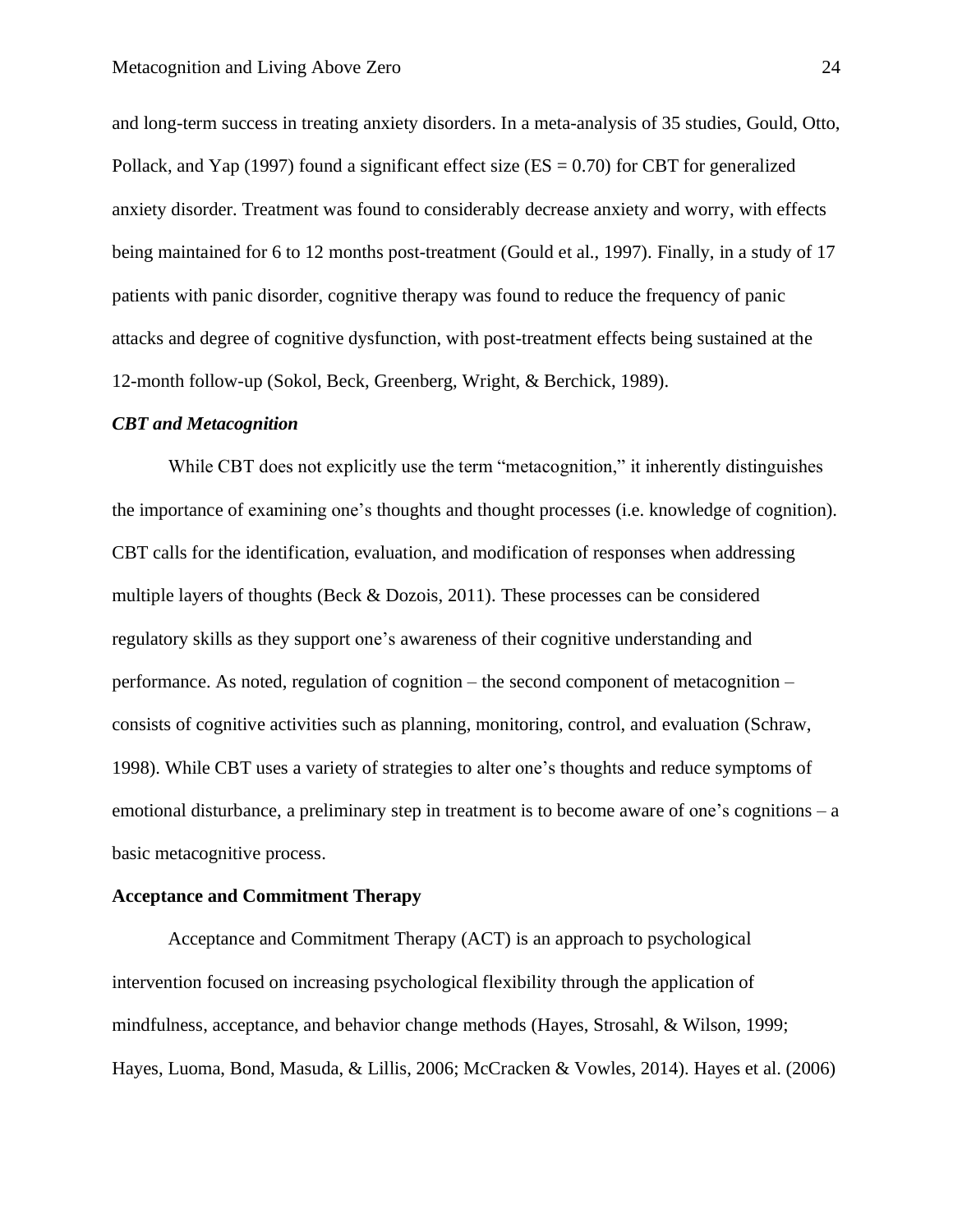and long-term success in treating anxiety disorders. In a meta-analysis of 35 studies, Gould, Otto, Pollack, and Yap (1997) found a significant effect size (ES = 0.70) for CBT for generalized anxiety disorder. Treatment was found to considerably decrease anxiety and worry, with effects being maintained for 6 to 12 months post-treatment (Gould et al., 1997). Finally, in a study of 17 patients with panic disorder, cognitive therapy was found to reduce the frequency of panic attacks and degree of cognitive dysfunction, with post-treatment effects being sustained at the 12-month follow-up (Sokol, Beck, Greenberg, Wright, & Berchick, 1989).

### *CBT and Metacognition*

While CBT does not explicitly use the term "metacognition," it inherently distinguishes the importance of examining one's thoughts and thought processes (i.e. knowledge of cognition). CBT calls for the identification, evaluation, and modification of responses when addressing multiple layers of thoughts (Beck & Dozois, 2011). These processes can be considered regulatory skills as they support one's awareness of their cognitive understanding and performance. As noted, regulation of cognition – the second component of metacognition – consists of cognitive activities such as planning, monitoring, control, and evaluation (Schraw, 1998). While CBT uses a variety of strategies to alter one's thoughts and reduce symptoms of emotional disturbance, a preliminary step in treatment is to become aware of one's cognitions – a basic metacognitive process.

## Acceptance and Commitment Therapy

Acceptance and Commitment Therapy (ACT) is an approach to psychological intervention focused on increasing psychological flexibility through the application of mindfulness, acceptance, and behavior change methods (Hayes, Strosahl, & Wilson, 1999; Hayes, Luoma, Bond, Masuda, & Lillis, 2006; McCracken & Vowles, 2014). Hayes et al. (2006)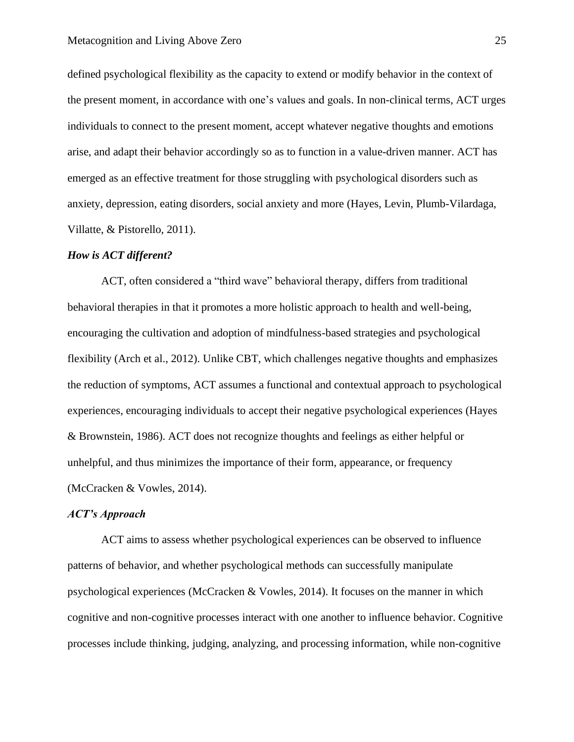defined psychological flexibility as the capacity to extend or modify behavior in the context of the present moment, in accordance with one's values and goals. In non-clinical terms, ACT urges individuals to connect to the present moment, accept whatever negative thoughts and emotions arise, and adapt their behavior accordingly so as to function in a value-driven manner. ACT has emerged as an effective treatment for those struggling with psychological disorders such as anxiety, depression, eating disorders, social anxiety and more (Hayes, Levin, Plumb-Vilardaga, Villatte, & Pistorello, 2011).

***How is ACT different?***

ACT, often considered a "third wave" behavioral therapy, differs from traditional behavioral therapies in that it promotes a more holistic approach to health and well-being, encouraging the cultivation and adoption of mindfulness-based strategies and psychological flexibility (Arch et al., 2012). Unlike CBT, which challenges negative thoughts and emphasizes the reduction of symptoms, ACT assumes a functional and contextual approach to psychological experiences, encouraging individuals to accept their negative psychological experiences (Hayes & Brownstein, 1986). ACT does not recognize thoughts and feelings as either helpful or unhelpful, and thus minimizes the importance of their form, appearance, or frequency (McCracken & Vowles, 2014).

***ACT's Approach***

ACT aims to assess whether psychological experiences can be observed to influence patterns of behavior, and whether psychological methods can successfully manipulate psychological experiences (McCracken & Vowles, 2014). It focuses on the manner in which cognitive and non-cognitive processes interact with one another to influence behavior. Cognitive processes include thinking, judging, analyzing, and processing information, while non-cognitive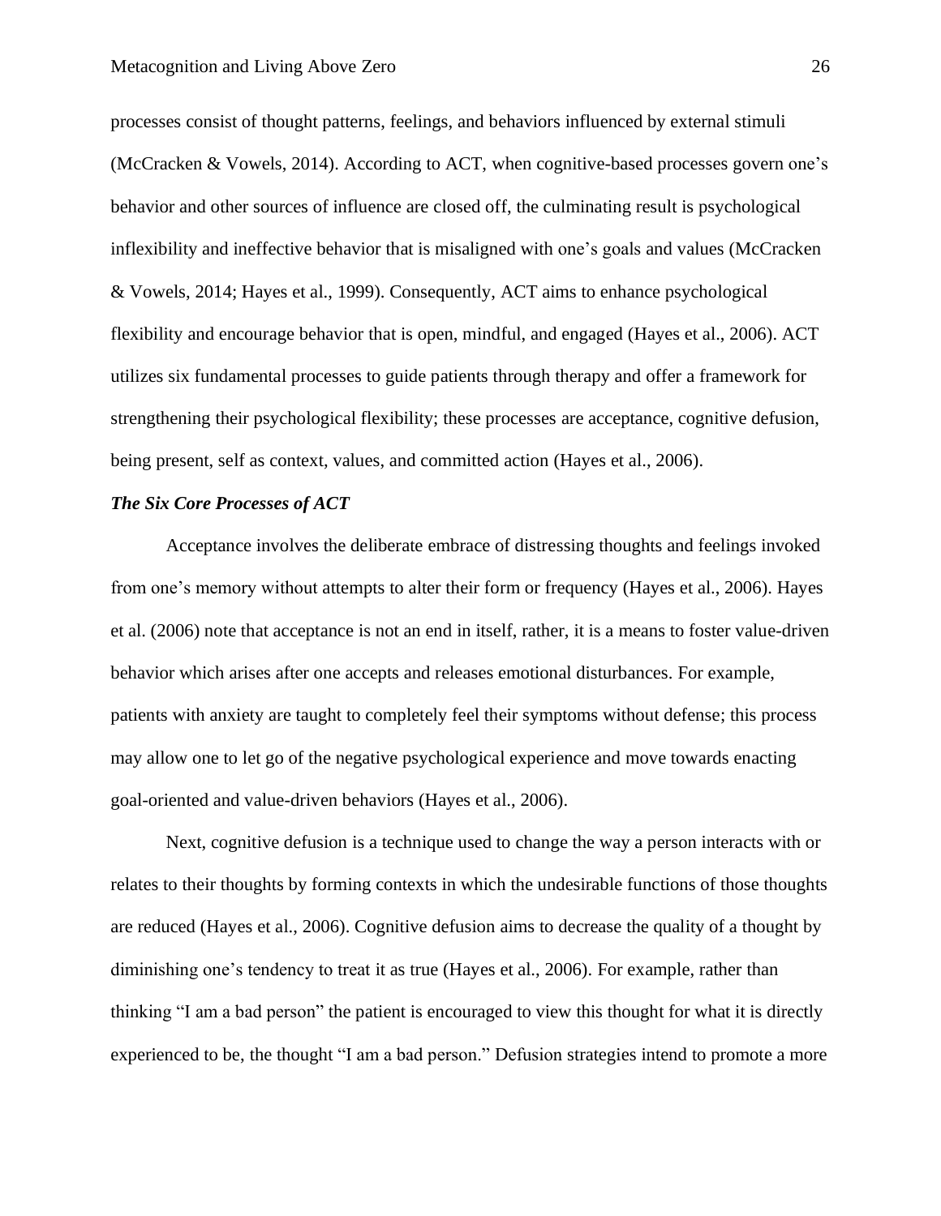processes consist of thought patterns, feelings, and behaviors influenced by external stimuli (McCracken & Vowels, 2014). According to ACT, when cognitive-based processes govern one's behavior and other sources of influence are closed off, the culminating result is psychological inflexibility and ineffective behavior that is misaligned with one's goals and values (McCracken & Vowels, 2014; Hayes et al., 1999). Consequently, ACT aims to enhance psychological flexibility and encourage behavior that is open, mindful, and engaged (Hayes et al., 2006). ACT utilizes six fundamental processes to guide patients through therapy and offer a framework for strengthening their psychological flexibility; these processes are acceptance, cognitive defusion, being present, self as context, values, and committed action (Hayes et al., 2006).

### *The Six Core Processes of ACT*

Acceptance involves the deliberate embrace of distressing thoughts and feelings invoked from one's memory without attempts to alter their form or frequency (Hayes et al., 2006). Hayes et al. (2006) note that acceptance is not an end in itself, rather, it is a means to foster value-driven behavior which arises after one accepts and releases emotional disturbances. For example, patients with anxiety are taught to completely feel their symptoms without defense; this process may allow one to let go of the negative psychological experience and move towards enacting goal-oriented and value-driven behaviors (Hayes et al., 2006).

Next, cognitive defusion is a technique used to change the way a person interacts with or relates to their thoughts by forming contexts in which the undesirable functions of those thoughts are reduced (Hayes et al., 2006). Cognitive defusion aims to decrease the quality of a thought by diminishing one's tendency to treat it as true (Hayes et al., 2006). For example, rather than thinking "I am a bad person" the patient is encouraged to view this thought for what it is directly experienced to be, the thought "I am a bad person." Defusion strategies intend to promote a more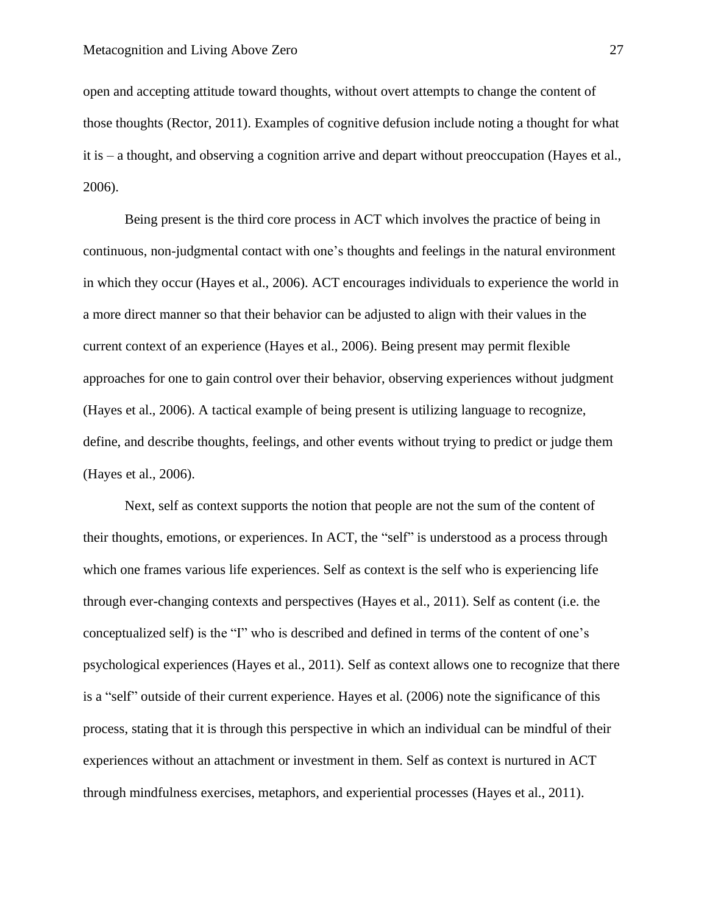open and accepting attitude toward thoughts, without overt attempts to change the content of those thoughts (Rector, 2011). Examples of cognitive defusion include noting a thought for what it is – a thought, and observing a cognition arrive and depart without preoccupation (Hayes et al., 2006).

Being present is the third core process in ACT which involves the practice of being in continuous, non-judgmental contact with one's thoughts and feelings in the natural environment in which they occur (Hayes et al., 2006). ACT encourages individuals to experience the world in a more direct manner so that their behavior can be adjusted to align with their values in the current context of an experience (Hayes et al., 2006). Being present may permit flexible approaches for one to gain control over their behavior, observing experiences without judgment (Hayes et al., 2006). A tactical example of being present is utilizing language to recognize, define, and describe thoughts, feelings, and other events without trying to predict or judge them (Hayes et al., 2006).

Next, self as context supports the notion that people are not the sum of the content of their thoughts, emotions, or experiences. In ACT, the "self" is understood as a process through which one frames various life experiences. Self as context is the self who is experiencing life through ever-changing contexts and perspectives (Hayes et al., 2011). Self as content (i.e. the conceptualized self) is the "I" who is described and defined in terms of the content of one's psychological experiences (Hayes et al., 2011). Self as context allows one to recognize that there is a "self" outside of their current experience. Hayes et al. (2006) note the significance of this process, stating that it is through this perspective in which an individual can be mindful of their experiences without an attachment or investment in them. Self as context is nurtured in ACT through mindfulness exercises, metaphors, and experiential processes (Hayes et al., 2011).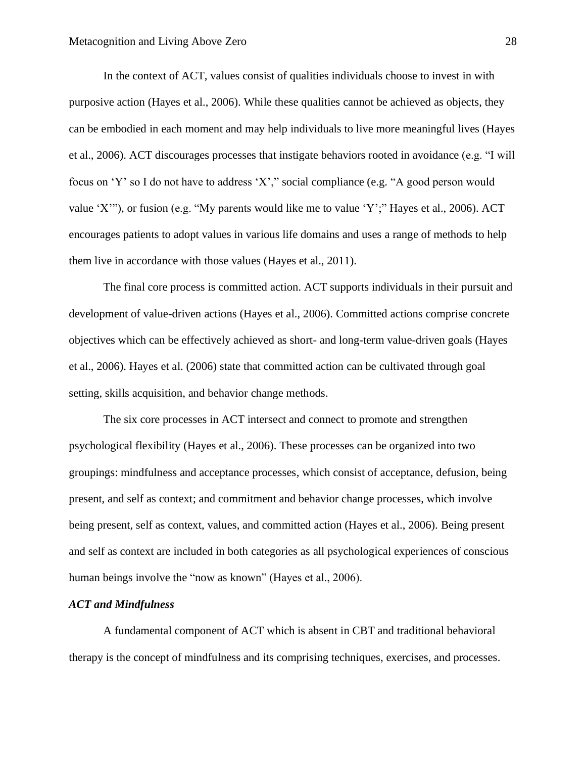In the context of ACT, values consist of qualities individuals choose to invest in with purposive action (Hayes et al., 2006). While these qualities cannot be achieved as objects, they can be embodied in each moment and may help individuals to live more meaningful lives (Hayes et al., 2006). ACT discourages processes that instigate behaviors rooted in avoidance (e.g. “I will focus on ‘Y’ so I do not have to address ‘X’,” social compliance (e.g. “A good person would value ‘X’”), or fusion (e.g. “My parents would like me to value ‘Y’;” Hayes et al., 2006). ACT encourages patients to adopt values in various life domains and uses a range of methods to help them live in accordance with those values (Hayes et al., 2011).

The final core process is committed action. ACT supports individuals in their pursuit and development of value-driven actions (Hayes et al., 2006). Committed actions comprise concrete objectives which can be effectively achieved as short- and long-term value-driven goals (Hayes et al., 2006). Hayes et al. (2006) state that committed action can be cultivated through goal setting, skills acquisition, and behavior change methods.

The six core processes in ACT intersect and connect to promote and strengthen psychological flexibility (Hayes et al., 2006). These processes can be organized into two groupings: mindfulness and acceptance processes, which consist of acceptance, defusion, being present, and self as context; and commitment and behavior change processes, which involve being present, self as context, values, and committed action (Hayes et al., 2006). Being present and self as context are included in both categories as all psychological experiences of conscious human beings involve the “now as known” (Hayes et al., 2006).

### *ACT and Mindfulness*

A fundamental component of ACT which is absent in CBT and traditional behavioral therapy is the concept of mindfulness and its comprising techniques, exercises, and processes.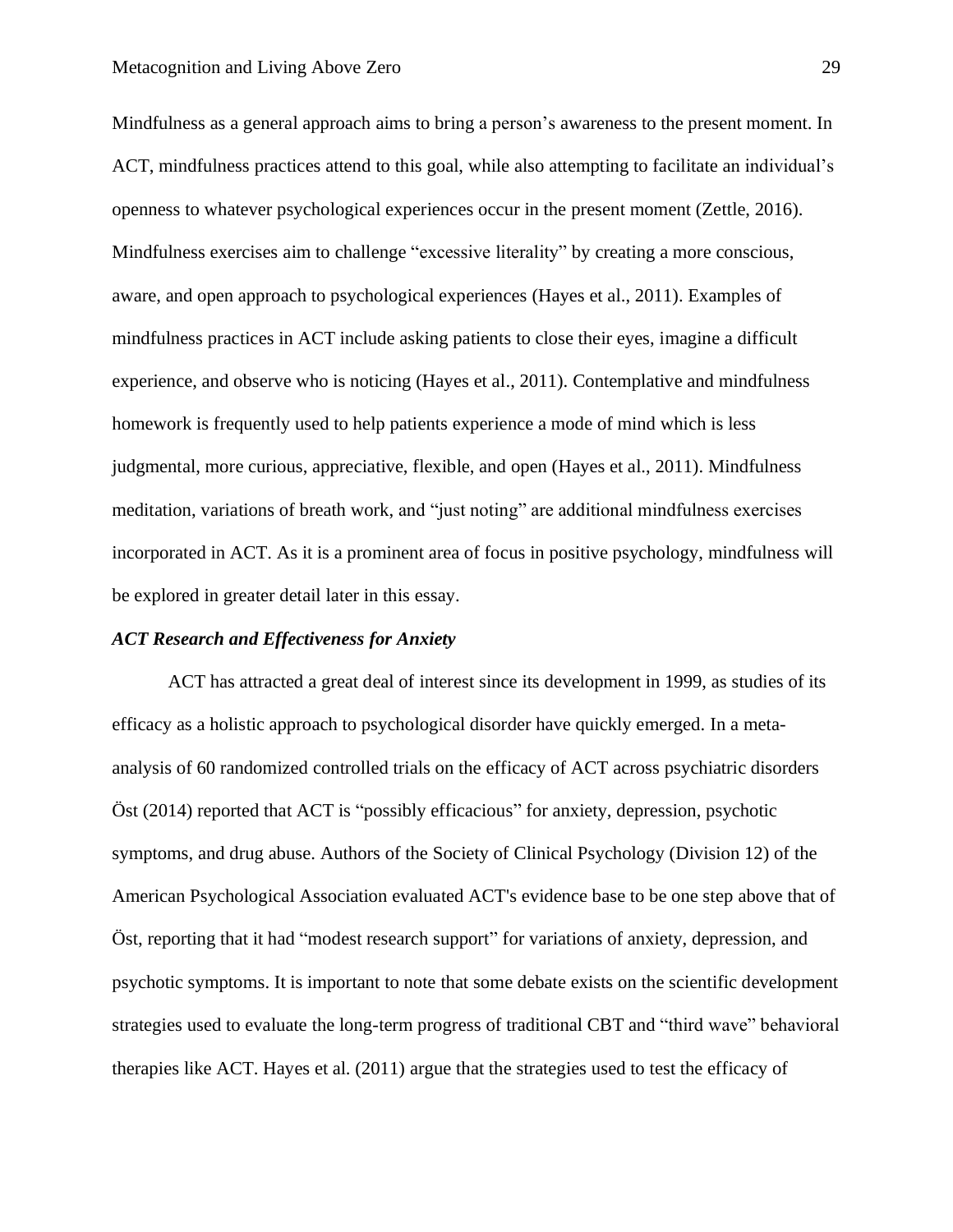Mindfulness as a general approach aims to bring a person's awareness to the present moment. In ACT, mindfulness practices attend to this goal, while also attempting to facilitate an individual's openness to whatever psychological experiences occur in the present moment (Zettle, 2016). Mindfulness exercises aim to challenge "excessive literality" by creating a more conscious, aware, and open approach to psychological experiences (Hayes et al., 2011). Examples of mindfulness practices in ACT include asking patients to close their eyes, imagine a difficult experience, and observe who is noticing (Hayes et al., 2011). Contemplative and mindfulness homework is frequently used to help patients experience a mode of mind which is less judgmental, more curious, appreciative, flexible, and open (Hayes et al., 2011). Mindfulness meditation, variations of breath work, and "just noting" are additional mindfulness exercises incorporated in ACT. As it is a prominent area of focus in positive psychology, mindfulness will be explored in greater detail later in this essay.

### *ACT Research and Effectiveness for Anxiety*

ACT has attracted a great deal of interest since its development in 1999, as studies of its efficacy as a holistic approach to psychological disorder have quickly emerged. In a meta-analysis of 60 randomized controlled trials on the efficacy of ACT across psychiatric disorders Öst (2014) reported that ACT is "possibly efficacious" for anxiety, depression, psychotic symptoms, and drug abuse. Authors of the Society of Clinical Psychology (Division 12) of the American Psychological Association evaluated ACT's evidence base to be one step above that of Öst, reporting that it had "modest research support" for variations of anxiety, depression, and psychotic symptoms. It is important to note that some debate exists on the scientific development strategies used to evaluate the long-term progress of traditional CBT and "third wave" behavioral therapies like ACT. Hayes et al. (2011) argue that the strategies used to test the efficacy of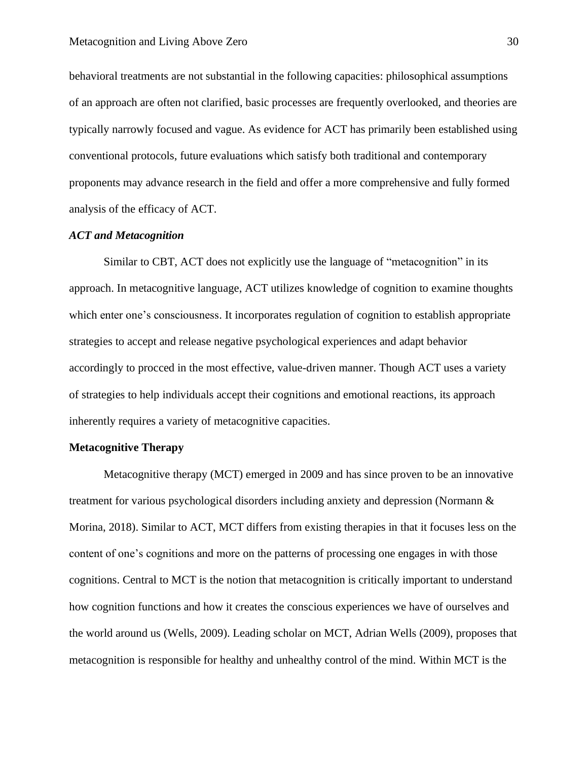behavioral treatments are not substantial in the following capacities: philosophical assumptions of an approach are often not clarified, basic processes are frequently overlooked, and theories are typically narrowly focused and vague. As evidence for ACT has primarily been established using conventional protocols, future evaluations which satisfy both traditional and contemporary proponents may advance research in the field and offer a more comprehensive and fully formed analysis of the efficacy of ACT.

### *ACT and Metacognition*

Similar to CBT, ACT does not explicitly use the language of "metacognition" in its approach. In metacognitive language, ACT utilizes knowledge of cognition to examine thoughts which enter one's consciousness. It incorporates regulation of cognition to establish appropriate strategies to accept and release negative psychological experiences and adapt behavior accordingly to procced in the most effective, value-driven manner. Though ACT uses a variety of strategies to help individuals accept their cognitions and emotional reactions, its approach inherently requires a variety of metacognitive capacities.

## **Metacognitive Therapy**

Metacognitive therapy (MCT) emerged in 2009 and has since proven to be an innovative treatment for various psychological disorders including anxiety and depression (Normann & Morina, 2018). Similar to ACT, MCT differs from existing therapies in that it focuses less on the content of one's cognitions and more on the patterns of processing one engages in with those cognitions. Central to MCT is the notion that metacognition is critically important to understand how cognition functions and how it creates the conscious experiences we have of ourselves and the world around us (Wells, 2009). Leading scholar on MCT, Adrian Wells (2009), proposes that metacognition is responsible for healthy and unhealthy control of the mind. Within MCT is the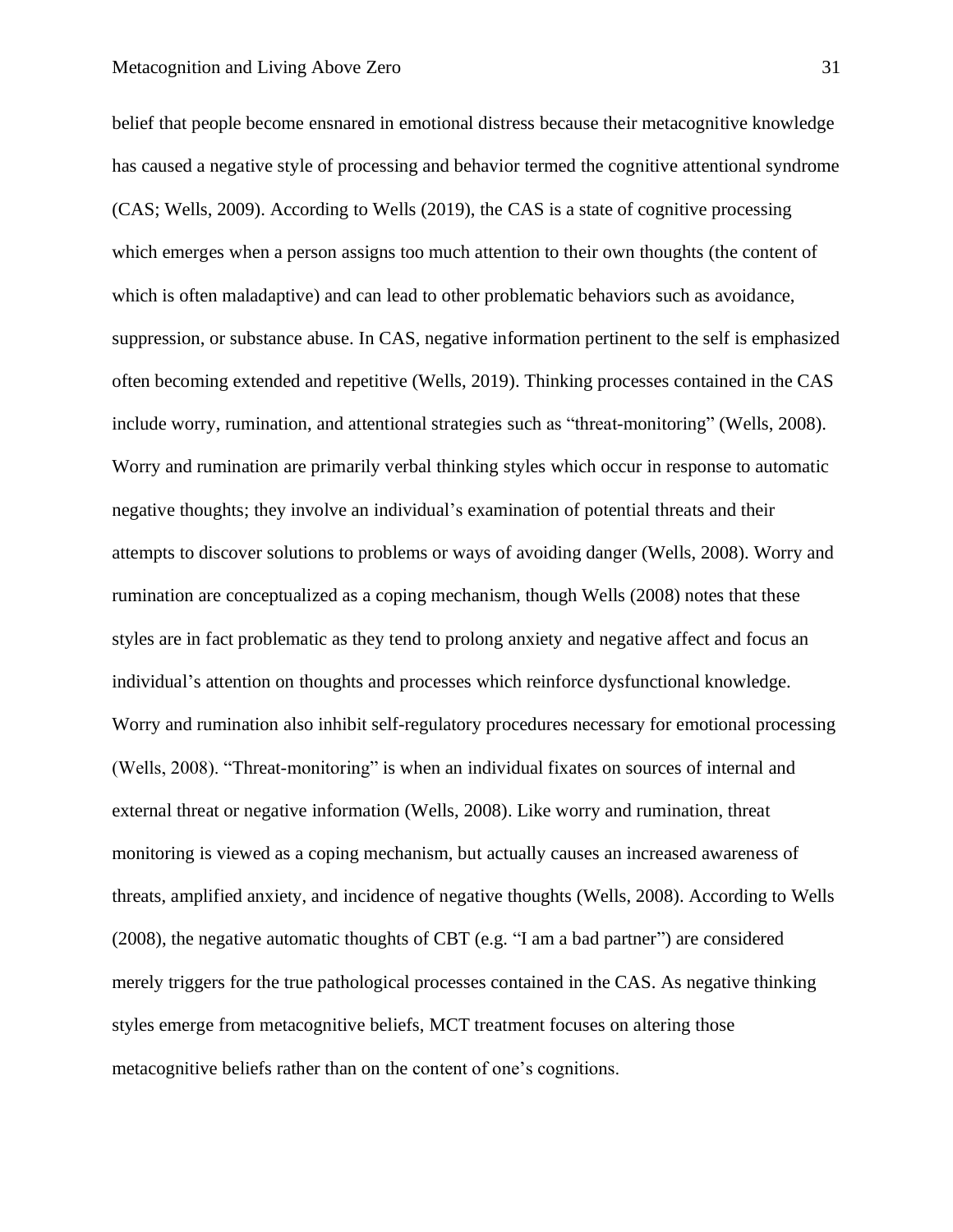belief that people become ensnared in emotional distress because their metacognitive knowledge has caused a negative style of processing and behavior termed the cognitive attentional syndrome (CAS; Wells, 2009). According to Wells (2019), the CAS is a state of cognitive processing which emerges when a person assigns too much attention to their own thoughts (the content of which is often maladaptive) and can lead to other problematic behaviors such as avoidance, suppression, or substance abuse. In CAS, negative information pertinent to the self is emphasized often becoming extended and repetitive (Wells, 2019). Thinking processes contained in the CAS include worry, rumination, and attentional strategies such as "threat-monitoring" (Wells, 2008). Worry and rumination are primarily verbal thinking styles which occur in response to automatic negative thoughts; they involve an individual's examination of potential threats and their attempts to discover solutions to problems or ways of avoiding danger (Wells, 2008). Worry and rumination are conceptualized as a coping mechanism, though Wells (2008) notes that these styles are in fact problematic as they tend to prolong anxiety and negative affect and focus an individual's attention on thoughts and processes which reinforce dysfunctional knowledge. Worry and rumination also inhibit self-regulatory procedures necessary for emotional processing (Wells, 2008). "Threat-monitoring" is when an individual fixates on sources of internal and external threat or negative information (Wells, 2008). Like worry and rumination, threat monitoring is viewed as a coping mechanism, but actually causes an increased awareness of threats, amplified anxiety, and incidence of negative thoughts (Wells, 2008). According to Wells (2008), the negative automatic thoughts of CBT (e.g. "I am a bad partner") are considered merely triggers for the true pathological processes contained in the CAS. As negative thinking styles emerge from metacognitive beliefs, MCT treatment focuses on altering those metacognitive beliefs rather than on the content of one's cognitions.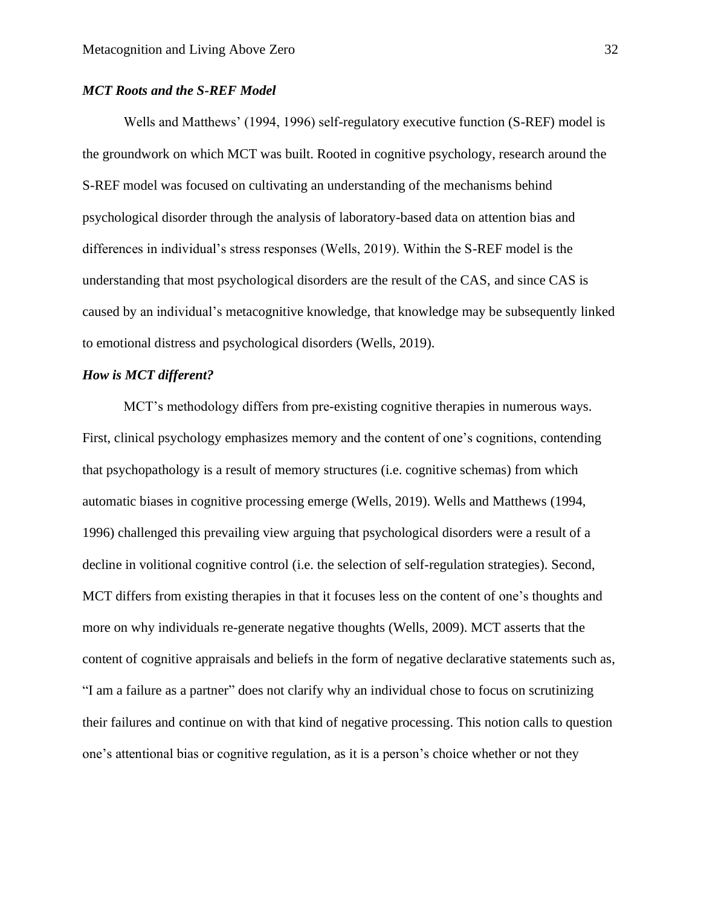### *MCT Roots and the S-REF Model*

Wells and Matthews' (1994, 1996) self-regulatory executive function (S-REF) model is the groundwork on which MCT was built. Rooted in cognitive psychology, research around the S-REF model was focused on cultivating an understanding of the mechanisms behind psychological disorder through the analysis of laboratory-based data on attention bias and differences in individual's stress responses (Wells, 2019). Within the S-REF model is the understanding that most psychological disorders are the result of the CAS, and since CAS is caused by an individual's metacognitive knowledge, that knowledge may be subsequently linked to emotional distress and psychological disorders (Wells, 2019).

### *How is MCT different?*

MCT's methodology differs from pre-existing cognitive therapies in numerous ways. First, clinical psychology emphasizes memory and the content of one's cognitions, contending that psychopathology is a result of memory structures (i.e. cognitive schemas) from which automatic biases in cognitive processing emerge (Wells, 2019). Wells and Matthews (1994, 1996) challenged this prevailing view arguing that psychological disorders were a result of a decline in volitional cognitive control (i.e. the selection of self-regulation strategies). Second, MCT differs from existing therapies in that it focuses less on the content of one's thoughts and more on why individuals re-generate negative thoughts (Wells, 2009). MCT asserts that the content of cognitive appraisals and beliefs in the form of negative declarative statements such as, "I am a failure as a partner" does not clarify why an individual chose to focus on scrutinizing their failures and continue on with that kind of negative processing. This notion calls to question one's attentional bias or cognitive regulation, as it is a person's choice whether or not they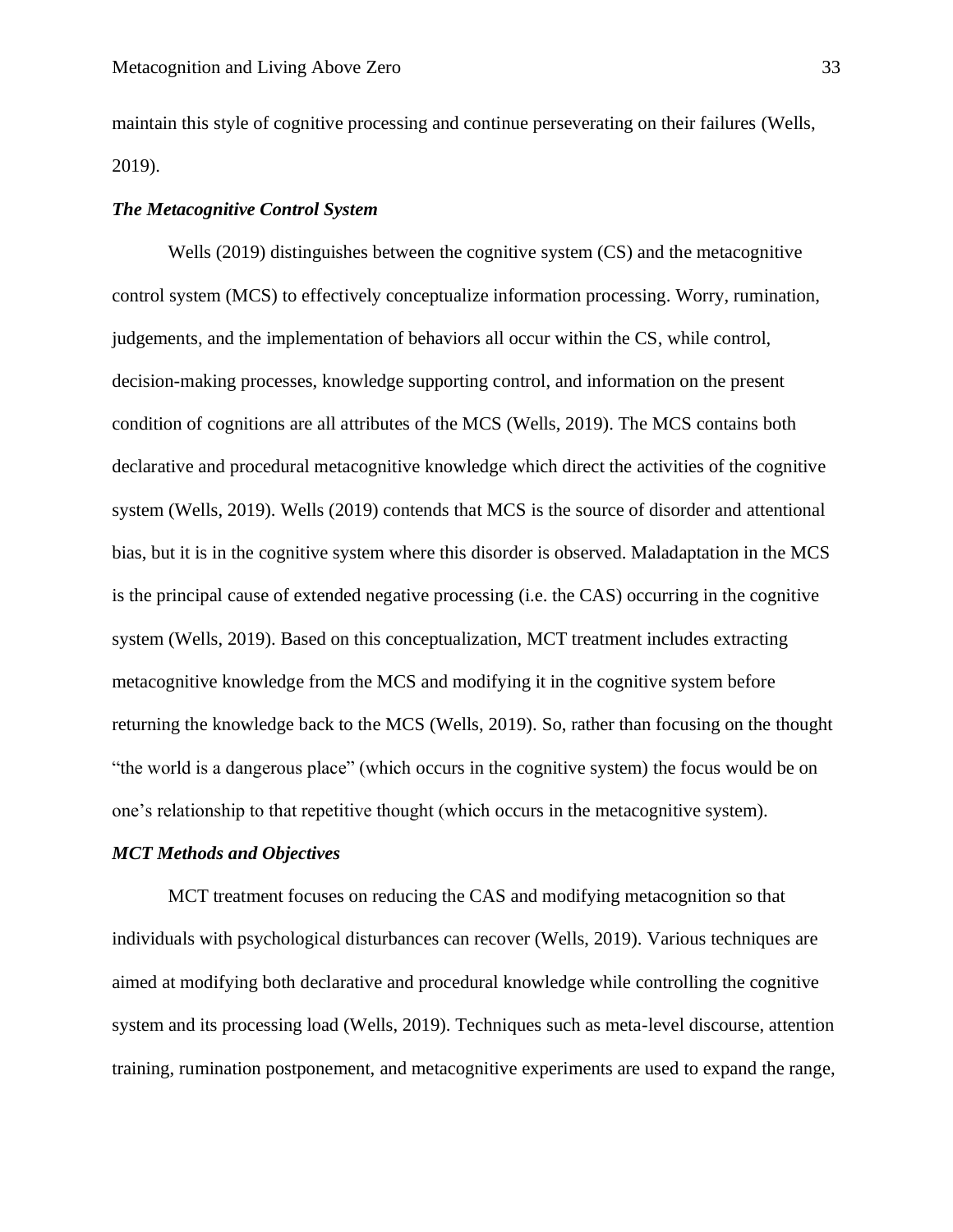maintain this style of cognitive processing and continue perseverating on their failures (Wells, 2019).

### *The Metacognitive Control System*

Wells (2019) distinguishes between the cognitive system (CS) and the metacognitive control system (MCS) to effectively conceptualize information processing. Worry, rumination, judgements, and the implementation of behaviors all occur within the CS, while control, decision-making processes, knowledge supporting control, and information on the present condition of cognitions are all attributes of the MCS (Wells, 2019). The MCS contains both declarative and procedural metacognitive knowledge which direct the activities of the cognitive system (Wells, 2019). Wells (2019) contends that MCS is the source of disorder and attentional bias, but it is in the cognitive system where this disorder is observed. Maladaptation in the MCS is the principal cause of extended negative processing (i.e. the CAS) occurring in the cognitive system (Wells, 2019). Based on this conceptualization, MCT treatment includes extracting metacognitive knowledge from the MCS and modifying it in the cognitive system before returning the knowledge back to the MCS (Wells, 2019). So, rather than focusing on the thought "the world is a dangerous place" (which occurs in the cognitive system) the focus would be on one's relationship to that repetitive thought (which occurs in the metacognitive system).

### *MCT Methods and Objectives*

MCT treatment focuses on reducing the CAS and modifying metacognition so that individuals with psychological disturbances can recover (Wells, 2019). Various techniques are aimed at modifying both declarative and procedural knowledge while controlling the cognitive system and its processing load (Wells, 2019). Techniques such as meta-level discourse, attention training, rumination postponement, and metacognitive experiments are used to expand the range,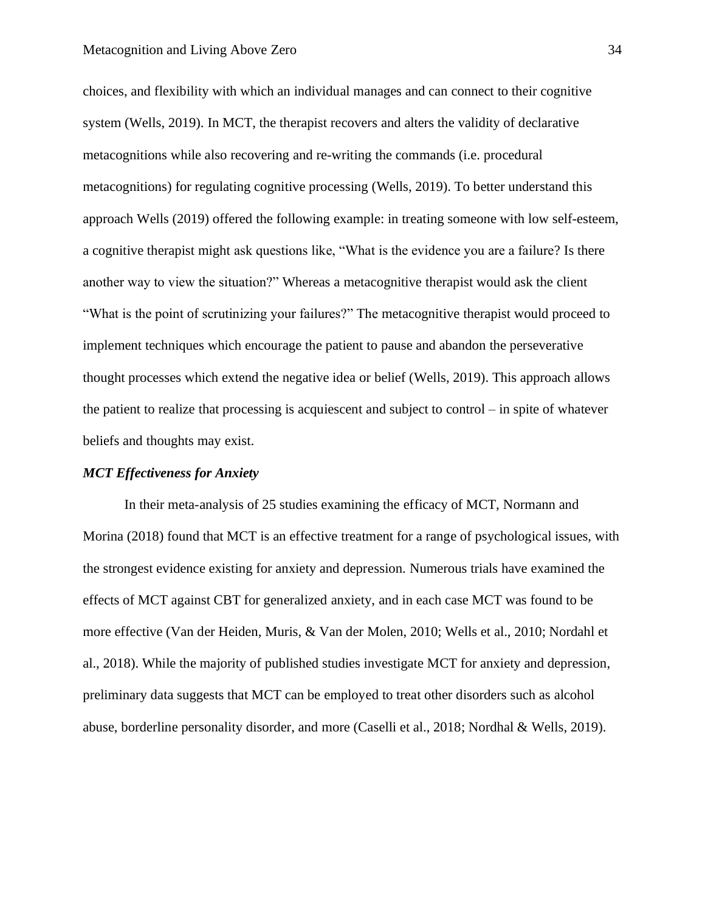choices, and flexibility with which an individual manages and can connect to their cognitive system (Wells, 2019). In MCT, the therapist recovers and alters the validity of declarative metacognitions while also recovering and re-writing the commands (i.e. procedural metacognitions) for regulating cognitive processing (Wells, 2019). To better understand this approach Wells (2019) offered the following example: in treating someone with low self-esteem, a cognitive therapist might ask questions like, "What is the evidence you are a failure? Is there another way to view the situation?" Whereas a metacognitive therapist would ask the client "What is the point of scrutinizing your failures?" The metacognitive therapist would proceed to implement techniques which encourage the patient to pause and abandon the perseverative thought processes which extend the negative idea or belief (Wells, 2019). This approach allows the patient to realize that processing is acquiescent and subject to control – in spite of whatever beliefs and thoughts may exist.

***MCT Effectiveness for Anxiety***

In their meta-analysis of 25 studies examining the efficacy of MCT, Normann and Morina (2018) found that MCT is an effective treatment for a range of psychological issues, with the strongest evidence existing for anxiety and depression. Numerous trials have examined the effects of MCT against CBT for generalized anxiety, and in each case MCT was found to be more effective (Van der Heiden, Muris, & Van der Molen, 2010; Wells et al., 2010; Nordahl et al., 2018). While the majority of published studies investigate MCT for anxiety and depression, preliminary data suggests that MCT can be employed to treat other disorders such as alcohol abuse, borderline personality disorder, and more (Caselli et al., 2018; Nordhal & Wells, 2019).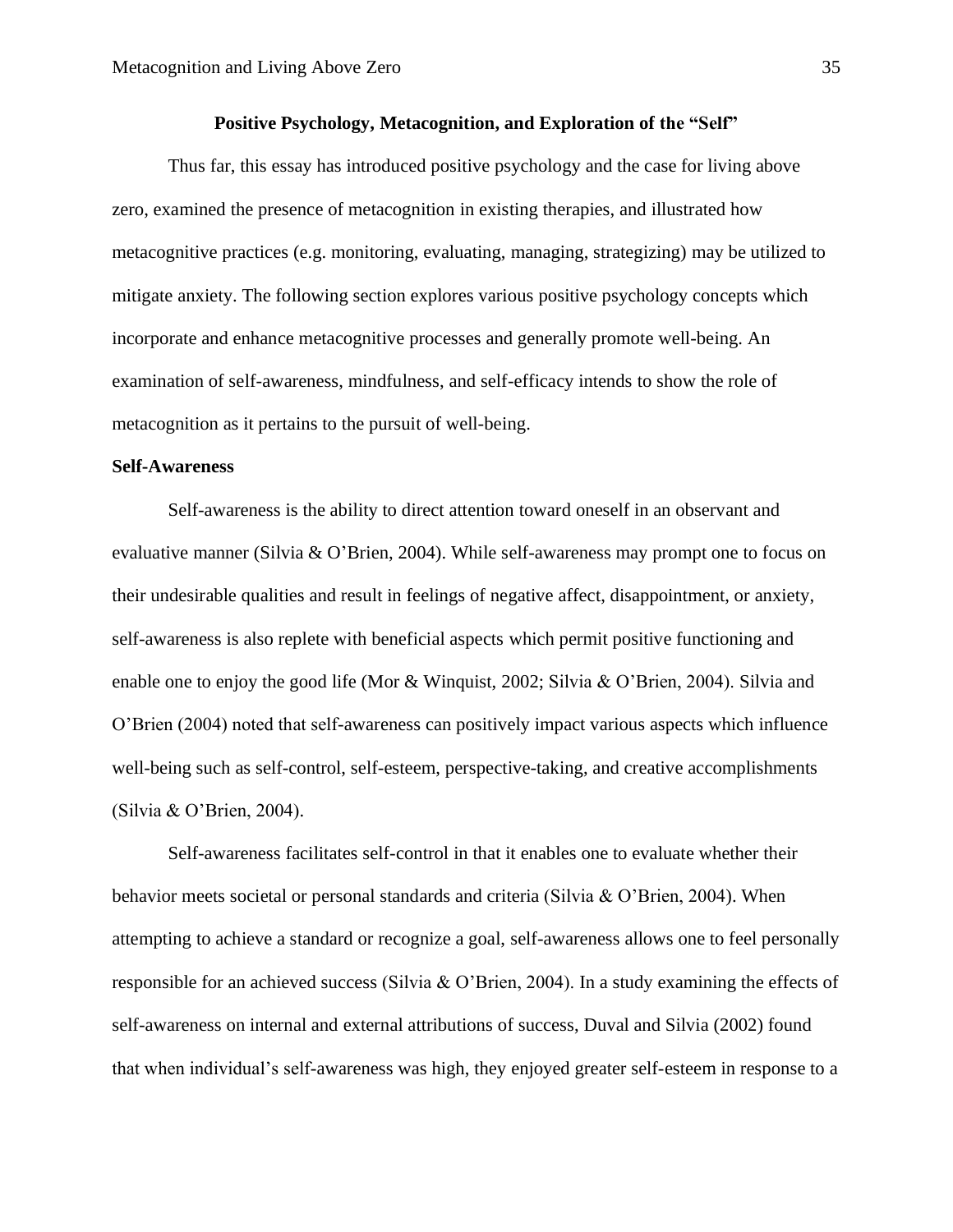## Positive Psychology, Metacognition, and Exploration of the "Self"

Thus far, this essay has introduced positive psychology and the case for living above zero, examined the presence of metacognition in existing therapies, and illustrated how metacognitive practices (e.g. monitoring, evaluating, managing, strategizing) may be utilized to mitigate anxiety. The following section explores various positive psychology concepts which incorporate and enhance metacognitive processes and generally promote well-being. An examination of self-awareness, mindfulness, and self-efficacy intends to show the role of metacognition as it pertains to the pursuit of well-being.

### Self-Awareness

Self-awareness is the ability to direct attention toward oneself in an observant and evaluative manner (Silvia & O'Brien, 2004). While self-awareness may prompt one to focus on their undesirable qualities and result in feelings of negative affect, disappointment, or anxiety, self-awareness is also replete with beneficial aspects which permit positive functioning and enable one to enjoy the good life (Mor & Winquist, 2002; Silvia & O'Brien, 2004). Silvia and O'Brien (2004) noted that self-awareness can positively impact various aspects which influence well-being such as self-control, self-esteem, perspective-taking, and creative accomplishments (Silvia & O'Brien, 2004).

Self-awareness facilitates self-control in that it enables one to evaluate whether their behavior meets societal or personal standards and criteria (Silvia & O'Brien, 2004). When attempting to achieve a standard or recognize a goal, self-awareness allows one to feel personally responsible for an achieved success (Silvia & O'Brien, 2004). In a study examining the effects of self-awareness on internal and external attributions of success, Duval and Silvia (2002) found that when individual's self-awareness was high, they enjoyed greater self-esteem in response to a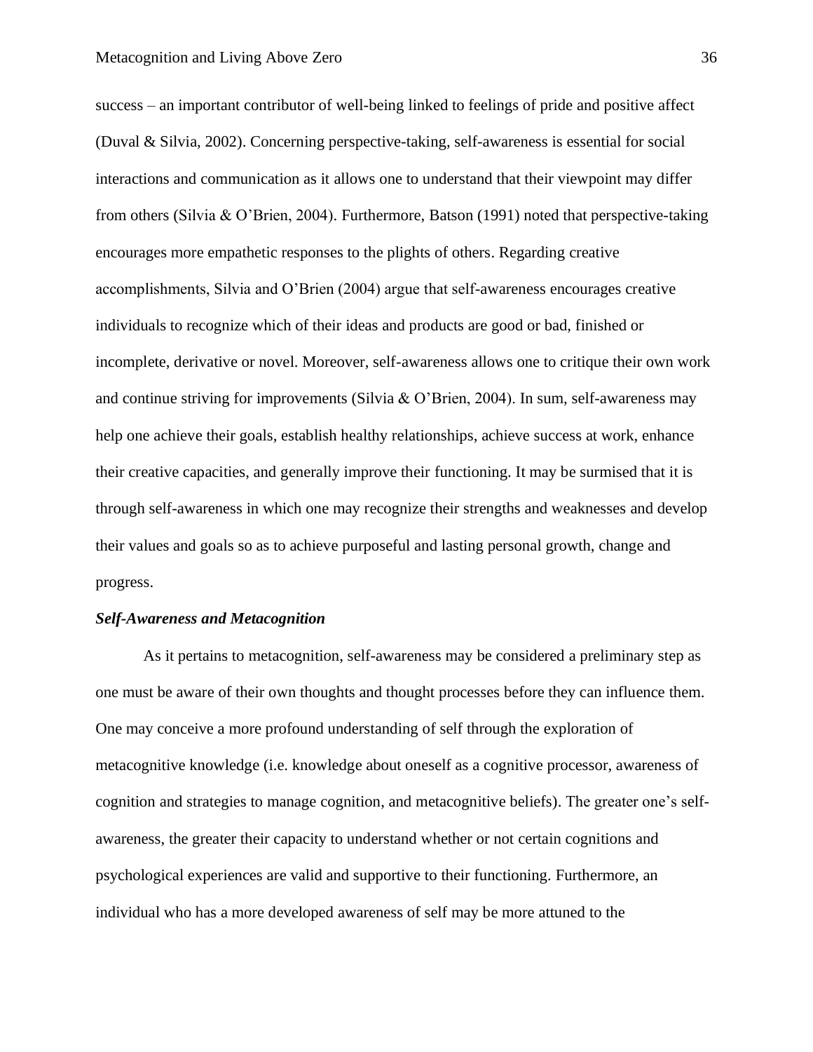success – an important contributor of well-being linked to feelings of pride and positive affect (Duval & Silvia, 2002). Concerning perspective-taking, self-awareness is essential for social interactions and communication as it allows one to understand that their viewpoint may differ from others (Silvia & O'Brien, 2004). Furthermore, Batson (1991) noted that perspective-taking encourages more empathetic responses to the plights of others. Regarding creative accomplishments, Silvia and O'Brien (2004) argue that self-awareness encourages creative individuals to recognize which of their ideas and products are good or bad, finished or incomplete, derivative or novel. Moreover, self-awareness allows one to critique their own work and continue striving for improvements (Silvia & O'Brien, 2004). In sum, self-awareness may help one achieve their goals, establish healthy relationships, achieve success at work, enhance their creative capacities, and generally improve their functioning. It may be surmised that it is through self-awareness in which one may recognize their strengths and weaknesses and develop their values and goals so as to achieve purposeful and lasting personal growth, change and progress.

### *Self-Awareness and Metacognition*

As it pertains to metacognition, self-awareness may be considered a preliminary step as one must be aware of their own thoughts and thought processes before they can influence them. One may conceive a more profound understanding of self through the exploration of metacognitive knowledge (i.e. knowledge about oneself as a cognitive processor, awareness of cognition and strategies to manage cognition, and metacognitive beliefs). The greater one's self-awareness, the greater their capacity to understand whether or not certain cognitions and psychological experiences are valid and supportive to their functioning. Furthermore, an individual who has a more developed awareness of self may be more attuned to the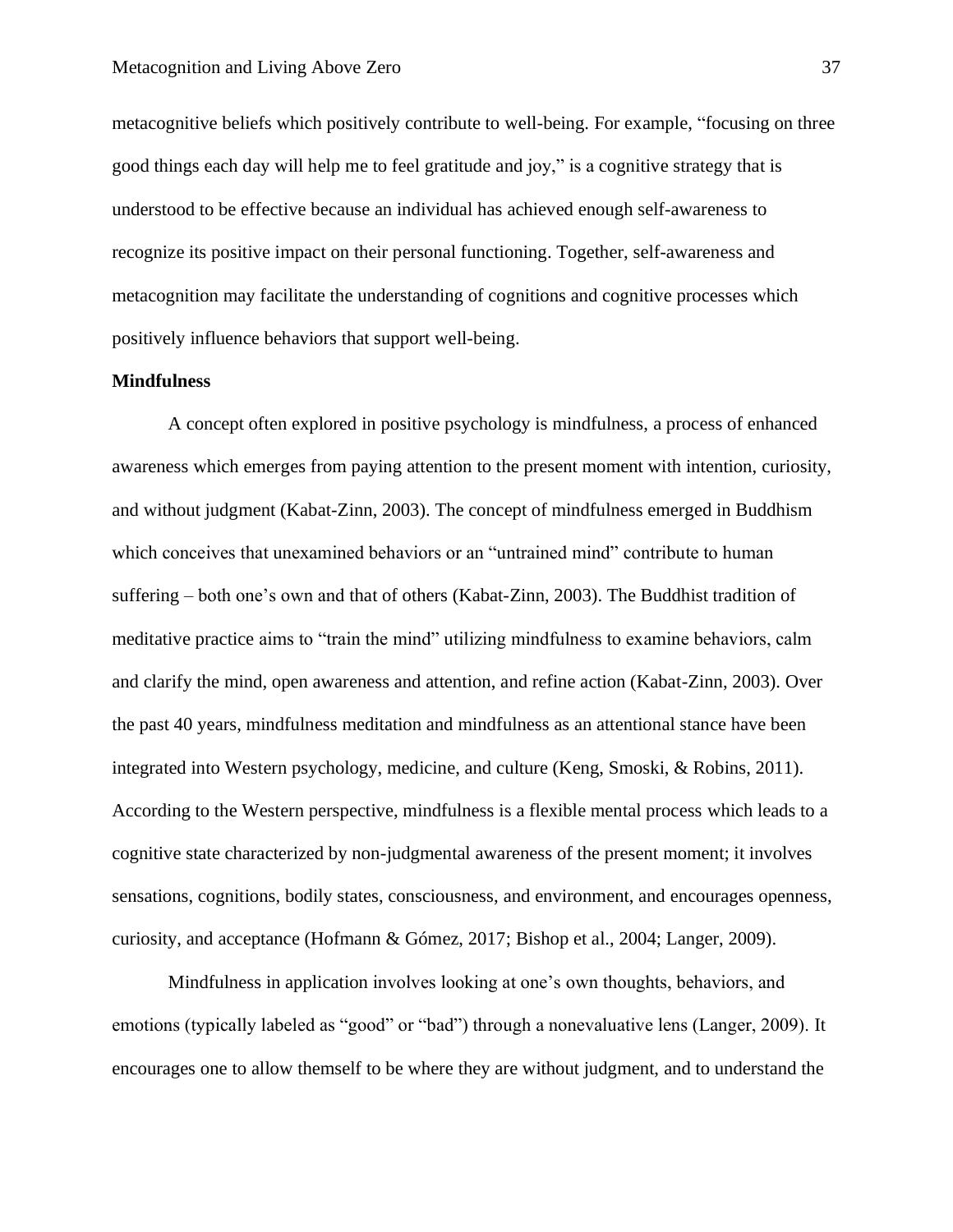metacognitive beliefs which positively contribute to well-being. For example, "focusing on three good things each day will help me to feel gratitude and joy," is a cognitive strategy that is understood to be effective because an individual has achieved enough self-awareness to recognize its positive impact on their personal functioning. Together, self-awareness and metacognition may facilitate the understanding of cognitions and cognitive processes which positively influence behaviors that support well-being.

**Mindfulness**

A concept often explored in positive psychology is mindfulness, a process of enhanced awareness which emerges from paying attention to the present moment with intention, curiosity, and without judgment (Kabat-Zinn, 2003). The concept of mindfulness emerged in Buddhism which conceives that unexamined behaviors or an "untrained mind" contribute to human suffering – both one's own and that of others (Kabat-Zinn, 2003). The Buddhist tradition of meditative practice aims to "train the mind" utilizing mindfulness to examine behaviors, calm and clarify the mind, open awareness and attention, and refine action (Kabat-Zinn, 2003). Over the past 40 years, mindfulness meditation and mindfulness as an attentional stance have been integrated into Western psychology, medicine, and culture (Keng, Smoski, & Robins, 2011). According to the Western perspective, mindfulness is a flexible mental process which leads to a cognitive state characterized by non-judgmental awareness of the present moment; it involves sensations, cognitions, bodily states, consciousness, and environment, and encourages openness, curiosity, and acceptance (Hofmann & Gómez, 2017; Bishop et al., 2004; Langer, 2009).

Mindfulness in application involves looking at one's own thoughts, behaviors, and emotions (typically labeled as "good" or "bad") through a nonevaluative lens (Langer, 2009). It encourages one to allow themself to be where they are without judgment, and to understand the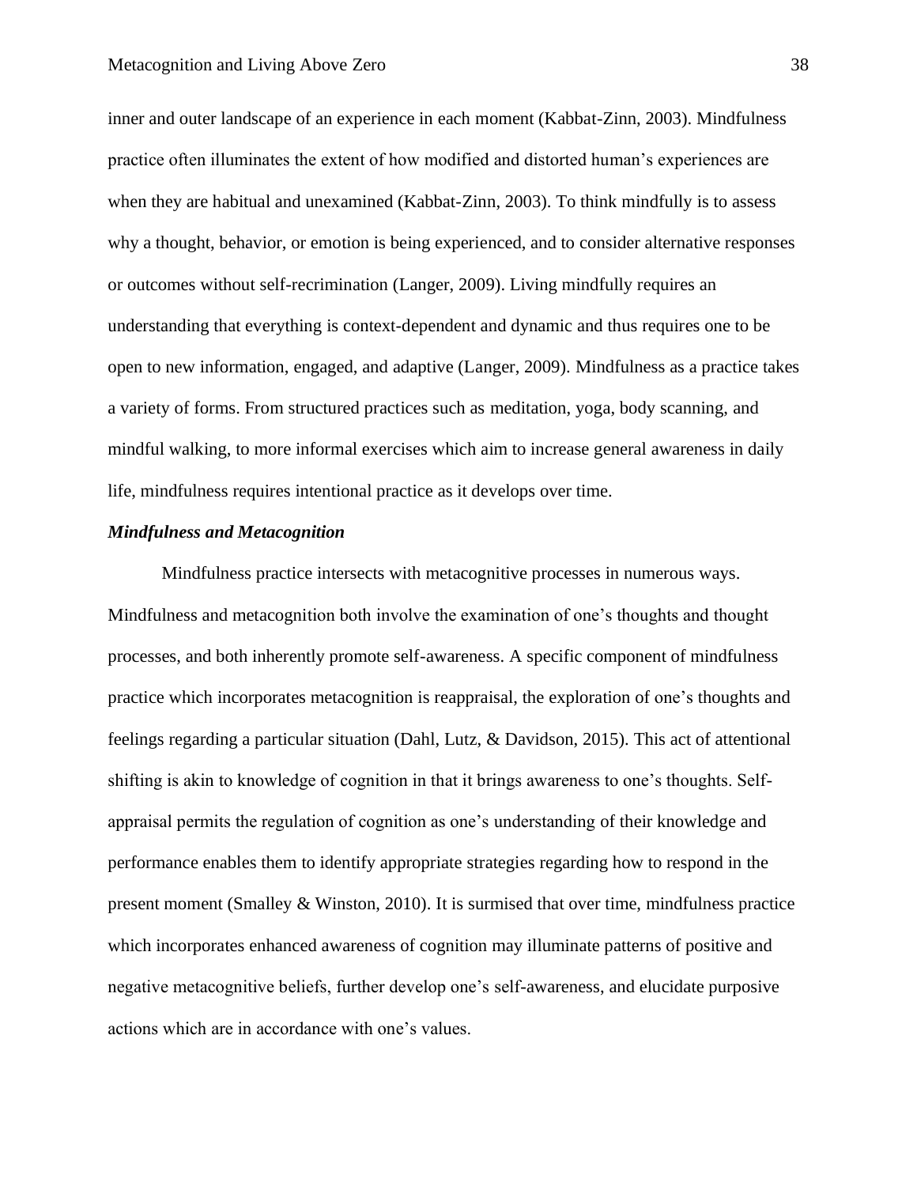inner and outer landscape of an experience in each moment (Kabbat-Zinn, 2003). Mindfulness practice often illuminates the extent of how modified and distorted human's experiences are when they are habitual and unexamined (Kabbat-Zinn, 2003). To think mindfully is to assess why a thought, behavior, or emotion is being experienced, and to consider alternative responses or outcomes without self-recrimination (Langer, 2009). Living mindfully requires an understanding that everything is context-dependent and dynamic and thus requires one to be open to new information, engaged, and adaptive (Langer, 2009). Mindfulness as a practice takes a variety of forms. From structured practices such as meditation, yoga, body scanning, and mindful walking, to more informal exercises which aim to increase general awareness in daily life, mindfulness requires intentional practice as it develops over time.

### *Mindfulness and Metacognition*

Mindfulness practice intersects with metacognitive processes in numerous ways. Mindfulness and metacognition both involve the examination of one's thoughts and thought processes, and both inherently promote self-awareness. A specific component of mindfulness practice which incorporates metacognition is reappraisal, the exploration of one's thoughts and feelings regarding a particular situation (Dahl, Lutz, & Davidson, 2015). This act of attentional shifting is akin to knowledge of cognition in that it brings awareness to one's thoughts. Self-appraisal permits the regulation of cognition as one's understanding of their knowledge and performance enables them to identify appropriate strategies regarding how to respond in the present moment (Smalley & Winston, 2010). It is surmised that over time, mindfulness practice which incorporates enhanced awareness of cognition may illuminate patterns of positive and negative metacognitive beliefs, further develop one's self-awareness, and elucidate purposive actions which are in accordance with one's values.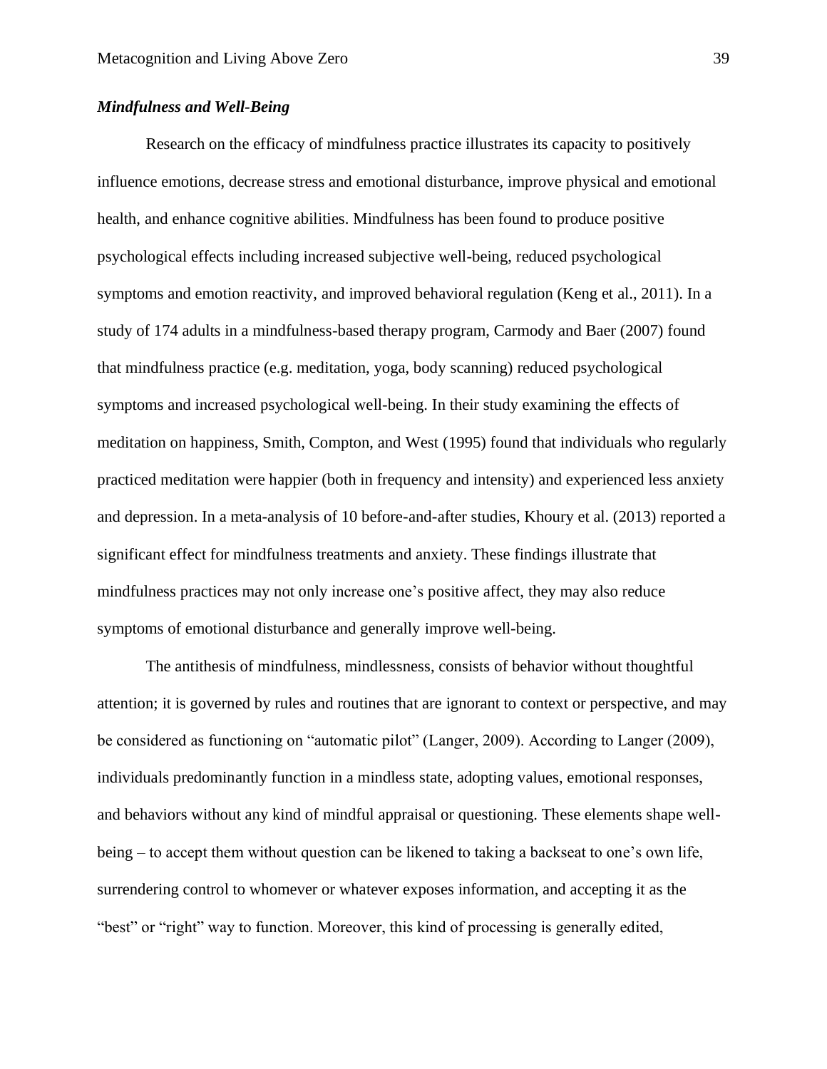### *Mindfulness and Well-Being*

Research on the efficacy of mindfulness practice illustrates its capacity to positively influence emotions, decrease stress and emotional disturbance, improve physical and emotional health, and enhance cognitive abilities. Mindfulness has been found to produce positive psychological effects including increased subjective well-being, reduced psychological symptoms and emotion reactivity, and improved behavioral regulation (Keng et al., 2011). In a study of 174 adults in a mindfulness-based therapy program, Carmody and Baer (2007) found that mindfulness practice (e.g. meditation, yoga, body scanning) reduced psychological symptoms and increased psychological well-being. In their study examining the effects of meditation on happiness, Smith, Compton, and West (1995) found that individuals who regularly practiced meditation were happier (both in frequency and intensity) and experienced less anxiety and depression. In a meta-analysis of 10 before-and-after studies, Khoury et al. (2013) reported a significant effect for mindfulness treatments and anxiety. These findings illustrate that mindfulness practices may not only increase one's positive affect, they may also reduce symptoms of emotional disturbance and generally improve well-being.

The antithesis of mindfulness, mindlessness, consists of behavior without thoughtful attention; it is governed by rules and routines that are ignorant to context or perspective, and may be considered as functioning on "automatic pilot" (Langer, 2009). According to Langer (2009), individuals predominantly function in a mindless state, adopting values, emotional responses, and behaviors without any kind of mindful appraisal or questioning. These elements shape well-being – to accept them without question can be likened to taking a backseat to one's own life, surrendering control to whomever or whatever exposes information, and accepting it as the "best" or "right" way to function. Moreover, this kind of processing is generally edited,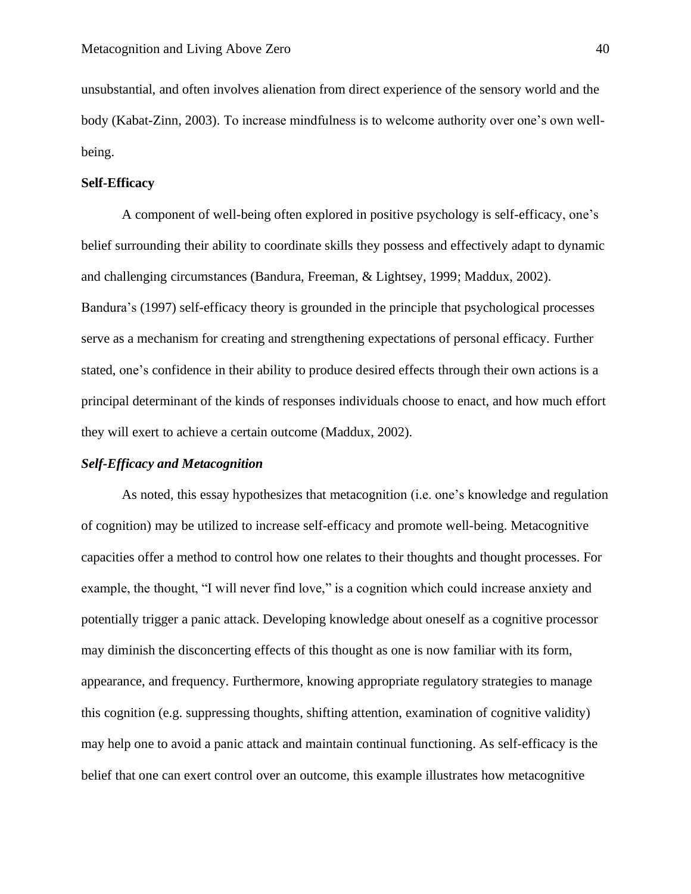unsubstantial, and often involves alienation from direct experience of the sensory world and the body (Kabat-Zinn, 2003). To increase mindfulness is to welcome authority over one's own well-being.

**Self-Efficacy**

A component of well-being often explored in positive psychology is self-efficacy, one's belief surrounding their ability to coordinate skills they possess and effectively adapt to dynamic and challenging circumstances (Bandura, Freeman, & Lightsey, 1999; Maddux, 2002). Bandura's (1997) self-efficacy theory is grounded in the principle that psychological processes serve as a mechanism for creating and strengthening expectations of personal efficacy. Further stated, one's confidence in their ability to produce desired effects through their own actions is a principal determinant of the kinds of responses individuals choose to enact, and how much effort they will exert to achieve a certain outcome (Maddux, 2002).

***Self-Efficacy and Metacognition***

As noted, this essay hypothesizes that metacognition (i.e. one's knowledge and regulation of cognition) may be utilized to increase self-efficacy and promote well-being. Metacognitive capacities offer a method to control how one relates to their thoughts and thought processes. For example, the thought, "I will never find love," is a cognition which could increase anxiety and potentially trigger a panic attack. Developing knowledge about oneself as a cognitive processor may diminish the disconcerting effects of this thought as one is now familiar with its form, appearance, and frequency. Furthermore, knowing appropriate regulatory strategies to manage this cognition (e.g. suppressing thoughts, shifting attention, examination of cognitive validity) may help one to avoid a panic attack and maintain continual functioning. As self-efficacy is the belief that one can exert control over an outcome, this example illustrates how metacognitive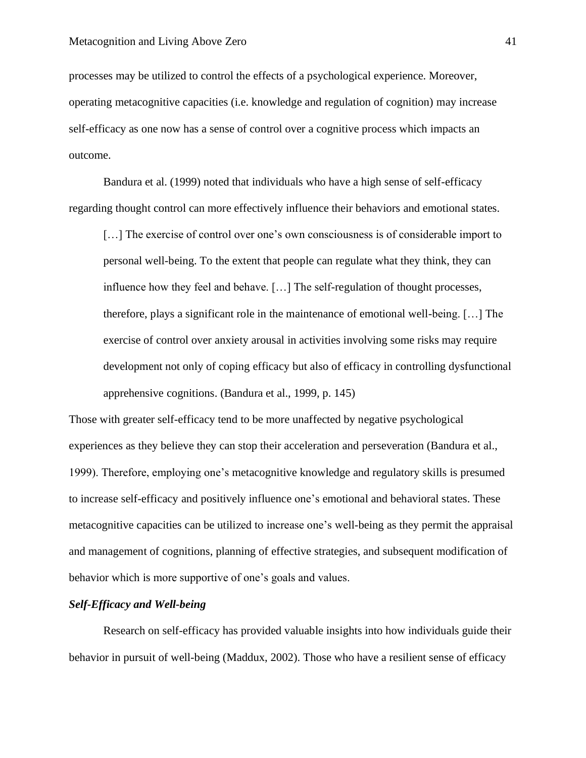processes may be utilized to control the effects of a psychological experience. Moreover, operating metacognitive capacities (i.e. knowledge and regulation of cognition) may increase self-efficacy as one now has a sense of control over a cognitive process which impacts an outcome.

Bandura et al. (1999) noted that individuals who have a high sense of self-efficacy regarding thought control can more effectively influence their behaviors and emotional states.

> […] The exercise of control over one's own consciousness is of considerable import to personal well-being. To the extent that people can regulate what they think, they can influence how they feel and behave. […] The self-regulation of thought processes, therefore, plays a significant role in the maintenance of emotional well-being. […] The exercise of control over anxiety arousal in activities involving some risks may require development not only of coping efficacy but also of efficacy in controlling dysfunctional apprehensive cognitions. (Bandura et al., 1999, p. 145)

Those with greater self-efficacy tend to be more unaffected by negative psychological experiences as they believe they can stop their acceleration and perseveration (Bandura et al., 1999). Therefore, employing one's metacognitive knowledge and regulatory skills is presumed to increase self-efficacy and positively influence one's emotional and behavioral states. These metacognitive capacities can be utilized to increase one's well-being as they permit the appraisal and management of cognitions, planning of effective strategies, and subsequent modification of behavior which is more supportive of one's goals and values.

### *Self-Efficacy and Well-being*

Research on self-efficacy has provided valuable insights into how individuals guide their behavior in pursuit of well-being (Maddux, 2002). Those who have a resilient sense of efficacy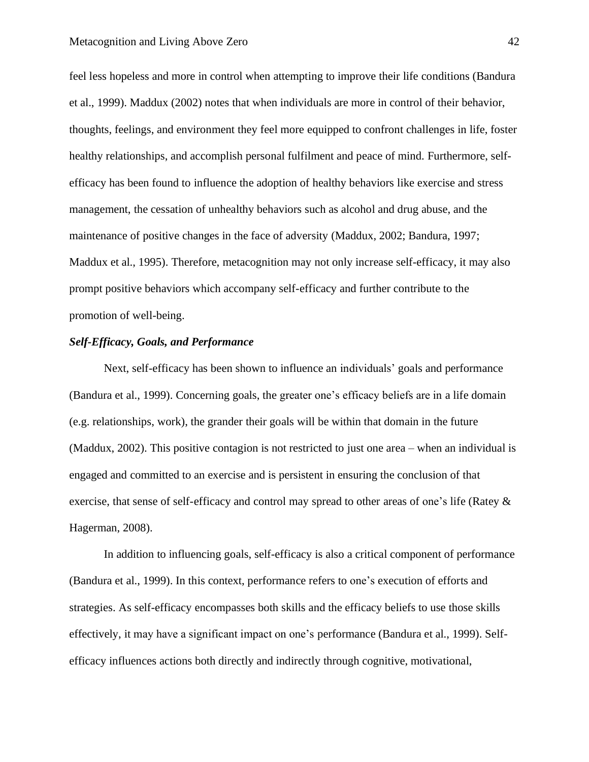feel less hopeless and more in control when attempting to improve their life conditions (Bandura et al., 1999). Maddux (2002) notes that when individuals are more in control of their behavior, thoughts, feelings, and environment they feel more equipped to confront challenges in life, foster healthy relationships, and accomplish personal fulfilment and peace of mind. Furthermore, self-efficacy has been found to influence the adoption of healthy behaviors like exercise and stress management, the cessation of unhealthy behaviors such as alcohol and drug abuse, and the maintenance of positive changes in the face of adversity (Maddux, 2002; Bandura, 1997; Maddux et al., 1995). Therefore, metacognition may not only increase self-efficacy, it may also prompt positive behaviors which accompany self-efficacy and further contribute to the promotion of well-being.

### *Self-Efficacy, Goals, and Performance*

Next, self-efficacy has been shown to influence an individuals' goals and performance (Bandura et al., 1999). Concerning goals, the greater one's efficacy beliefs are in a life domain (e.g. relationships, work), the grander their goals will be within that domain in the future (Maddux, 2002). This positive contagion is not restricted to just one area – when an individual is engaged and committed to an exercise and is persistent in ensuring the conclusion of that exercise, that sense of self-efficacy and control may spread to other areas of one's life (Ratey & Hagerman, 2008).

In addition to influencing goals, self-efficacy is also a critical component of performance (Bandura et al., 1999). In this context, performance refers to one's execution of efforts and strategies. As self-efficacy encompasses both skills and the efficacy beliefs to use those skills effectively, it may have a significant impact on one's performance (Bandura et al., 1999). Self-efficacy influences actions both directly and indirectly through cognitive, motivational,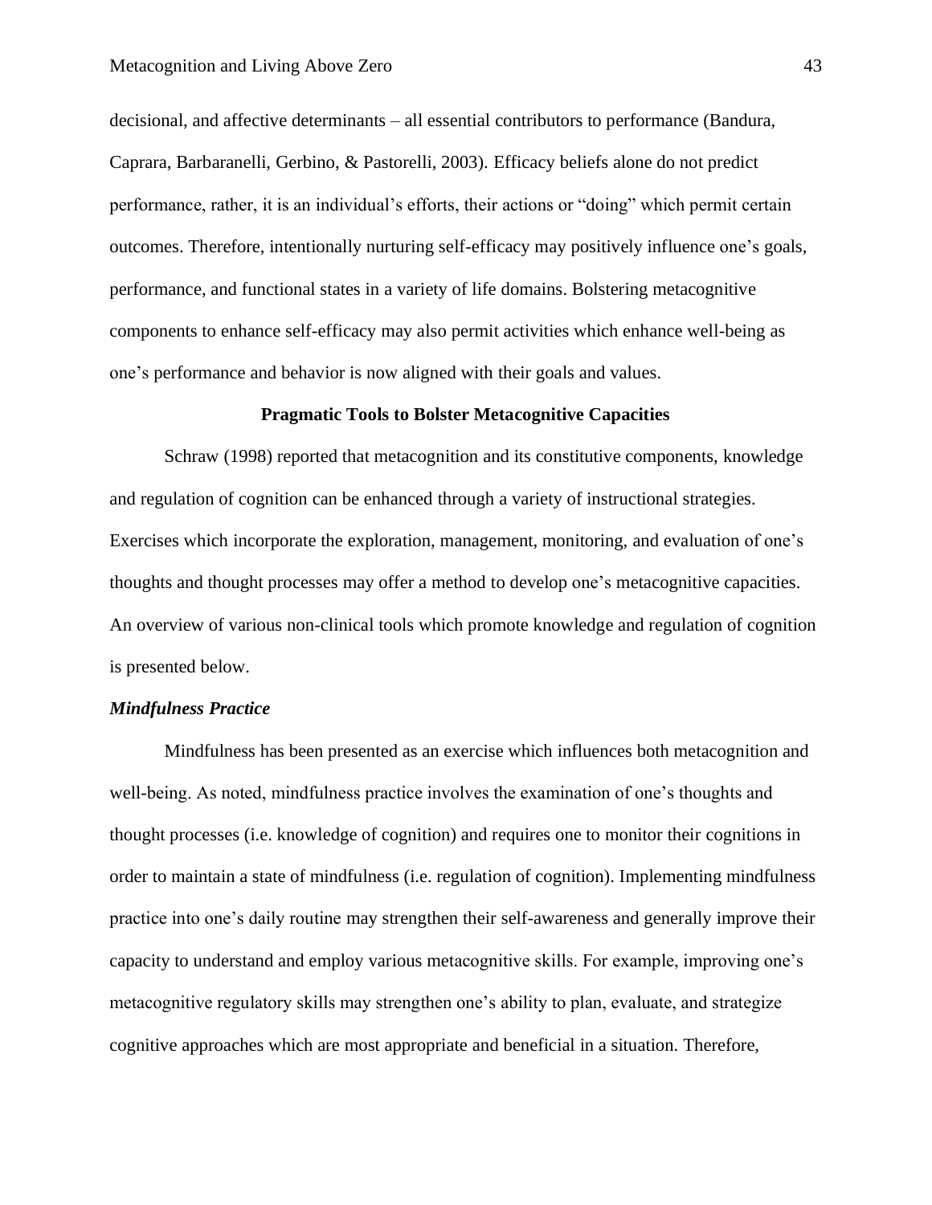decisional, and affective determinants – all essential contributors to performance (Bandura, Caprara, Barbaranelli, Gerbino, & Pastorelli, 2003). Efficacy beliefs alone do not predict performance, rather, it is an individual's efforts, their actions or "doing" which permit certain outcomes. Therefore, intentionally nurturing self-efficacy may positively influence one's goals, performance, and functional states in a variety of life domains. Bolstering metacognitive components to enhance self-efficacy may also permit activities which enhance well-being as one's performance and behavior is now aligned with their goals and values.

## Pragmatic Tools to Bolster Metacognitive Capacities

Schraw (1998) reported that metacognition and its constitutive components, knowledge and regulation of cognition can be enhanced through a variety of instructional strategies. Exercises which incorporate the exploration, management, monitoring, and evaluation of one's thoughts and thought processes may offer a method to develop one's metacognitive capacities. An overview of various non-clinical tools which promote knowledge and regulation of cognition is presented below.

### *Mindfulness Practice*

Mindfulness has been presented as an exercise which influences both metacognition and well-being. As noted, mindfulness practice involves the examination of one's thoughts and thought processes (i.e. knowledge of cognition) and requires one to monitor their cognitions in order to maintain a state of mindfulness (i.e. regulation of cognition). Implementing mindfulness practice into one's daily routine may strengthen their self-awareness and generally improve their capacity to understand and employ various metacognitive skills. For example, improving one's metacognitive regulatory skills may strengthen one's ability to plan, evaluate, and strategize cognitive approaches which are most appropriate and beneficial in a situation. Therefore,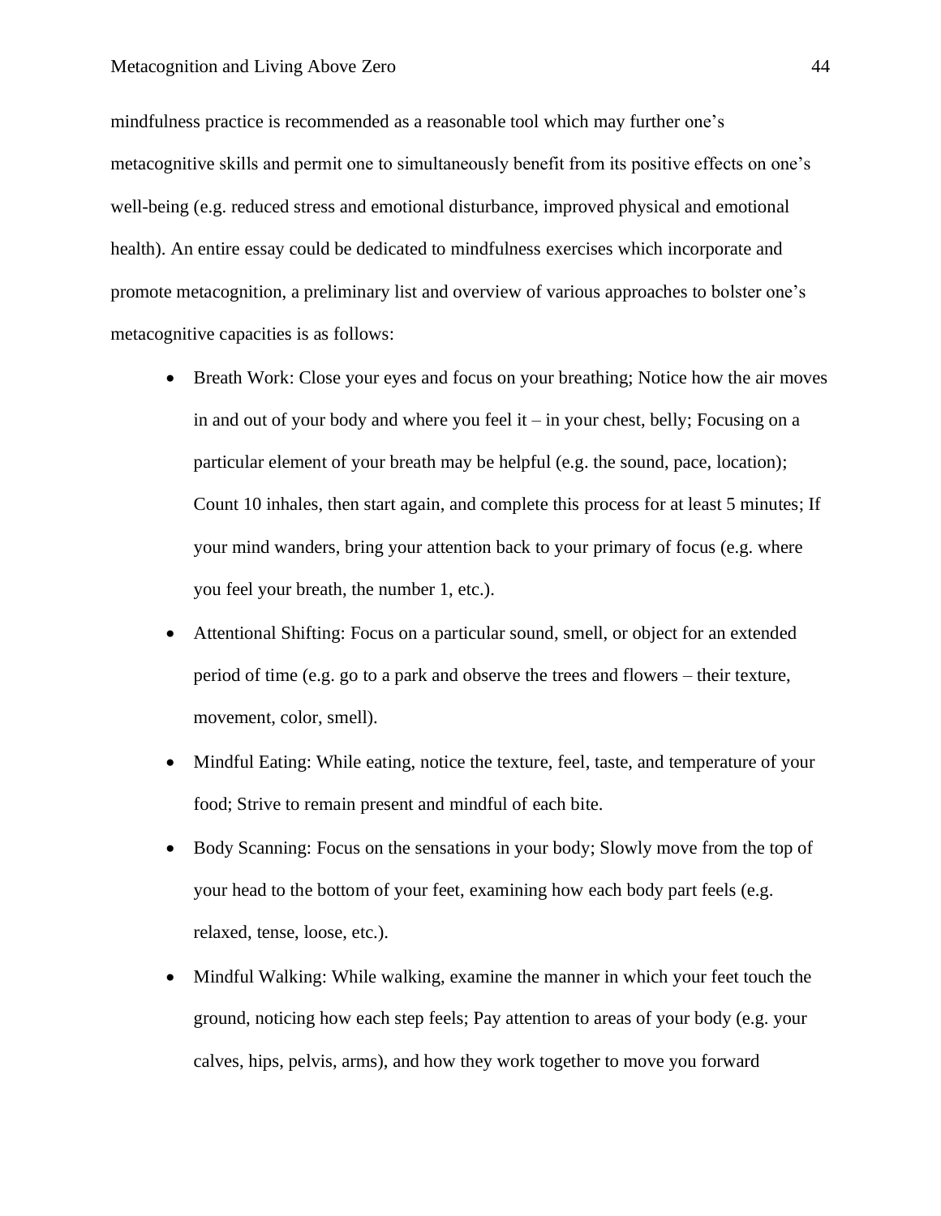mindfulness practice is recommended as a reasonable tool which may further one's metacognitive skills and permit one to simultaneously benefit from its positive effects on one's well-being (e.g. reduced stress and emotional disturbance, improved physical and emotional health). An entire essay could be dedicated to mindfulness exercises which incorporate and promote metacognition, a preliminary list and overview of various approaches to bolster one's metacognitive capacities is as follows:

- Breath Work: Close your eyes and focus on your breathing; Notice how the air moves in and out of your body and where you feel it – in your chest, belly; Focusing on a particular element of your breath may be helpful (e.g. the sound, pace, location); Count 10 inhales, then start again, and complete this process for at least 5 minutes; If your mind wanders, bring your attention back to your primary of focus (e.g. where you feel your breath, the number 1, etc.).
- Attentional Shifting: Focus on a particular sound, smell, or object for an extended period of time (e.g. go to a park and observe the trees and flowers – their texture, movement, color, smell).
- Mindful Eating: While eating, notice the texture, feel, taste, and temperature of your food; Strive to remain present and mindful of each bite.
- Body Scanning: Focus on the sensations in your body; Slowly move from the top of your head to the bottom of your feet, examining how each body part feels (e.g. relaxed, tense, loose, etc.).
- Mindful Walking: While walking, examine the manner in which your feet touch the ground, noticing how each step feels; Pay attention to areas of your body (e.g. your calves, hips, pelvis, arms), and how they work together to move you forward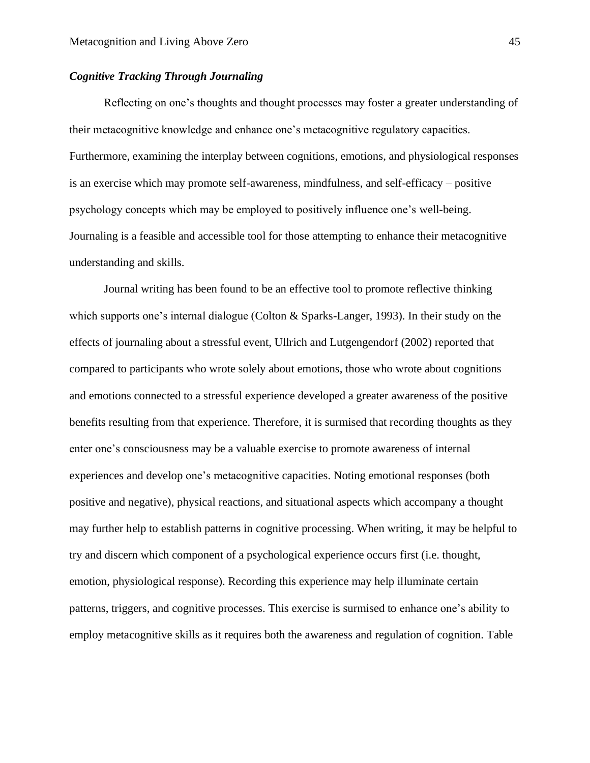### *Cognitive Tracking Through Journaling*

Reflecting on one's thoughts and thought processes may foster a greater understanding of their metacognitive knowledge and enhance one's metacognitive regulatory capacities. Furthermore, examining the interplay between cognitions, emotions, and physiological responses is an exercise which may promote self-awareness, mindfulness, and self-efficacy – positive psychology concepts which may be employed to positively influence one's well-being. Journaling is a feasible and accessible tool for those attempting to enhance their metacognitive understanding and skills.

Journal writing has been found to be an effective tool to promote reflective thinking which supports one's internal dialogue (Colton & Sparks-Langer, 1993). In their study on the effects of journaling about a stressful event, Ullrich and Lutgengendorf (2002) reported that compared to participants who wrote solely about emotions, those who wrote about cognitions and emotions connected to a stressful experience developed a greater awareness of the positive benefits resulting from that experience. Therefore, it is surmised that recording thoughts as they enter one's consciousness may be a valuable exercise to promote awareness of internal experiences and develop one's metacognitive capacities. Noting emotional responses (both positive and negative), physical reactions, and situational aspects which accompany a thought may further help to establish patterns in cognitive processing. When writing, it may be helpful to try and discern which component of a psychological experience occurs first (i.e. thought, emotion, physiological response). Recording this experience may help illuminate certain patterns, triggers, and cognitive processes. This exercise is surmised to enhance one's ability to employ metacognitive skills as it requires both the awareness and regulation of cognition. Table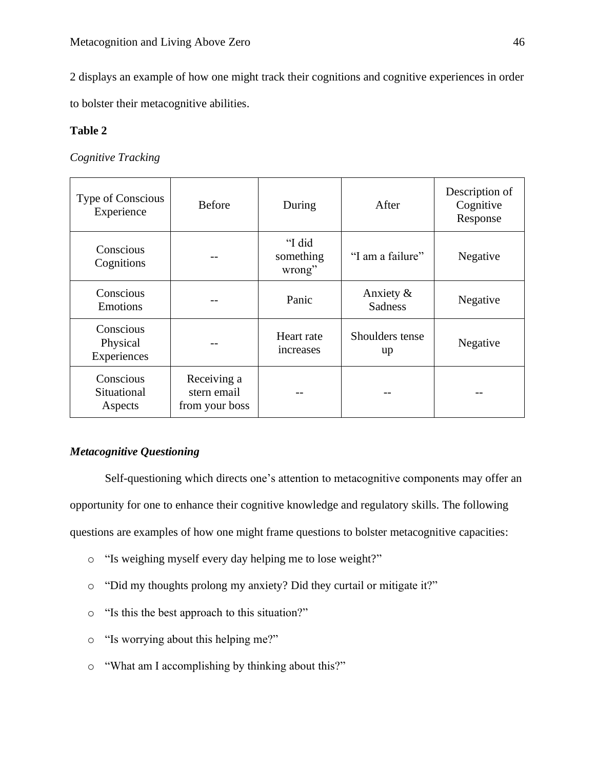2 displays an example of how one might track their cognitions and cognitive experiences in order to bolster their metacognitive abilities.

**Table 2**

*Cognitive Tracking*

| Type of Conscious Experience | Before | During | After | Description of Cognitive Response |
|---|---|---|---|---|
| Conscious Cognitions | -- | "I did something wrong" | "I am a failure" | Negative |
| Conscious Emotions | -- | Panic | Anxiety & Sadness | Negative |
| Conscious Physical Experiences | -- | Heart rate increases | Shoulders tense up | Negative |
| Conscious Situational Aspects | Receiving a stern email from your boss | -- | -- | -- |

### *Metacognitive Questioning*

Self-questioning which directs one's attention to metacognitive components may offer an opportunity for one to enhance their cognitive knowledge and regulatory skills. The following questions are examples of how one might frame questions to bolster metacognitive capacities:

- "Is weighing myself every day helping me to lose weight?"
- "Did my thoughts prolong my anxiety? Did they curtail or mitigate it?"
- "Is this the best approach to this situation?"
- "Is worrying about this helping me?"
- "What am I accomplishing by thinking about this?"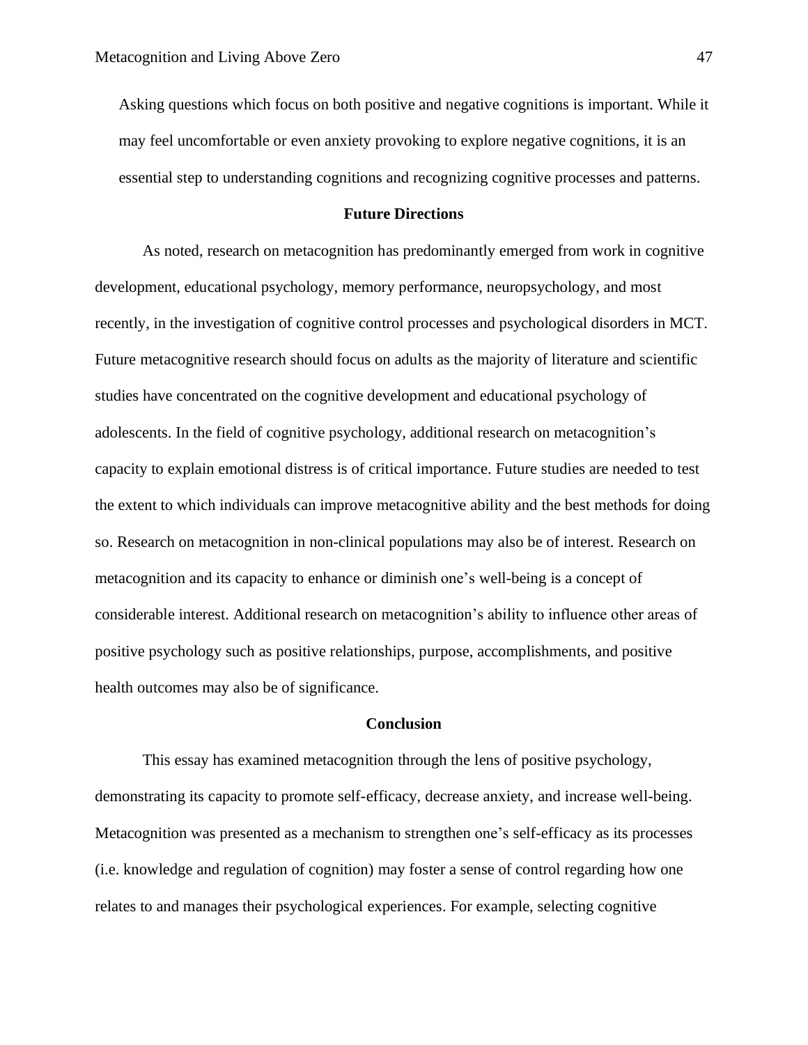Asking questions which focus on both positive and negative cognitions is important. While it may feel uncomfortable or even anxiety provoking to explore negative cognitions, it is an essential step to understanding cognitions and recognizing cognitive processes and patterns.

## Future Directions

As noted, research on metacognition has predominantly emerged from work in cognitive development, educational psychology, memory performance, neuropsychology, and most recently, in the investigation of cognitive control processes and psychological disorders in MCT. Future metacognitive research should focus on adults as the majority of literature and scientific studies have concentrated on the cognitive development and educational psychology of adolescents. In the field of cognitive psychology, additional research on metacognition's capacity to explain emotional distress is of critical importance. Future studies are needed to test the extent to which individuals can improve metacognitive ability and the best methods for doing so. Research on metacognition in non-clinical populations may also be of interest. Research on metacognition and its capacity to enhance or diminish one's well-being is a concept of considerable interest. Additional research on metacognition's ability to influence other areas of positive psychology such as positive relationships, purpose, accomplishments, and positive health outcomes may also be of significance.

## Conclusion

This essay has examined metacognition through the lens of positive psychology, demonstrating its capacity to promote self-efficacy, decrease anxiety, and increase well-being. Metacognition was presented as a mechanism to strengthen one's self-efficacy as its processes (i.e. knowledge and regulation of cognition) may foster a sense of control regarding how one relates to and manages their psychological experiences. For example, selecting cognitive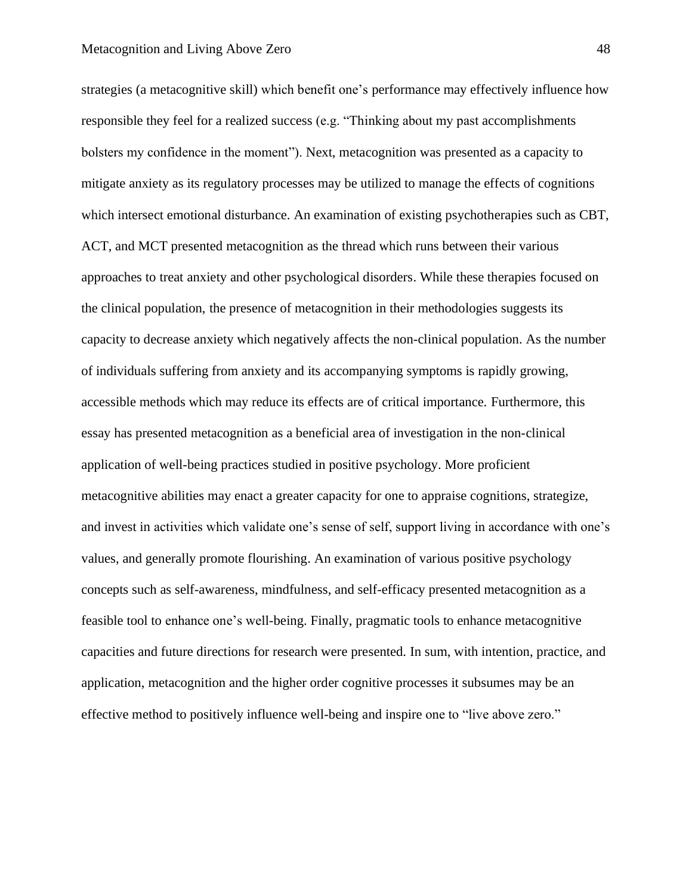strategies (a metacognitive skill) which benefit one's performance may effectively influence how responsible they feel for a realized success (e.g. "Thinking about my past accomplishments bolsters my confidence in the moment"). Next, metacognition was presented as a capacity to mitigate anxiety as its regulatory processes may be utilized to manage the effects of cognitions which intersect emotional disturbance. An examination of existing psychotherapies such as CBT, ACT, and MCT presented metacognition as the thread which runs between their various approaches to treat anxiety and other psychological disorders. While these therapies focused on the clinical population, the presence of metacognition in their methodologies suggests its capacity to decrease anxiety which negatively affects the non-clinical population. As the number of individuals suffering from anxiety and its accompanying symptoms is rapidly growing, accessible methods which may reduce its effects are of critical importance. Furthermore, this essay has presented metacognition as a beneficial area of investigation in the non-clinical application of well-being practices studied in positive psychology. More proficient metacognitive abilities may enact a greater capacity for one to appraise cognitions, strategize, and invest in activities which validate one's sense of self, support living in accordance with one's values, and generally promote flourishing. An examination of various positive psychology concepts such as self-awareness, mindfulness, and self-efficacy presented metacognition as a feasible tool to enhance one's well-being. Finally, pragmatic tools to enhance metacognitive capacities and future directions for research were presented. In sum, with intention, practice, and application, metacognition and the higher order cognitive processes it subsumes may be an effective method to positively influence well-being and inspire one to "live above zero."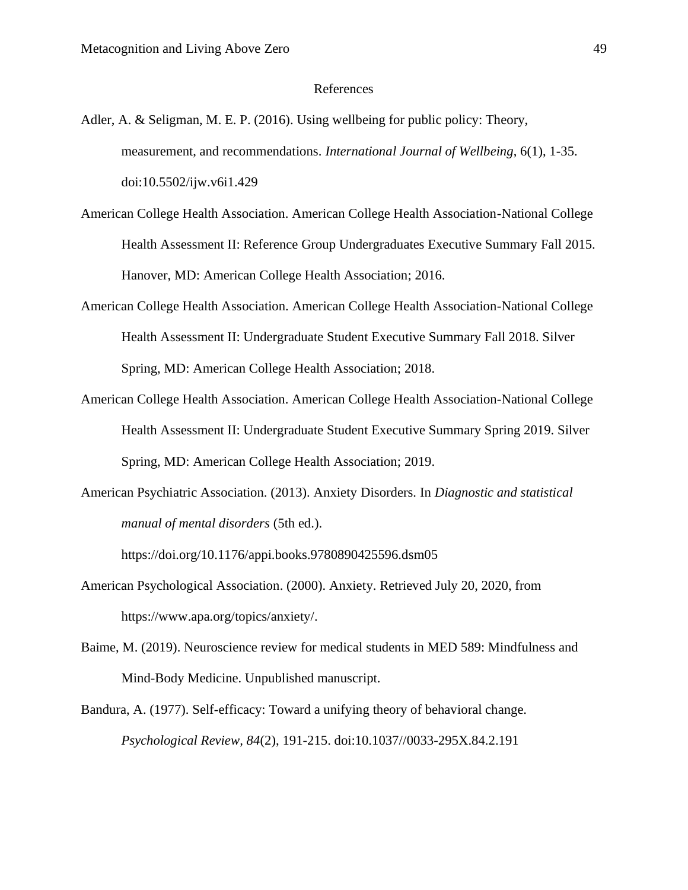# References

Adler, A. & Seligman, M. E. P. (2016). Using wellbeing for public policy: Theory, measurement, and recommendations. *International Journal of Wellbeing*, 6(1), 1-35. doi:10.5502/ijw.v6i1.429

American College Health Association. American College Health Association-National College Health Assessment II: Reference Group Undergraduates Executive Summary Fall 2015. Hanover, MD: American College Health Association; 2016.

American College Health Association. American College Health Association-National College Health Assessment II: Undergraduate Student Executive Summary Fall 2018. Silver Spring, MD: American College Health Association; 2018.

American College Health Association. American College Health Association-National College Health Assessment II: Undergraduate Student Executive Summary Spring 2019. Silver Spring, MD: American College Health Association; 2019.

American Psychiatric Association. (2013). Anxiety Disorders. In *Diagnostic and statistical manual of mental disorders* (5th ed.). https://doi.org/10.1176/appi.books.9780890425596.dsm05

American Psychological Association. (2000). Anxiety. Retrieved July 20, 2020, from https://www.apa.org/topics/anxiety/.

Baime, M. (2019). Neuroscience review for medical students in MED 589: Mindfulness and Mind-Body Medicine. Unpublished manuscript.

Bandura, A. (1977). Self-efficacy: Toward a unifying theory of behavioral change. *Psychological Review, 84*(2), 191-215. doi:10.1037//0033-295X.84.2.191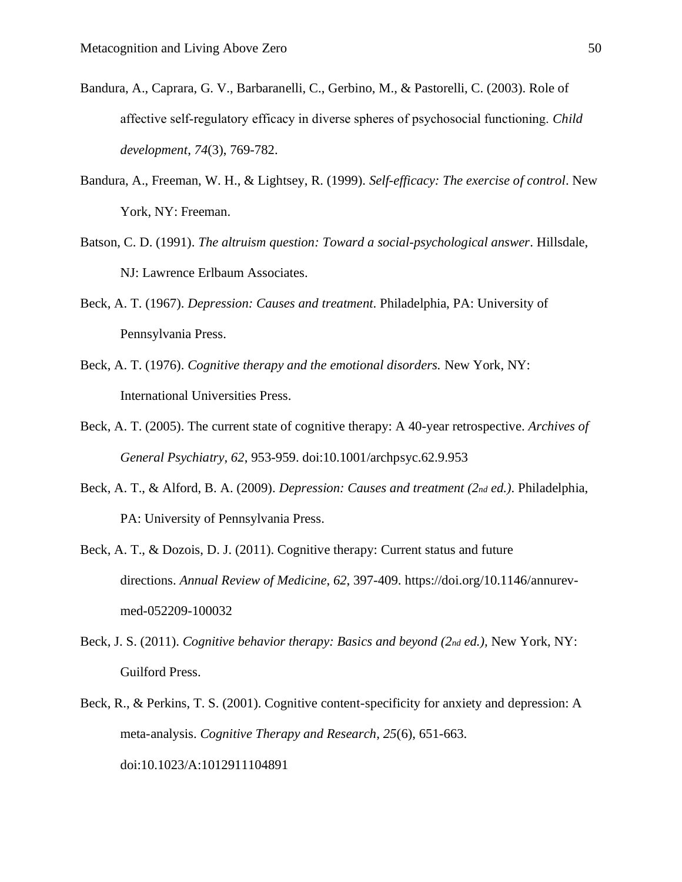Bandura, A., Caprara, G. V., Barbaranelli, C., Gerbino, M., & Pastorelli, C. (2003). Role of affective self-regulatory efficacy in diverse spheres of psychosocial functioning. *Child development*, *74*(3), 769-782.

Bandura, A., Freeman, W. H., & Lightsey, R. (1999). *Self-efficacy: The exercise of control*. New York, NY: Freeman.

Batson, C. D. (1991). *The altruism question: Toward a social-psychological answer*. Hillsdale, NJ: Lawrence Erlbaum Associates.

Beck, A. T. (1967). *Depression: Causes and treatment*. Philadelphia, PA: University of Pennsylvania Press.

Beck, A. T. (1976). *Cognitive therapy and the emotional disorders.* New York, NY: International Universities Press.

Beck, A. T. (2005). The current state of cognitive therapy: A 40-year retrospective. *Archives of General Psychiatry, 62*, 953-959. doi:10.1001/archpsyc.62.9.953

Beck, A. T., & Alford, B. A. (2009). *Depression: Causes and treatment (2nd ed.)*. Philadelphia, PA: University of Pennsylvania Press.

Beck, A. T., & Dozois, D. J. (2011). Cognitive therapy: Current status and future directions. *Annual Review of Medicine*, *62*, 397-409. https://doi.org/10.1146/annurev-med-052209-100032

Beck, J. S. (2011). *Cognitive behavior therapy: Basics and beyond (2nd ed.)*, New York, NY: Guilford Press.

Beck, R., & Perkins, T. S. (2001). Cognitive content-specificity for anxiety and depression: A meta-analysis. *Cognitive Therapy and Research*, *25*(6), 651-663. doi:10.1023/A:1012911104891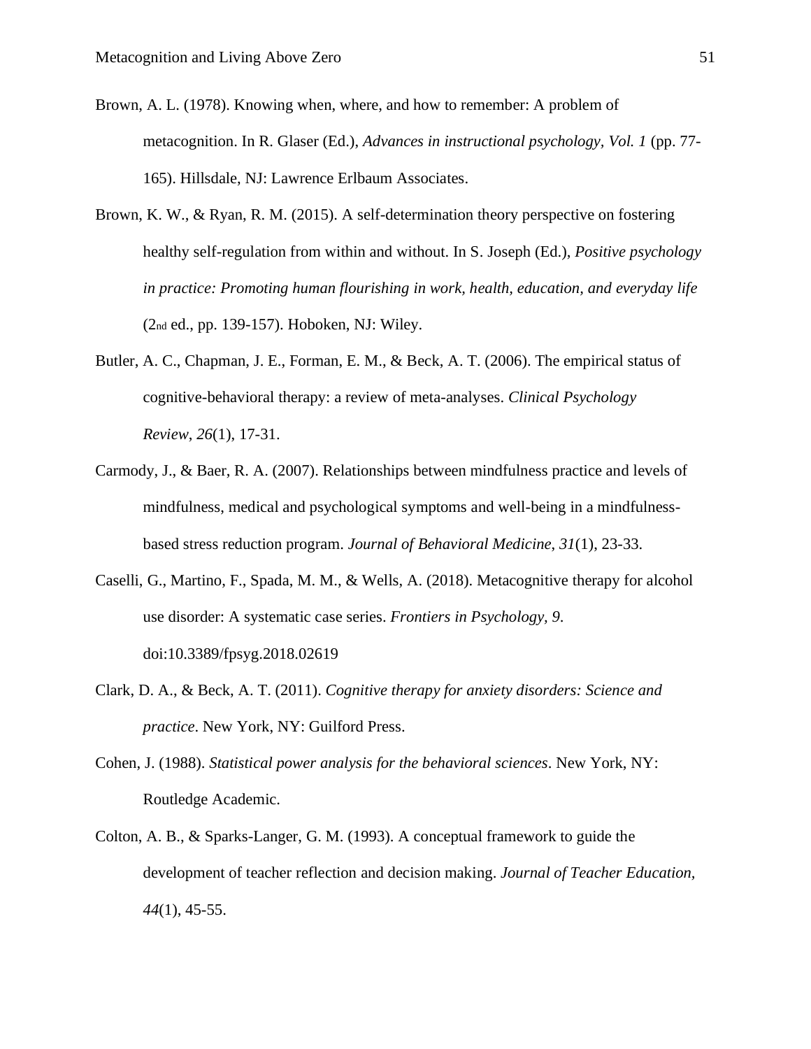Brown, A. L. (1978). Knowing when, where, and how to remember: A problem of metacognition. In R. Glaser (Ed.), *Advances in instructional psychology, Vol. 1* (pp. 77-165). Hillsdale, NJ: Lawrence Erlbaum Associates.

Brown, K. W., & Ryan, R. M. (2015). A self-determination theory perspective on fostering healthy self-regulation from within and without. In S. Joseph (Ed.), *Positive psychology in practice: Promoting human flourishing in work, health, education, and everyday life* (2nd ed., pp. 139-157). Hoboken, NJ: Wiley.

Butler, A. C., Chapman, J. E., Forman, E. M., & Beck, A. T. (2006). The empirical status of cognitive-behavioral therapy: a review of meta-analyses. *Clinical Psychology Review*, *26*(1), 17-31.

Carmody, J., & Baer, R. A. (2007). Relationships between mindfulness practice and levels of mindfulness, medical and psychological symptoms and well-being in a mindfulness-based stress reduction program. *Journal of Behavioral Medicine*, *31*(1), 23-33.

Caselli, G., Martino, F., Spada, M. M., & Wells, A. (2018). Metacognitive therapy for alcohol use disorder: A systematic case series. *Frontiers in Psychology, 9*. doi:10.3389/fpsyg.2018.02619

Clark, D. A., & Beck, A. T. (2011). *Cognitive therapy for anxiety disorders: Science and practice*. New York, NY: Guilford Press.

Cohen, J. (1988). *Statistical power analysis for the behavioral sciences*. New York, NY: Routledge Academic.

Colton, A. B., & Sparks-Langer, G. M. (1993). A conceptual framework to guide the development of teacher reflection and decision making. *Journal of Teacher Education, 44*(1), 45-55.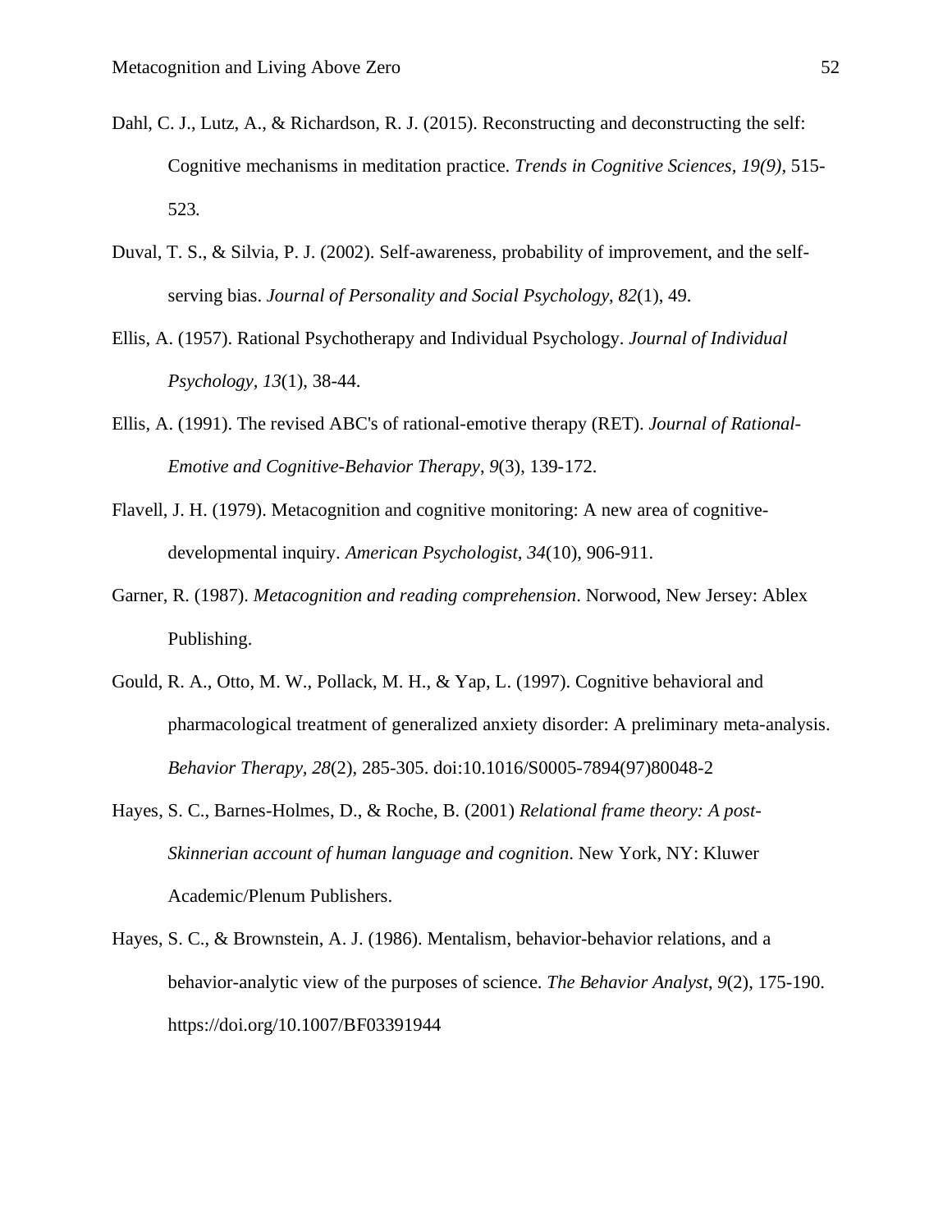Dahl, C. J., Lutz, A., & Richardson, R. J. (2015). Reconstructing and deconstructing the self: Cognitive mechanisms in meditation practice. *Trends in Cognitive Sciences, 19(9),* 515-523.

Duval, T. S., & Silvia, P. J. (2002). Self-awareness, probability of improvement, and the self-serving bias. *Journal of Personality and Social Psychology*, *82*(1), 49.

Ellis, A. (1957). Rational Psychotherapy and Individual Psychology. *Journal of Individual Psychology, 13*(1), 38-44.

Ellis, A. (1991). The revised ABC's of rational-emotive therapy (RET). *Journal of Rational-Emotive and Cognitive-Behavior Therapy*, *9*(3), 139-172.

Flavell, J. H. (1979). Metacognition and cognitive monitoring: A new area of cognitive-developmental inquiry. *American Psychologist*, *34*(10), 906-911.

Garner, R. (1987). *Metacognition and reading comprehension*. Norwood, New Jersey: Ablex Publishing.

Gould, R. A., Otto, M. W., Pollack, M. H., & Yap, L. (1997). Cognitive behavioral and pharmacological treatment of generalized anxiety disorder: A preliminary meta-analysis. *Behavior Therapy*, *28*(2), 285-305. doi:10.1016/S0005-7894(97)80048-2

Hayes, S. C., Barnes-Holmes, D., & Roche, B. (2001) *Relational frame theory: A post-Skinnerian account of human language and cognition*. New York, NY: Kluwer Academic/Plenum Publishers.

Hayes, S. C., & Brownstein, A. J. (1986). Mentalism, behavior-behavior relations, and a behavior-analytic view of the purposes of science. *The Behavior Analyst*, *9*(2), 175-190. https://doi.org/10.1007/BF03391944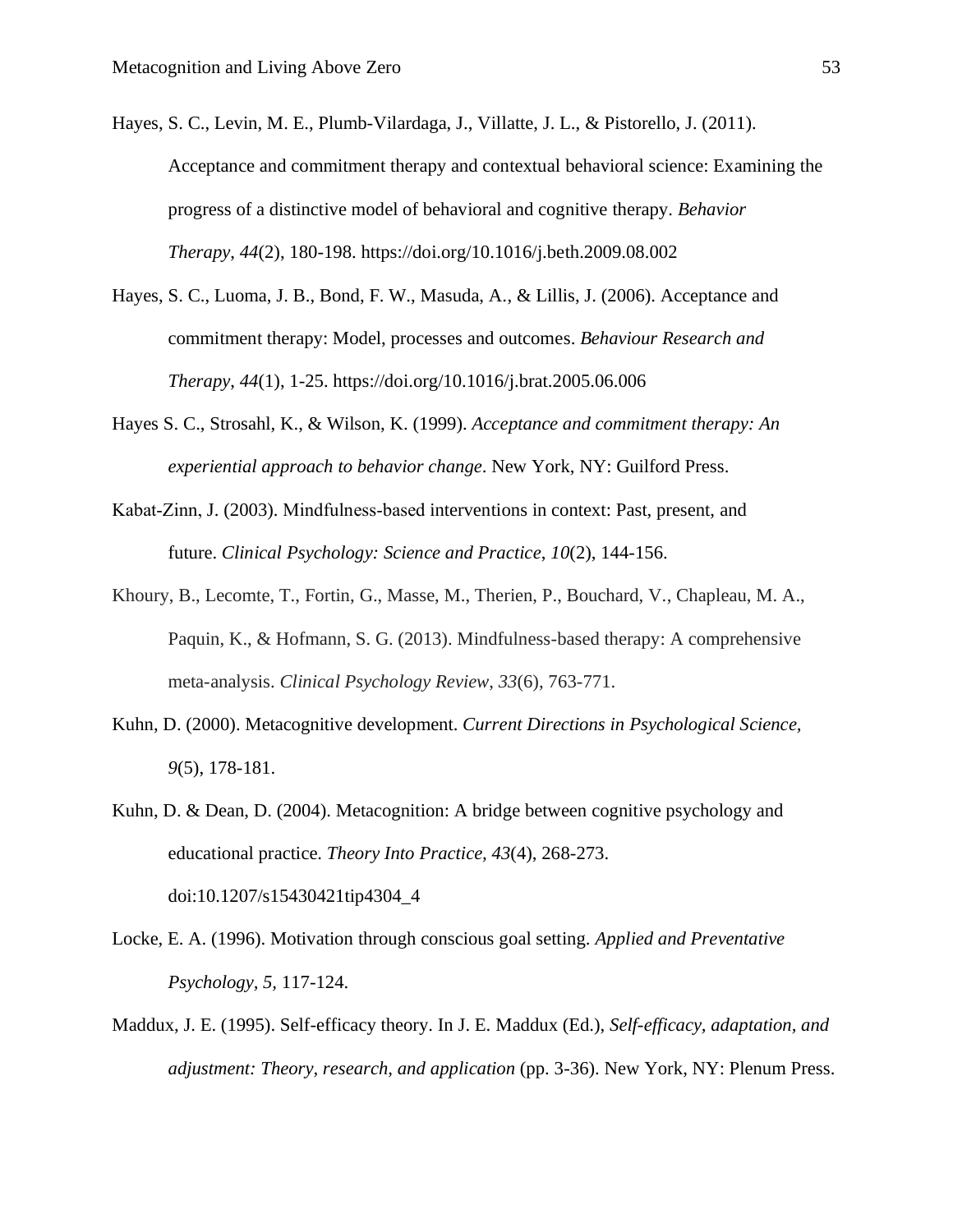Hayes, S. C., Levin, M. E., Plumb-Vilardaga, J., Villatte, J. L., & Pistorello, J. (2011). Acceptance and commitment therapy and contextual behavioral science: Examining the progress of a distinctive model of behavioral and cognitive therapy. *Behavior Therapy*, *44*(2), 180-198. https://doi.org/10.1016/j.beth.2009.08.002

Hayes, S. C., Luoma, J. B., Bond, F. W., Masuda, A., & Lillis, J. (2006). Acceptance and commitment therapy: Model, processes and outcomes. *Behaviour Research and Therapy*, *44*(1), 1-25. https://doi.org/10.1016/j.brat.2005.06.006

Hayes S. C., Strosahl, K., & Wilson, K. (1999). *Acceptance and commitment therapy: An experiential approach to behavior change*. New York, NY: Guilford Press.

Kabat-Zinn, J. (2003). Mindfulness-based interventions in context: Past, present, and future. *Clinical Psychology: Science and Practice*, *10*(2), 144-156.

Khoury, B., Lecomte, T., Fortin, G., Masse, M., Therien, P., Bouchard, V., Chapleau, M. A., Paquin, K., & Hofmann, S. G. (2013). Mindfulness-based therapy: A comprehensive meta-analysis. *Clinical Psychology Review, 33*(6), 763-771.

Kuhn, D. (2000). Metacognitive development. *Current Directions in Psychological Science, 9*(5), 178-181.

Kuhn, D. & Dean, D. (2004). Metacognition: A bridge between cognitive psychology and educational practice. *Theory Into Practice, 43*(4), 268-273. doi:10.1207/s15430421tip4304_4

Locke, E. A. (1996). Motivation through conscious goal setting. *Applied and Preventative Psychology, 5*, 117-124.

Maddux, J. E. (1995). Self-efficacy theory. In J. E. Maddux (Ed.), *Self-efficacy, adaptation, and adjustment: Theory, research, and application* (pp. 3-36). New York, NY: Plenum Press.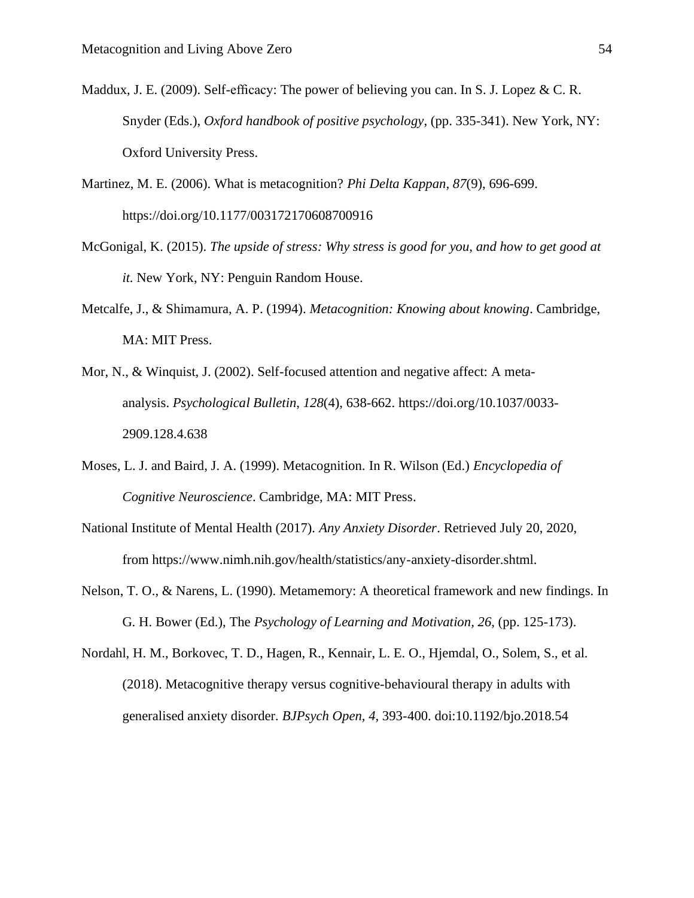Maddux, J. E. (2009). Self-efficacy: The power of believing you can. In S. J. Lopez & C. R. Snyder (Eds.), *Oxford handbook of positive psychology*, (pp. 335-341). New York, NY: Oxford University Press.

Martinez, M. E. (2006). What is metacognition? *Phi Delta Kappan, 87*(9), 696-699. https://doi.org/10.1177/003172170608700916

McGonigal, K. (2015). *The upside of stress: Why stress is good for you, and how to get good at it*. New York, NY: Penguin Random House.

Metcalfe, J., & Shimamura, A. P. (1994). *Metacognition: Knowing about knowing*. Cambridge, MA: MIT Press.

Mor, N., & Winquist, J. (2002). Self-focused attention and negative affect: A meta-analysis. *Psychological Bulletin*, *128*(4), 638-662. https://doi.org/10.1037/0033-2909.128.4.638

Moses, L. J. and Baird, J. A. (1999). Metacognition. In R. Wilson (Ed.) *Encyclopedia of Cognitive Neuroscience*. Cambridge, MA: MIT Press.

National Institute of Mental Health (2017). *Any Anxiety Disorder*. Retrieved July 20, 2020, from https://www.nimh.nih.gov/health/statistics/any-anxiety-disorder.shtml.

Nelson, T. O., & Narens, L. (1990). Metamemory: A theoretical framework and new findings. In G. H. Bower (Ed.), The *Psychology of Learning and Motivation, 26*, (pp. 125-173).

Nordahl, H. M., Borkovec, T. D., Hagen, R., Kennair, L. E. O., Hjemdal, O., Solem, S., et al. (2018). Metacognitive therapy versus cognitive-behavioural therapy in adults with generalised anxiety disorder. *BJPsych Open, 4*, 393-400. doi:10.1192/bjo.2018.54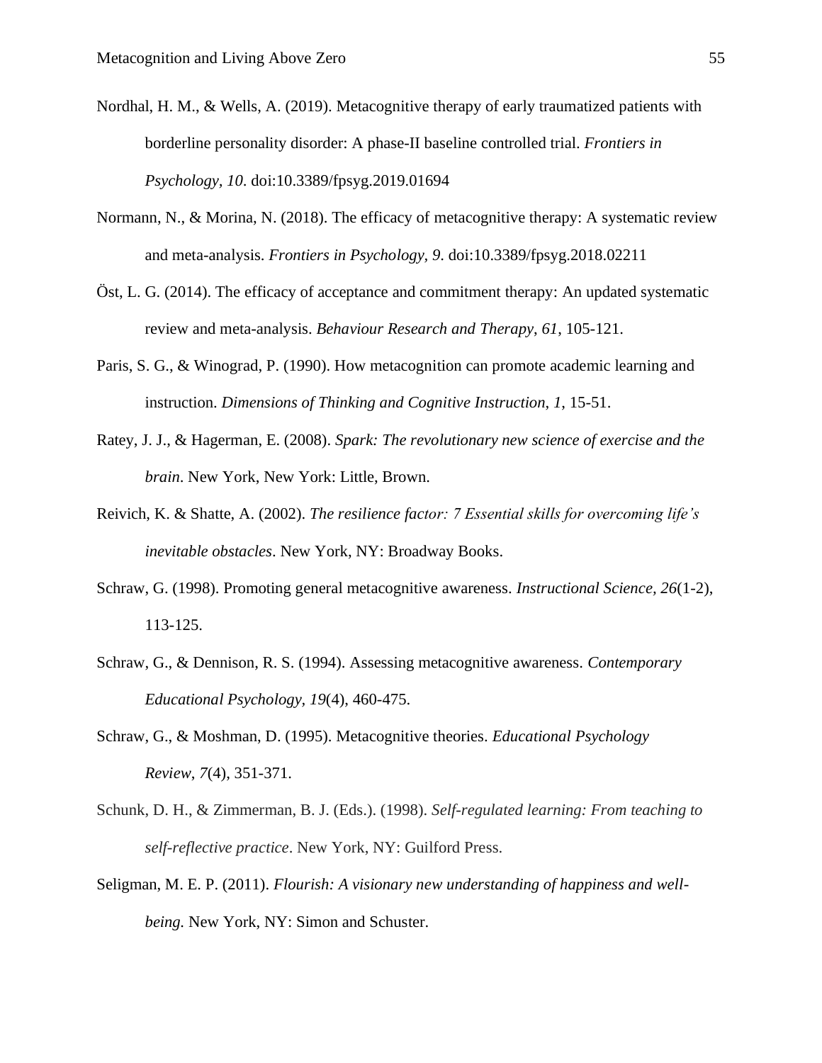Nordhal, H. M., & Wells, A. (2019). Metacognitive therapy of early traumatized patients with borderline personality disorder: A phase-II baseline controlled trial. *Frontiers in Psychology, 10*. doi:10.3389/fpsyg.2019.01694

Normann, N., & Morina, N. (2018). The efficacy of metacognitive therapy: A systematic review and meta-analysis. *Frontiers in Psychology, 9*. doi:10.3389/fpsyg.2018.02211

Öst, L. G. (2014). The efficacy of acceptance and commitment therapy: An updated systematic review and meta-analysis. *Behaviour Research and Therapy*, *61*, 105-121.

Paris, S. G., & Winograd, P. (1990). How metacognition can promote academic learning and instruction. *Dimensions of Thinking and Cognitive Instruction*, *1*, 15-51.

Ratey, J. J., & Hagerman, E. (2008). *Spark: The revolutionary new science of exercise and the brain*. New York, New York: Little, Brown.

Reivich, K. & Shatte, A. (2002). *The resilience factor: 7 Essential skills for overcoming life's inevitable obstacles*. New York, NY: Broadway Books.

Schraw, G. (1998). Promoting general metacognitive awareness. *Instructional Science, 26*(1-2), 113-125.

Schraw, G., & Dennison, R. S. (1994). Assessing metacognitive awareness. *Contemporary Educational Psychology, 19*(4), 460-475.

Schraw, G., & Moshman, D. (1995). Metacognitive theories. *Educational Psychology Review*, *7*(4), 351-371.

Schunk, D. H., & Zimmerman, B. J. (Eds.). (1998). *Self-regulated learning: From teaching to self-reflective practice*. New York, NY: Guilford Press.

Seligman, M. E. P. (2011). *Flourish: A visionary new understanding of happiness and well-being.* New York, NY: Simon and Schuster.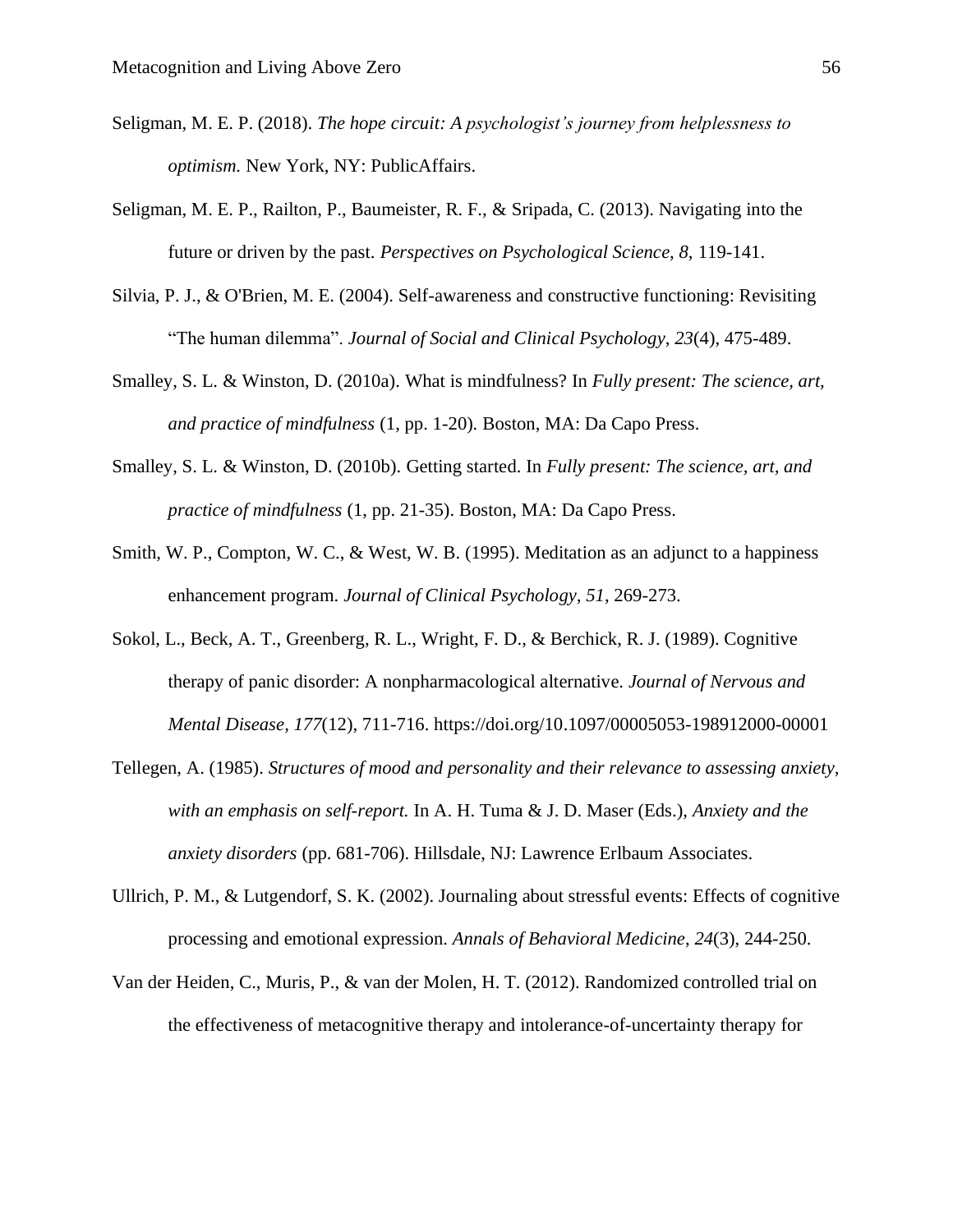Seligman, M. E. P. (2018). *The hope circuit: A psychologist's journey from helplessness to optimism.* New York, NY: PublicAffairs.

Seligman, M. E. P., Railton, P., Baumeister, R. F., & Sripada, C. (2013). Navigating into the future or driven by the past. *Perspectives on Psychological Science, 8,* 119-141.

Silvia, P. J., & O'Brien, M. E. (2004). Self-awareness and constructive functioning: Revisiting "The human dilemma". *Journal of Social and Clinical Psychology*, *23*(4), 475-489.

Smalley, S. L. & Winston, D. (2010a). What is mindfulness? In *Fully present: The science, art, and practice of mindfulness* (1, pp. 1-20)*.* Boston, MA: Da Capo Press.

Smalley, S. L. & Winston, D. (2010b). Getting started. In *Fully present: The science, art, and practice of mindfulness* (1, pp. 21-35). Boston, MA: Da Capo Press.

Smith, W. P., Compton, W. C., & West, W. B. (1995). Meditation as an adjunct to a happiness enhancement program. *Journal of Clinical Psychology, 51*, 269-273.

Sokol, L., Beck, A. T., Greenberg, R. L., Wright, F. D., & Berchick, R. J. (1989). Cognitive therapy of panic disorder: A nonpharmacological alternative. *Journal of Nervous and Mental Disease, 177*(12), 711-716. https://doi.org/10.1097/00005053-198912000-00001

Tellegen, A. (1985). *Structures of mood and personality and their relevance to assessing anxiety, with an emphasis on self-report.* In A. H. Tuma & J. D. Maser (Eds.), *Anxiety and the anxiety disorders* (pp. 681-706). Hillsdale, NJ: Lawrence Erlbaum Associates.

Ullrich, P. M., & Lutgendorf, S. K. (2002). Journaling about stressful events: Effects of cognitive processing and emotional expression. *Annals of Behavioral Medicine*, *24*(3), 244-250.

Van der Heiden, C., Muris, P., & van der Molen, H. T. (2012). Randomized controlled trial on the effectiveness of metacognitive therapy and intolerance-of-uncertainty therapy for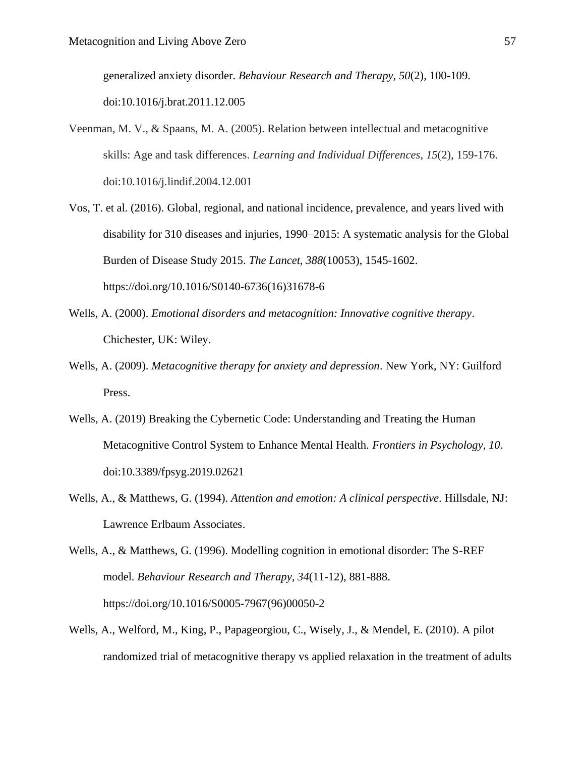generalized anxiety disorder. *Behaviour Research and Therapy, 50*(2), 100-109. doi:10.1016/j.brat.2011.12.005

Veenman, M. V., & Spaans, M. A. (2005). Relation between intellectual and metacognitive skills: Age and task differences. *Learning and Individual Differences*, *15*(2), 159-176. doi:10.1016/j.lindif.2004.12.001

Vos, T. et al. (2016). Global, regional, and national incidence, prevalence, and years lived with disability for 310 diseases and injuries, 1990–2015: A systematic analysis for the Global Burden of Disease Study 2015. *The Lancet*, *388*(10053), 1545-1602. https://doi.org/10.1016/S0140-6736(16)31678-6

Wells, A. (2000). *Emotional disorders and metacognition: Innovative cognitive therapy*. Chichester, UK: Wiley.

Wells, A. (2009). *Metacognitive therapy for anxiety and depression*. New York, NY: Guilford Press.

Wells, A. (2019) Breaking the Cybernetic Code: Understanding and Treating the Human Metacognitive Control System to Enhance Mental Health. *Frontiers in Psychology*, *10*. doi:10.3389/fpsyg.2019.02621

Wells, A., & Matthews, G. (1994). *Attention and emotion: A clinical perspective*. Hillsdale, NJ: Lawrence Erlbaum Associates.

Wells, A., & Matthews, G. (1996). Modelling cognition in emotional disorder: The S-REF model. *Behaviour Research and Therapy*, *34*(11-12), 881-888. https://doi.org/10.1016/S0005-7967(96)00050-2

Wells, A., Welford, M., King, P., Papageorgiou, C., Wisely, J., & Mendel, E. (2010). A pilot randomized trial of metacognitive therapy vs applied relaxation in the treatment of adults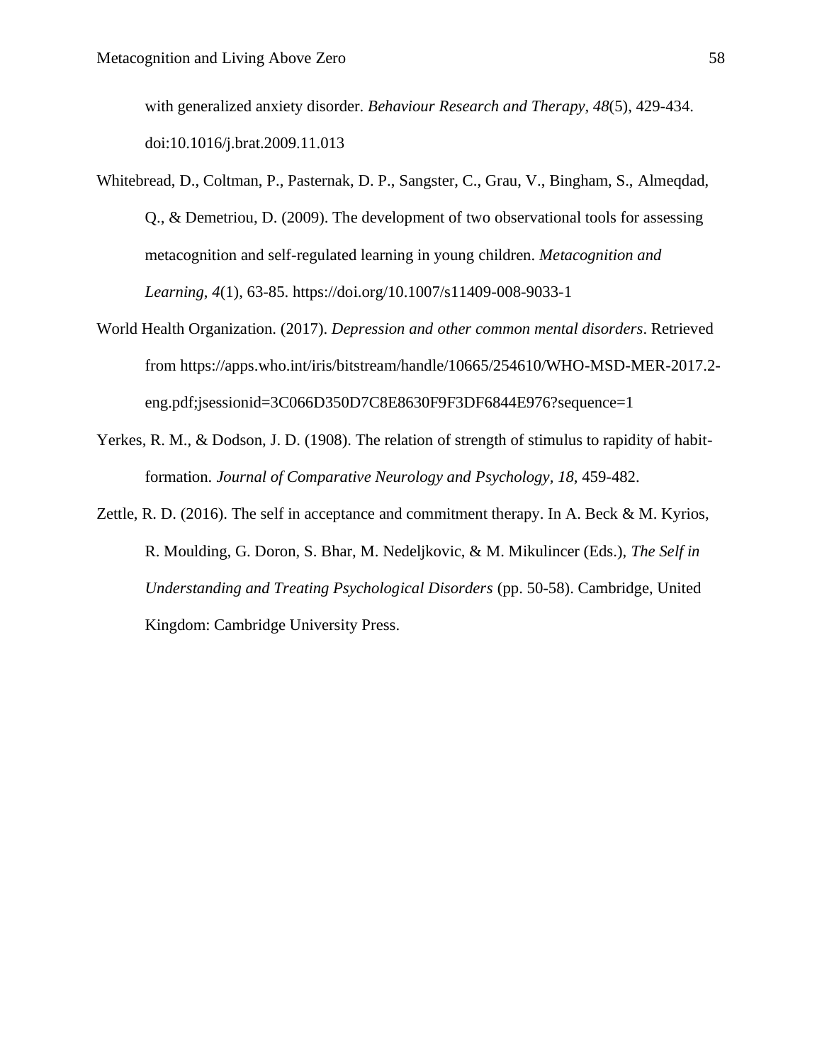with generalized anxiety disorder. *Behaviour Research and Therapy*, *48*(5), 429-434. doi:10.1016/j.brat.2009.11.013

Whitebread, D., Coltman, P., Pasternak, D. P., Sangster, C., Grau, V., Bingham, S., Almeqdad, Q., & Demetriou, D. (2009). The development of two observational tools for assessing metacognition and self-regulated learning in young children. *Metacognition and Learning*, *4*(1), 63-85. https://doi.org/10.1007/s11409-008-9033-1

World Health Organization. (2017). *Depression and other common mental disorders*. Retrieved from https://apps.who.int/iris/bitstream/handle/10665/254610/WHO-MSD-MER-2017.2-eng.pdf;jsessionid=3C066D350D7C8E8630F9F3DF6844E976?sequence=1

Yerkes, R. M., & Dodson, J. D. (1908). The relation of strength of stimulus to rapidity of habit-formation. *Journal of Comparative Neurology and Psychology*, *18*, 459-482.

Zettle, R. D. (2016). The self in acceptance and commitment therapy. In A. Beck & M. Kyrios, R. Moulding, G. Doron, S. Bhar, M. Nedeljkovic, & M. Mikulincer (Eds.), *The Self in Understanding and Treating Psychological Disorders* (pp. 50-58). Cambridge, United Kingdom: Cambridge University Press.